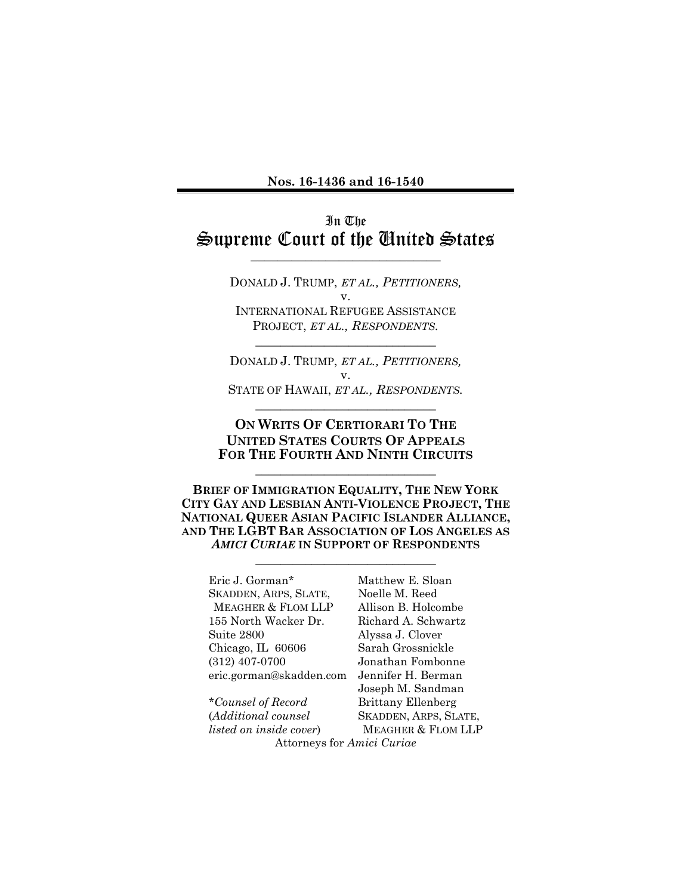**Nos. 16-1436 and 16-1540**

---

# In The Supreme Court of the United States

---

DONALD J. TRUMP, *ET AL., PETITIONERS,*
v.
INTERNATIONAL REFUGEE ASSISTANCE PROJECT, *ET AL., RESPONDENTS.*

---

DONALD J. TRUMP, *ET AL., PETITIONERS,*
v.
STATE OF HAWAII, *ET AL., RESPONDENTS.*

---

**ON WRITS OF CERTIORARI TO THE UNITED STATES COURTS OF APPEALS FOR THE FOURTH AND NINTH CIRCUITS**

---

**BRIEF OF IMMIGRATION EQUALITY, THE NEW YORK CITY GAY AND LESBIAN ANTI-VIOLENCE PROJECT, THE NATIONAL QUEER ASIAN PACIFIC ISLANDER ALLIANCE, AND THE LGBT BAR ASSOCIATION OF LOS ANGELES AS *AMICI CURIAE* IN SUPPORT OF RESPONDENTS**

---

Eric J. Gorman*
SKADDEN, ARPS, SLATE, MEAGHER & FLOM LLP
155 North Wacker Dr.
Suite 2800
Chicago, IL 60606
(312) 407-0700
eric.gorman@skadden.com

**Counsel of Record*
(*Additional counsel listed on inside cover*)

Matthew E. Sloan
Noelle M. Reed
Allison B. Holcombe
Richard A. Schwartz
Alyssa J. Clover
Sarah Grossnickle
Jonathan Fombonne
Jennifer H. Berman
Joseph M. Sandman
Brittany Ellenberg
SKADDEN, ARPS, SLATE, MEAGHER & FLOM LLP

Attorneys for *Amici Curiae*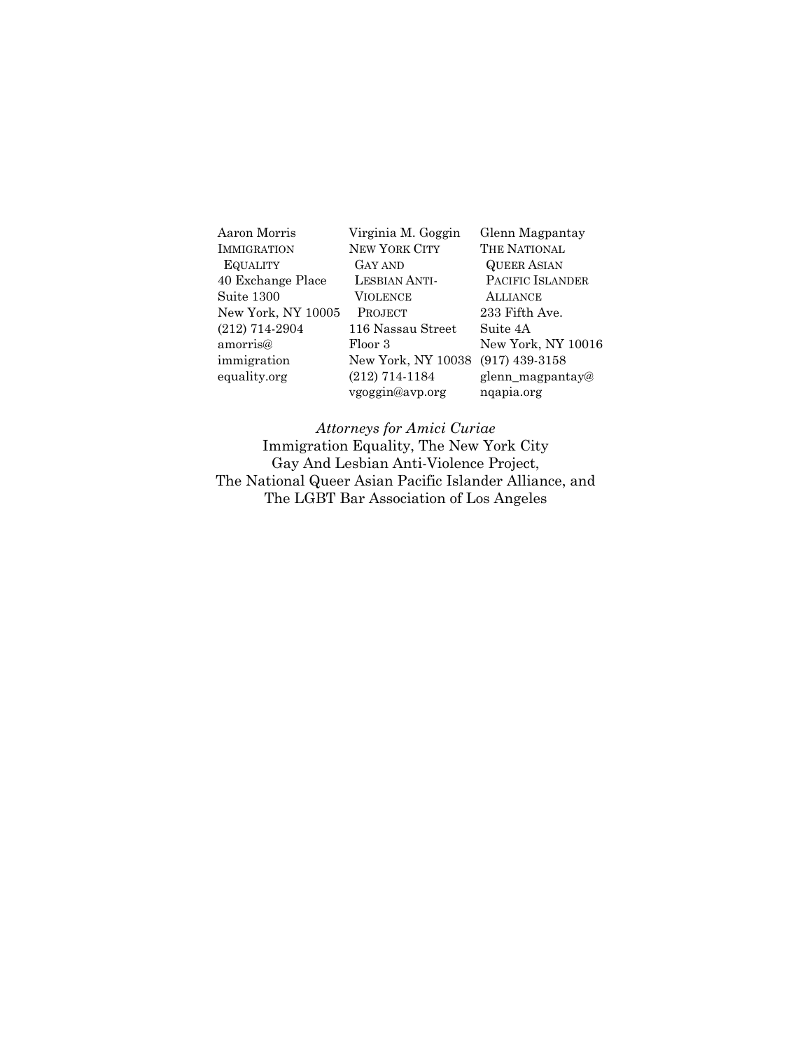Aaron Morris
IMMIGRATION EQUALITY
40 Exchange Place
Suite 1300
New York, NY 10005
(212) 714-2904
amorris@immigrationequality.org

Virginia M. Goggin
NEW YORK CITY GAY AND LESBIAN ANTI-VIOLENCE PROJECT
116 Nassau Street
Floor 3
New York, NY 10038
(212) 714-1184
vgoggin@avp.org

Glenn Magpantay
THE NATIONAL QUEER ASIAN PACIFIC ISLANDER ALLIANCE
233 Fifth Ave.
Suite 4A
New York, NY 10016
(917) 439-3158
glenn_magpantay@nqapia.org

*Attorneys for Amici Curiae*
Immigration Equality, The New York City Gay And Lesbian Anti-Violence Project, The National Queer Asian Pacific Islander Alliance, and The LGBT Bar Association of Los Angeles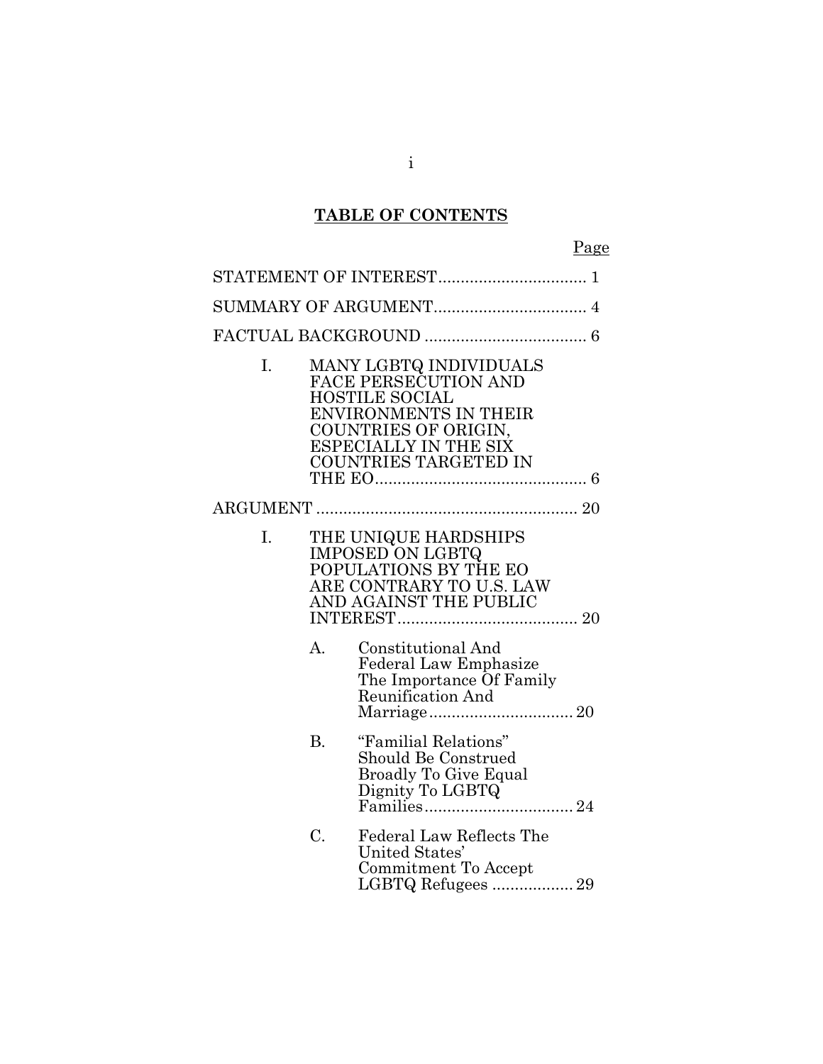# TABLE OF CONTENTS

Page

STATEMENT OF INTEREST ................................ 1

SUMMARY OF ARGUMENT .................................. 4

FACTUAL BACKGROUND .................................... 6

I. MANY LGBTQ INDIVIDUALS FACE PERSECUTION AND HOSTILE SOCIAL ENVIRONMENTS IN THEIR COUNTRIES OF ORIGIN, ESPECIALLY IN THE SIX COUNTRIES TARGETED IN THE EO................................................ 6

ARGUMENT .......................................................... 20

I. THE UNIQUE HARDSHIPS IMPOSED ON LGBTQ POPULATIONS BY THE EO ARE CONTRARY TO U.S. LAW AND AGAINST THE PUBLIC INTEREST........................................ 20

A. Constitutional And Federal Law Emphasize The Importance Of Family Reunification And Marriage................................ 20

B. "Familial Relations" Should Be Construed Broadly To Give Equal Dignity To LGBTQ Families................................. 24

C. Federal Law Reflects The United States' Commitment To Accept LGBTQ Refugees .................. 29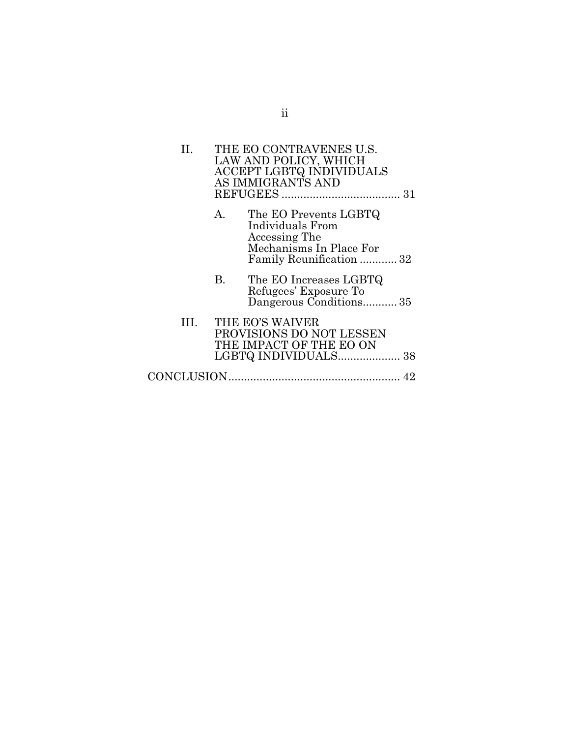II. THE EO CONTRAVENES U.S. LAW AND POLICY, WHICH ACCEPT LGBTQ INDIVIDUALS AS IMMIGRANTS AND REFUGEES ..................................... 31

  A. The EO Prevents LGBTQ Individuals From Accessing The Mechanisms In Place For Family Reunification ............ 32

  B. The EO Increases LGBTQ Refugees' Exposure To Dangerous Conditions........... 35

III. THE EO'S WAIVER PROVISIONS DO NOT LESSEN THE IMPACT OF THE EO ON LGBTQ INDIVIDUALS.................... 38

CONCLUSION....................................................... 42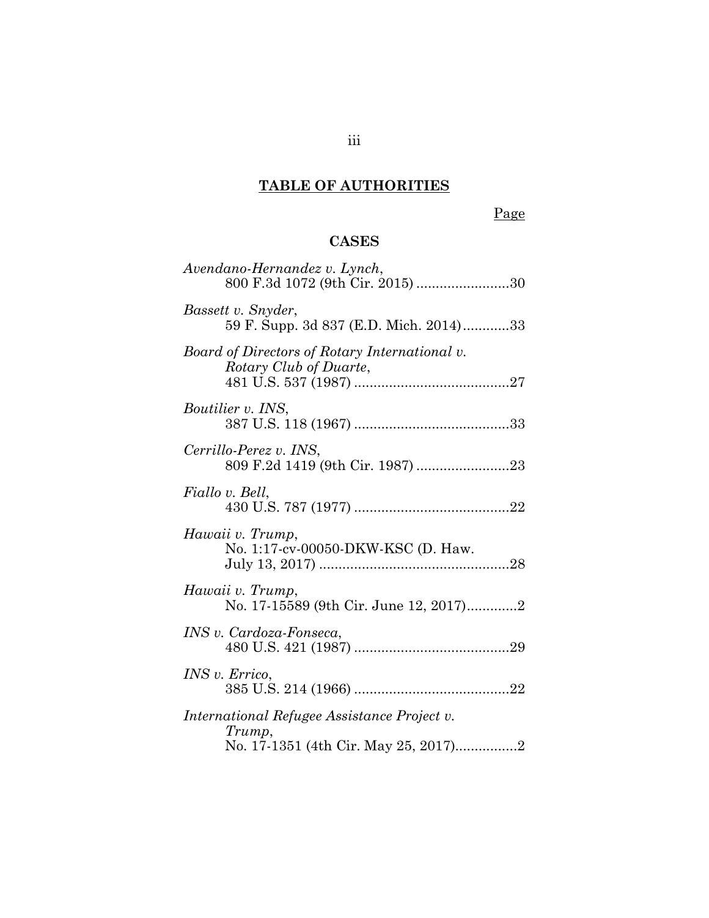## TABLE OF AUTHORITIES

Page

### CASES

*Avendano-Hernandez v. Lynch*,
800 F.3d 1072 (9th Cir. 2015) ........................30

*Bassett v. Snyder*,
59 F. Supp. 3d 837 (E.D. Mich. 2014)............33

*Board of Directors of Rotary International v. Rotary Club of Duarte*,
481 U.S. 537 (1987) ........................................27

*Boutilier v. INS*,
387 U.S. 118 (1967) ........................................33

*Cerrillo-Perez v. INS*,
809 F.2d 1419 (9th Cir. 1987) ........................23

*Fiallo v. Bell*,
430 U.S. 787 (1977) ........................................22

*Hawaii v. Trump*,
No. 1:17-cv-00050-DKW-KSC (D. Haw. July 13, 2017) ................................................28

*Hawaii v. Trump*,
No. 17-15589 (9th Cir. June 12, 2017).............2

*INS v. Cardoza-Fonseca*,
480 U.S. 421 (1987) ........................................29

*INS v. Errico*,
385 U.S. 214 (1966) ........................................22

*International Refugee Assistance Project v. Trump*,
No. 17-1351 (4th Cir. May 25, 2017)................2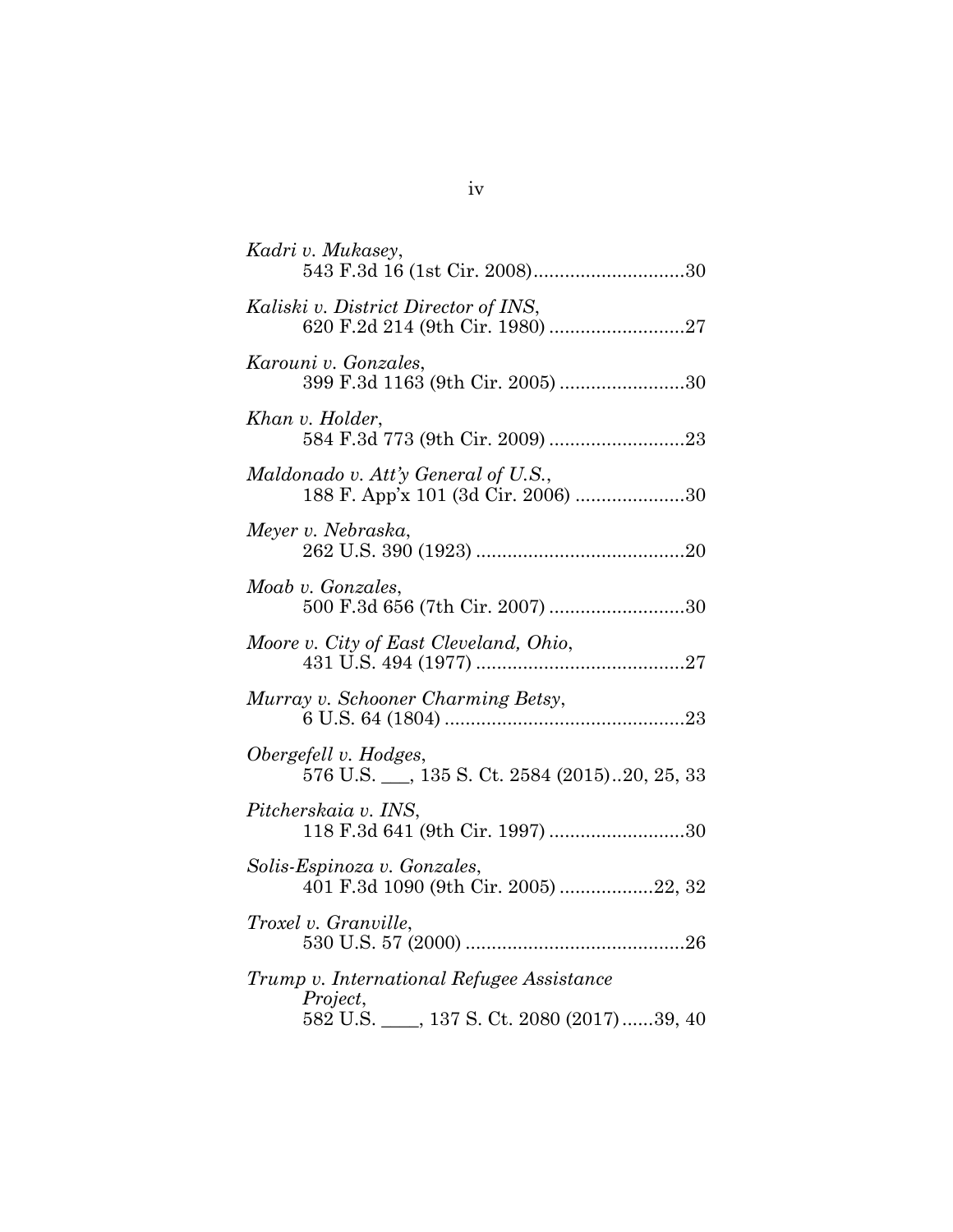*Kadri v. Mukasey*,
543 F.3d 16 (1st Cir. 2008).............................30

*Kaliski v. District Director of INS*,
620 F.2d 214 (9th Cir. 1980) ..........................27

*Karouni v. Gonzales*,
399 F.3d 1163 (9th Cir. 2005) ........................30

*Khan v. Holder*,
584 F.3d 773 (9th Cir. 2009) ..........................23

*Maldonado v. Att'y General of U.S.*,
188 F. App'x 101 (3d Cir. 2006) .....................30

*Meyer v. Nebraska*,
262 U.S. 390 (1923) ........................................20

*Moab v. Gonzales*,
500 F.3d 656 (7th Cir. 2007) ..........................30

*Moore v. City of East Cleveland, Ohio*,
431 U.S. 494 (1977) ........................................27

*Murray v. Schooner Charming Betsy*,
6 U.S. 64 (1804) ..............................................23

*Obergefell v. Hodges*,
576 U.S. ___, 135 S. Ct. 2584 (2015)..20, 25, 33

*Pitcherskaia v. INS*,
118 F.3d 641 (9th Cir. 1997) ..........................30

*Solis-Espinoza v. Gonzales*,
401 F.3d 1090 (9th Cir. 2005) ..................22, 32

*Troxel v. Granville*,
530 U.S. 57 (2000) ..........................................26

*Trump v. International Refugee Assistance Project*,
582 U.S. ____, 137 S. Ct. 2080 (2017)......39, 40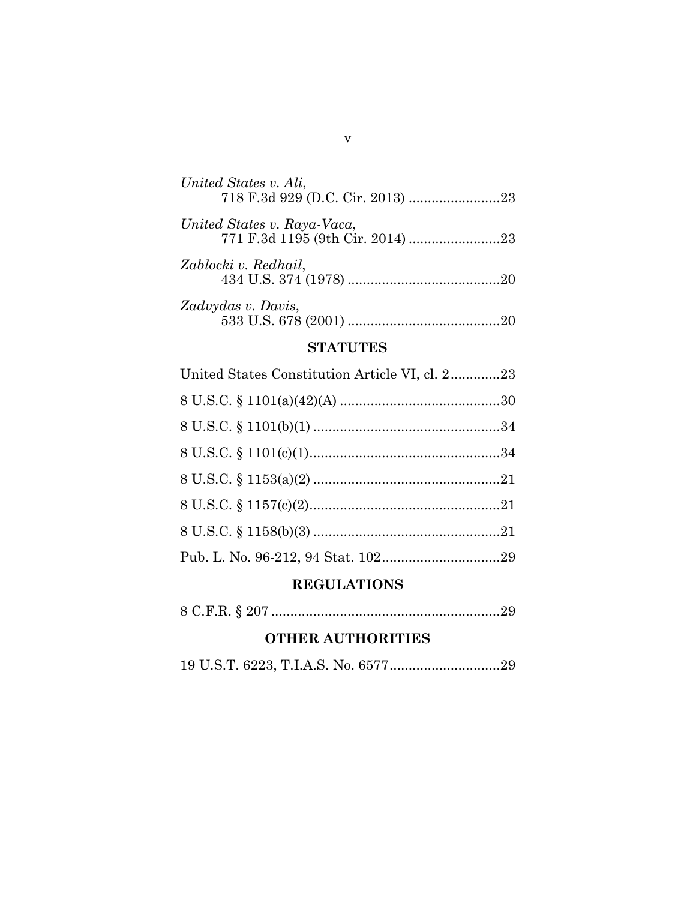*United States v. Ali*,
718 F.3d 929 (D.C. Cir. 2013) ........................23

*United States v. Raya-Vaca*,
771 F.3d 1195 (9th Cir. 2014) ........................23

*Zablocki v. Redhail*,
434 U.S. 374 (1978) ........................................20

*Zadvydas v. Davis*,
533 U.S. 678 (2001) ........................................20

## STATUTES

United States Constitution Article VI, cl. 2.............23

8 U.S.C. § 1101(a)(42)(A) ..........................................30

8 U.S.C. § 1101(b)(1) .................................................34

8 U.S.C. § 1101(c)(1)..................................................34

8 U.S.C. § 1153(a)(2) .................................................21

8 U.S.C. § 1157(c)(2)..................................................21

8 U.S.C. § 1158(b)(3) .................................................21

Pub. L. No. 96-212, 94 Stat. 102...............................29

## REGULATIONS

8 C.F.R. § 207 ............................................................29

## OTHER AUTHORITIES

19 U.S.T. 6223, T.I.A.S. No. 6577.............................29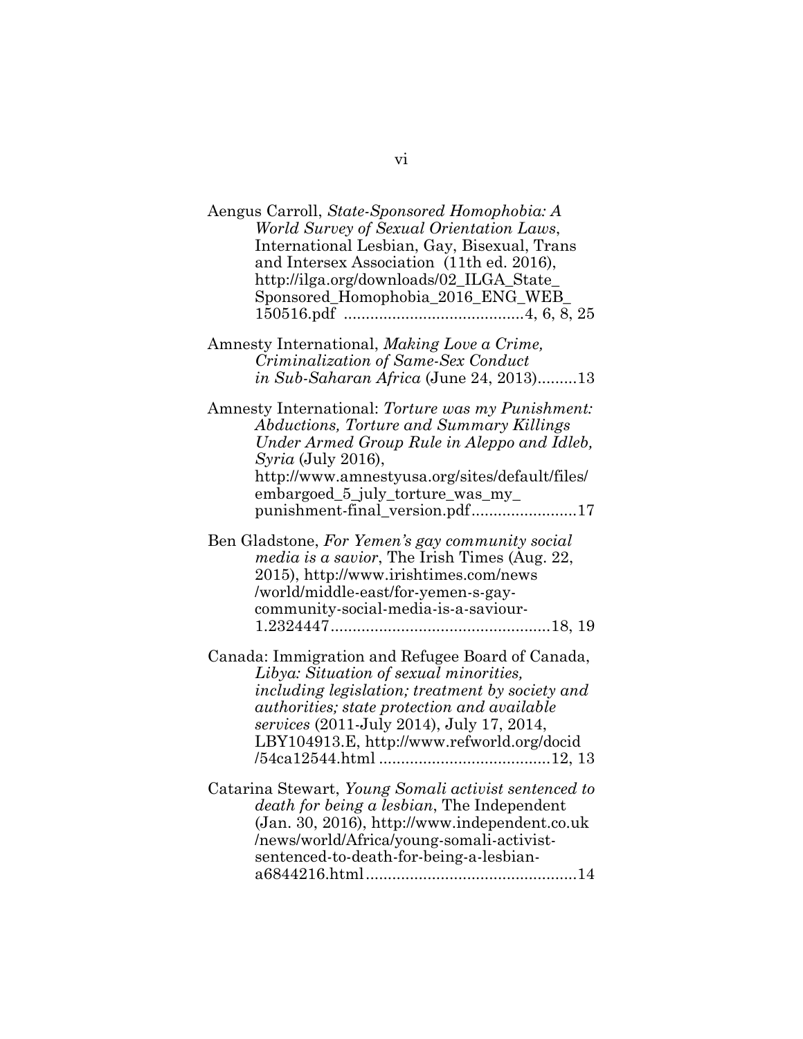Aengus Carroll, *State-Sponsored Homophobia: A World Survey of Sexual Orientation Laws*, International Lesbian, Gay, Bisexual, Trans and Intersex Association (11th ed. 2016), http://ilga.org/downloads/02_ILGA_State_Sponsored_Homophobia_2016_ENG_WEB_150516.pdf ........................................4, 6, 8, 25

Amnesty International, *Making Love a Crime, Criminalization of Same-Sex Conduct in Sub-Saharan Africa* (June 24, 2013).........13

Amnesty International: *Torture was my Punishment: Abductions, Torture and Summary Killings Under Armed Group Rule in Aleppo and Idleb, Syria* (July 2016), http://www.amnestyusa.org/sites/default/files/embargoed_5_july_torture_was_my_punishment-final_version.pdf........................17

Ben Gladstone, *For Yemen's gay community social media is a savior*, The Irish Times (Aug. 22, 2015), http://www.irishtimes.com/news/world/middle-east/for-yemen-s-gay-community-social-media-is-a-saviour-1.2324447..................................................18, 19

Canada: Immigration and Refugee Board of Canada, *Libya: Situation of sexual minorities, including legislation; treatment by society and authorities; state protection and available services* (2011-July 2014), July 17, 2014, LBY104913.E, http://www.refworld.org/docid/54ca12544.html ......................................12, 13

Catarina Stewart, *Young Somali activist sentenced to death for being a lesbian*, The Independent (Jan. 30, 2016), http://www.independent.co.uk/news/world/Africa/young-somali-activist-sentenced-to-death-for-being-a-lesbian-a6844216.html................................................14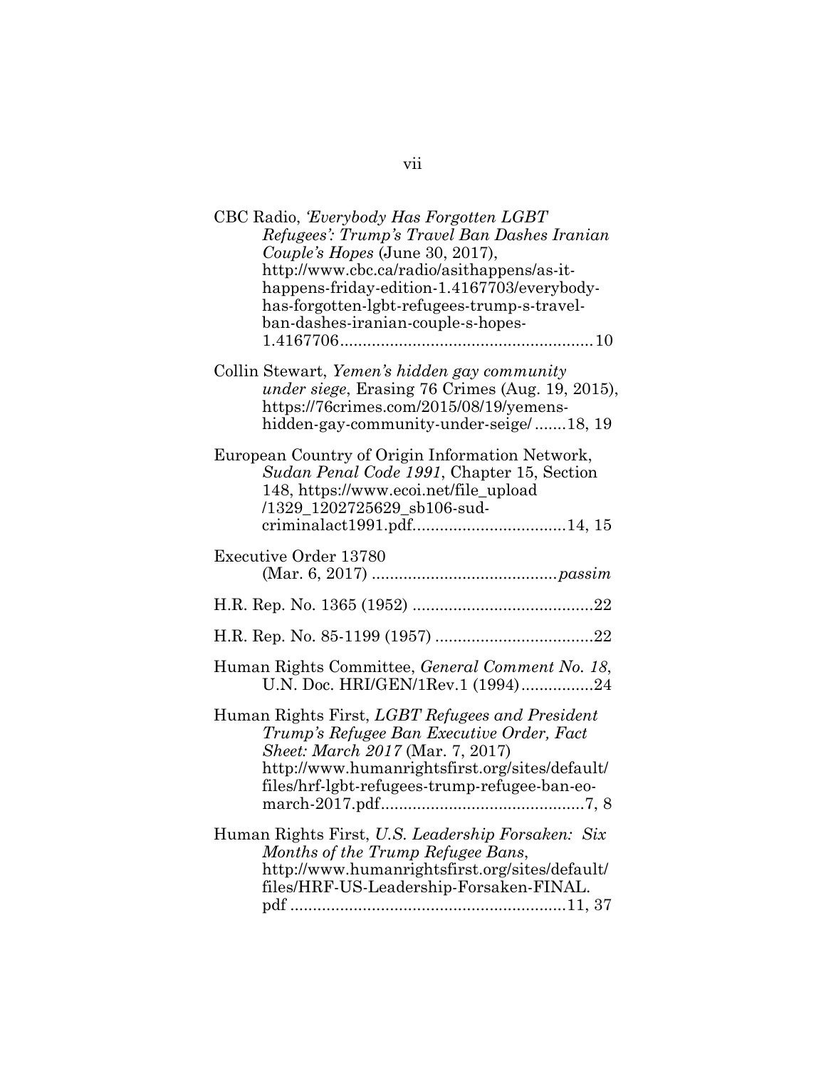CBC Radio, *'Everybody Has Forgotten LGBT Refugees': Trump's Travel Ban Dashes Iranian Couple's Hopes* (June 30, 2017), http://www.cbc.ca/radio/asithappens/as-it-happens-friday-edition-1.4167703/everybody-has-forgotten-lgbt-refugees-trump-s-travel-ban-dashes-iranian-couple-s-hopes-1.4167706........................................................10

Collin Stewart, *Yemen's hidden gay community under siege*, Erasing 76 Crimes (Aug. 19, 2015), https://76crimes.com/2015/08/19/yemens-hidden-gay-community-under-seige/.......18, 19

European Country of Origin Information Network, *Sudan Penal Code 1991*, Chapter 15, Section 148, https://www.ecoi.net/file_upload /1329_1202725629_sb106-sud-criminalact1991.pdf..................................14, 15

Executive Order 13780 (Mar. 6, 2017) .........................................*passim*

H.R. Rep. No. 1365 (1952) ........................................22

H.R. Rep. No. 85-1199 (1957) ...................................22

Human Rights Committee, *General Comment No. 18*, U.N. Doc. HRI/GEN/1Rev.1 (1994)................24

Human Rights First, *LGBT Refugees and President Trump's Refugee Ban Executive Order, Fact Sheet: March 2017* (Mar. 7, 2017) http://www.humanrightsfirst.org/sites/default/files/hrf-lgbt-refugees-trump-refugee-ban-eo-march-2017.pdf.............................................7, 8

Human Rights First, *U.S. Leadership Forsaken: Six Months of the Trump Refugee Bans*, http://www.humanrightsfirst.org/sites/default/files/HRF-US-Leadership-Forsaken-FINAL.pdf ............................................................11, 37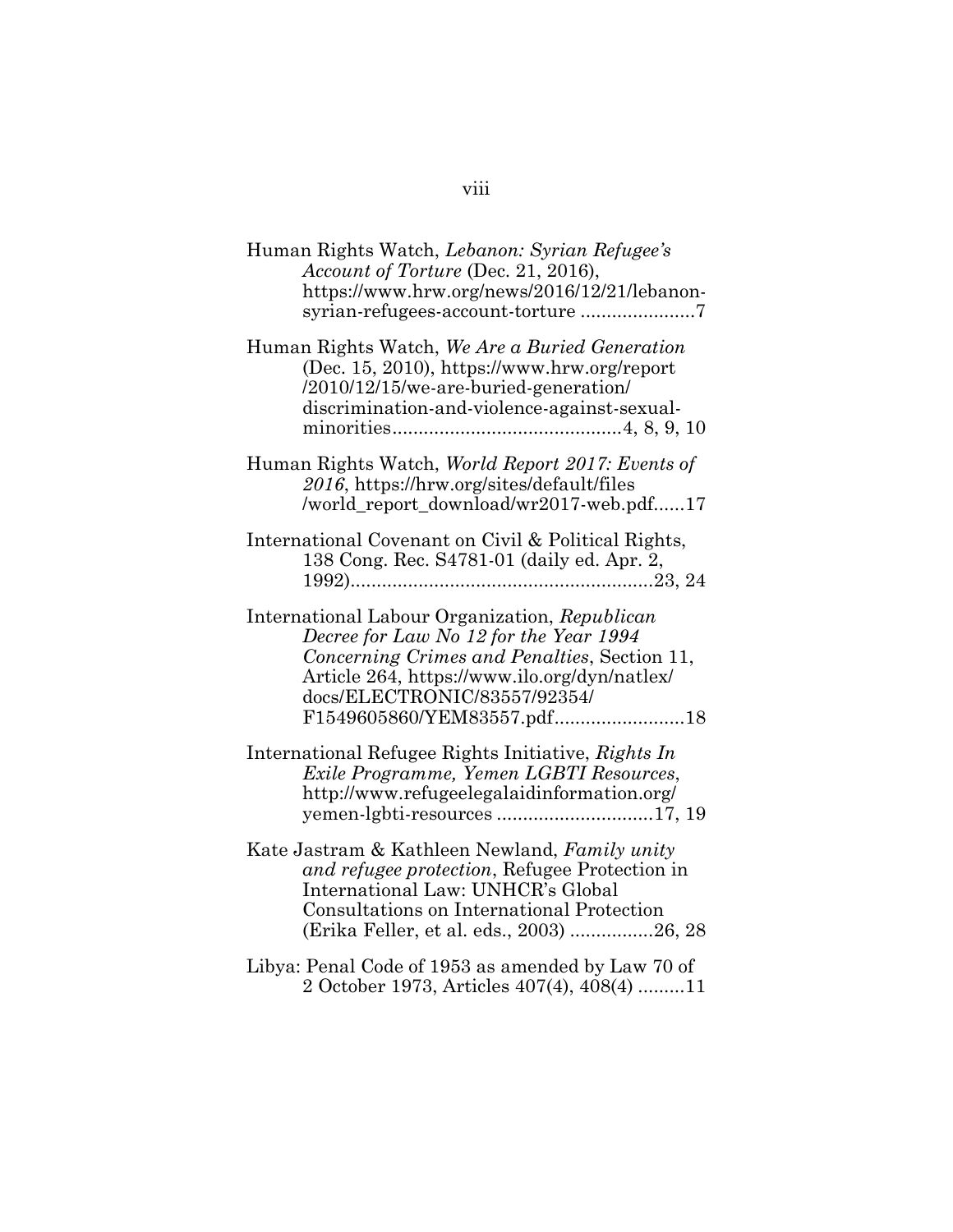Human Rights Watch, *Lebanon: Syrian Refugee's Account of Torture* (Dec. 21, 2016), https://www.hrw.org/news/2016/12/21/lebanon-syrian-refugees-account-torture ......................7

Human Rights Watch, *We Are a Buried Generation* (Dec. 15, 2010), https://www.hrw.org/report /2010/12/15/we-are-buried-generation/ discrimination-and-violence-against-sexual-minorities...........................................4, 8, 9, 10

Human Rights Watch, *World Report 2017: Events of 2016*, https://hrw.org/sites/default/files /world_report_download/wr2017-web.pdf......17

International Covenant on Civil & Political Rights, 138 Cong. Rec. S4781-01 (daily ed. Apr. 2, 1992).........................................................23, 24

International Labour Organization, *Republican Decree for Law No 12 for the Year 1994 Concerning Crimes and Penalties*, Section 11, Article 264, https://www.ilo.org/dyn/natlex/ docs/ELECTRONIC/83557/92354/ F1549605860/YEM83557.pdf.........................18

International Refugee Rights Initiative, *Rights In Exile Programme, Yemen LGBTI Resources*, http://www.refugeelegalaidinformation.org/ yemen-lgbti-resources ..............................17, 19

Kate Jastram & Kathleen Newland, *Family unity and refugee protection*, Refugee Protection in International Law: UNHCR's Global Consultations on International Protection (Erika Feller, et al. eds., 2003) ................26, 28

Libya: Penal Code of 1953 as amended by Law 70 of 2 October 1973, Articles 407(4), 408(4) .........11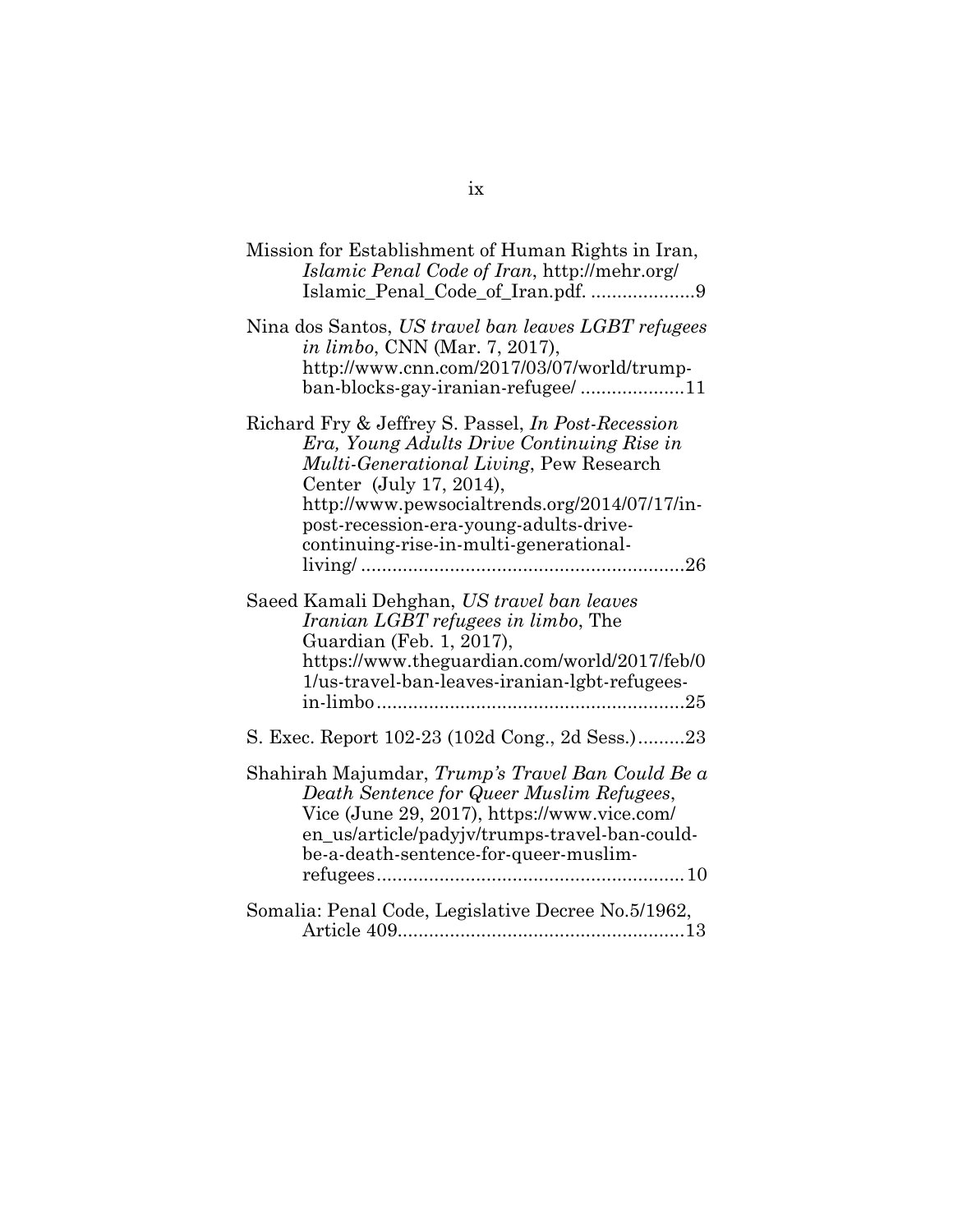Mission for Establishment of Human Rights in Iran, *Islamic Penal Code of Iran*, http://mehr.org/ Islamic_Penal_Code_of_Iran.pdf. ....................9

Nina dos Santos, *US travel ban leaves LGBT refugees in limbo*, CNN (Mar. 7, 2017), http://www.cnn.com/2017/03/07/world/trump-ban-blocks-gay-iranian-refugee/ ....................11

Richard Fry & Jeffrey S. Passel, *In Post-Recession Era, Young Adults Drive Continuing Rise in Multi-Generational Living*, Pew Research Center (July 17, 2014), http://www.pewsocialtrends.org/2014/07/17/in-post-recession-era-young-adults-drive-continuing-rise-in-multi-generational-living/ ..............................................................26

Saeed Kamali Dehghan, *US travel ban leaves Iranian LGBT refugees in limbo*, The Guardian (Feb. 1, 2017), https://www.theguardian.com/world/2017/feb/01/us-travel-ban-leaves-iranian-lgbt-refugees-in-limbo...........................................................25

S. Exec. Report 102-23 (102d Cong., 2d Sess.).........23

Shahirah Majumdar, *Trump's Travel Ban Could Be a Death Sentence for Queer Muslim Refugees*, Vice (June 29, 2017), https://www.vice.com/en_us/article/padyjv/trumps-travel-ban-could-be-a-death-sentence-for-queer-muslim-refugees...........................................................10

Somalia: Penal Code, Legislative Decree No.5/1962, Article 409.......................................................13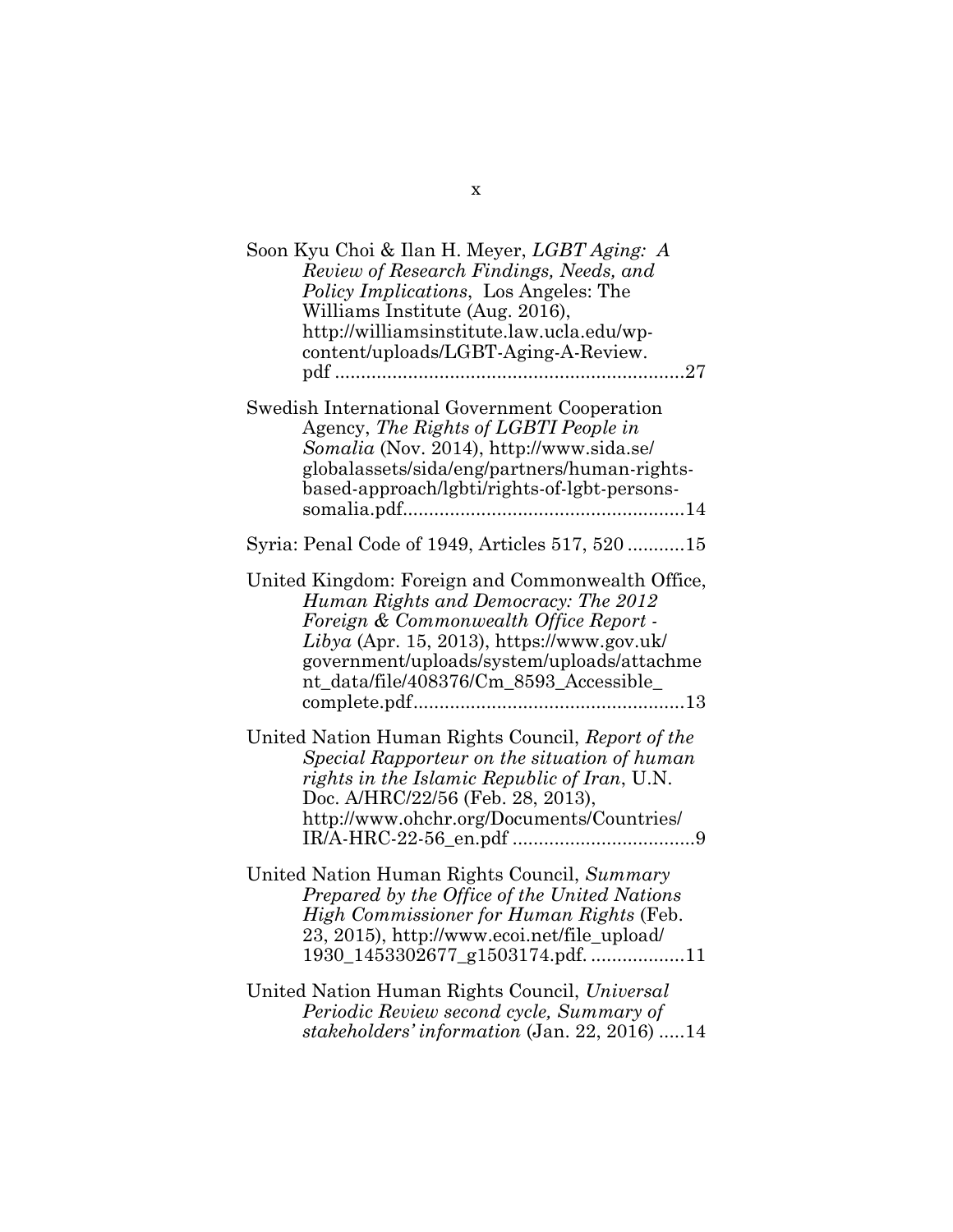Soon Kyu Choi & Ilan H. Meyer, *LGBT Aging: A Review of Research Findings, Needs, and Policy Implications*, Los Angeles: The Williams Institute (Aug. 2016), http://williamsinstitute.law.ucla.edu/wp-content/uploads/LGBT-Aging-A-Review.pdf ....................................................................27

Swedish International Government Cooperation Agency, *The Rights of LGBTI People in Somalia* (Nov. 2014), http://www.sida.se/globalassets/sida/eng/partners/human-rights-based-approach/lgbti/rights-of-lgbt-persons-somalia.pdf......................................................14

Syria: Penal Code of 1949, Articles 517, 520 ...........15

United Kingdom: Foreign and Commonwealth Office, *Human Rights and Democracy: The 2012 Foreign & Commonwealth Office Report - Libya* (Apr. 15, 2013), https://www.gov.uk/government/uploads/system/uploads/attachment_data/file/408376/Cm_8593_Accessible_complete.pdf....................................................13

United Nation Human Rights Council, *Report of the Special Rapporteur on the situation of human rights in the Islamic Republic of Iran*, U.N. Doc. A/HRC/22/56 (Feb. 28, 2013), http://www.ohchr.org/Documents/Countries/IR/A-HRC-22-56_en.pdf ...................................9

United Nation Human Rights Council, *Summary Prepared by the Office of the United Nations High Commissioner for Human Rights* (Feb. 23, 2015), http://www.ecoi.net/file_upload/1930_1453302677_g1503174.pdf. ..................11

United Nation Human Rights Council, *Universal Periodic Review second cycle, Summary of stakeholders' information* (Jan. 22, 2016) .....14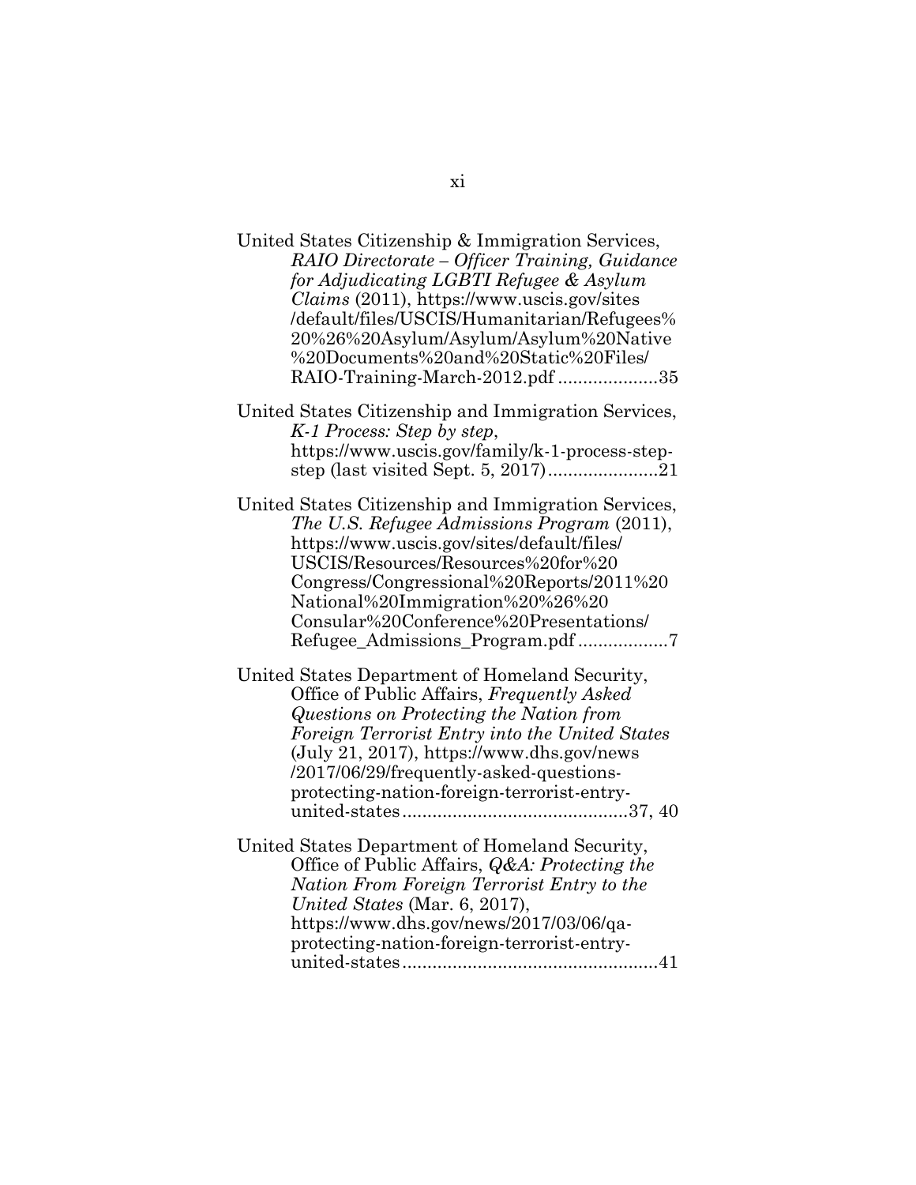United States Citizenship & Immigration Services, *RAIO Directorate – Officer Training, Guidance for Adjudicating LGBTI Refugee & Asylum Claims* (2011), https://www.uscis.gov/sites/default/files/USCIS/Humanitarian/Refugees%20%26%20Asylum/Asylum/Asylum%20Native%20Documents%20and%20Static%20Files/RAIO-Training-March-2012.pdf ....................35

United States Citizenship and Immigration Services, *K-1 Process: Step by step*, https://www.uscis.gov/family/k-1-process-step-step (last visited Sept. 5, 2017)......................21

United States Citizenship and Immigration Services, *The U.S. Refugee Admissions Program* (2011), https://www.uscis.gov/sites/default/files/USCIS/Resources/Resources%20for%20Congress/Congressional%20Reports/2011%20National%20Immigration%20%26%20Consular%20Conference%20Presentations/Refugee_Admissions_Program.pdf ..................7

United States Department of Homeland Security, Office of Public Affairs, *Frequently Asked Questions on Protecting the Nation from Foreign Terrorist Entry into the United States* (July 21, 2017), https://www.dhs.gov/news/2017/06/29/frequently-asked-questions-protecting-nation-foreign-terrorist-entry-united-states.............................................37, 40

United States Department of Homeland Security, Office of Public Affairs, *Q&A: Protecting the Nation From Foreign Terrorist Entry to the United States* (Mar. 6, 2017), https://www.dhs.gov/news/2017/03/06/qa-protecting-nation-foreign-terrorist-entry-united-states...................................................41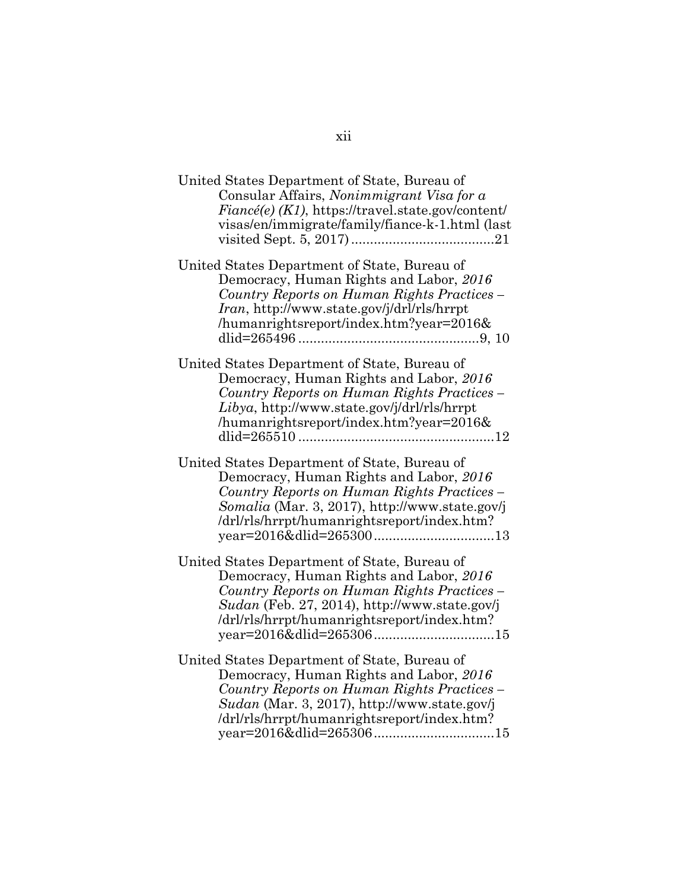United States Department of State, Bureau of Consular Affairs, *Nonimmigrant Visa for a Fiancé(e) (K1)*, https://travel.state.gov/content/visas/en/immigrate/family/fiance-k-1.html (last visited Sept. 5, 2017) ......................................21

United States Department of State, Bureau of Democracy, Human Rights and Labor, *2016 Country Reports on Human Rights Practices – Iran*, http://www.state.gov/j/drl/rls/hrrpt/humanrightsreport/index.htm?year=2016&dlid=265496 ................................................9, 10

United States Department of State, Bureau of Democracy, Human Rights and Labor, *2016 Country Reports on Human Rights Practices – Libya*, http://www.state.gov/j/drl/rls/hrrpt/humanrightsreport/index.htm?year=2016&dlid=265510 ....................................................12

United States Department of State, Bureau of Democracy, Human Rights and Labor, *2016 Country Reports on Human Rights Practices – Somalia* (Mar. 3, 2017), http://www.state.gov/j/drl/rls/hrrpt/humanrightsreport/index.htm?year=2016&dlid=265300 ................................13

United States Department of State, Bureau of Democracy, Human Rights and Labor, *2016 Country Reports on Human Rights Practices – Sudan* (Feb. 27, 2014), http://www.state.gov/j/drl/rls/hrrpt/humanrightsreport/index.htm?year=2016&dlid=265306 ................................15

United States Department of State, Bureau of Democracy, Human Rights and Labor, *2016 Country Reports on Human Rights Practices – Sudan* (Mar. 3, 2017), http://www.state.gov/j/drl/rls/hrrpt/humanrightsreport/index.htm?year=2016&dlid=265306 ................................15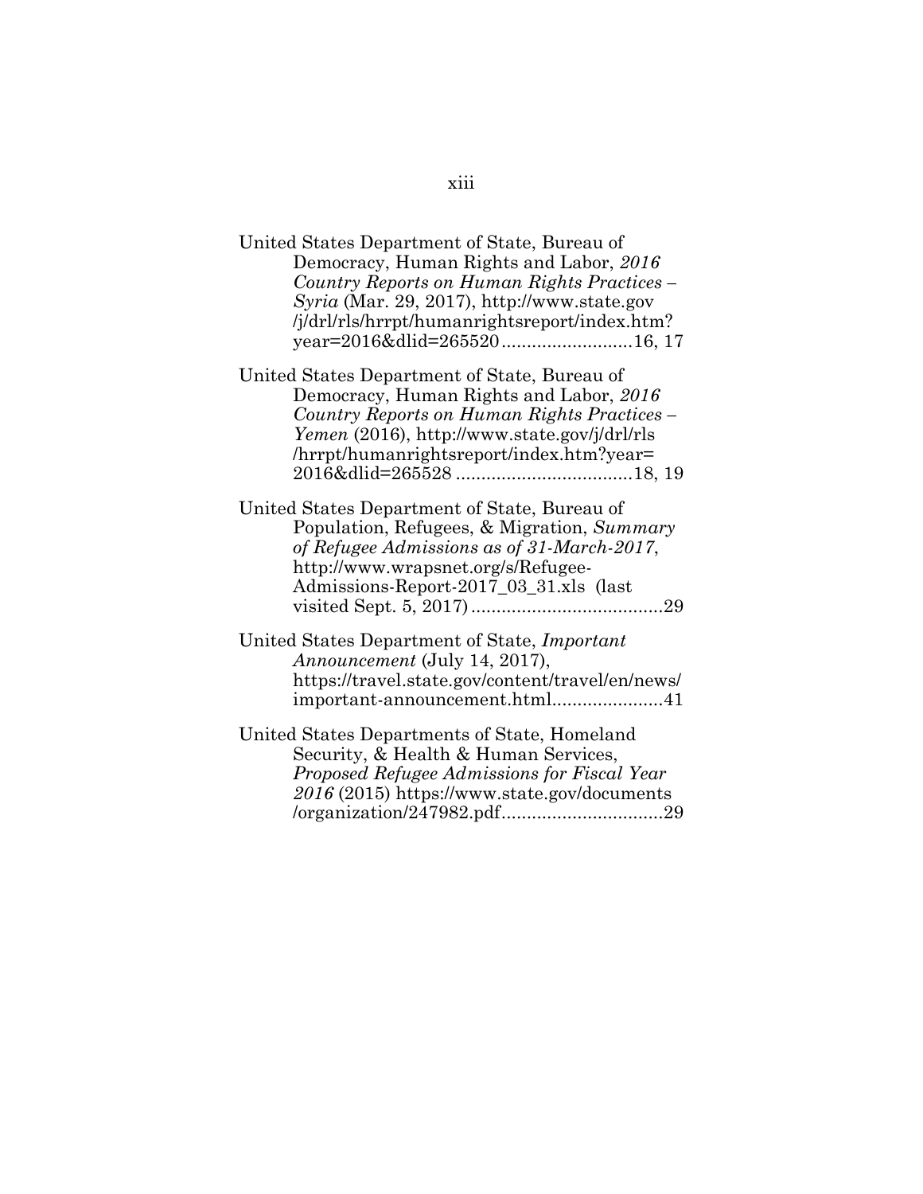United States Department of State, Bureau of Democracy, Human Rights and Labor, *2016 Country Reports on Human Rights Practices – Syria* (Mar. 29, 2017), http://www.state.gov/j/drl/rls/hrrpt/humanrightsreport/index.htm?year=2016&dlid=265520..........................16, 17

United States Department of State, Bureau of Democracy, Human Rights and Labor, *2016 Country Reports on Human Rights Practices – Yemen* (2016), http://www.state.gov/j/drl/rls/hrrpt/humanrightsreport/index.htm?year=2016&dlid=265528 ..................................18, 19

United States Department of State, Bureau of Population, Refugees, & Migration, *Summary of Refugee Admissions as of 31-March-2017*, http://www.wrapsnet.org/s/Refugee-Admissions-Report-2017_03_31.xls (last visited Sept. 5, 2017).....................................29

United States Department of State, *Important Announcement* (July 14, 2017), https://travel.state.gov/content/travel/en/news/important-announcement.html......................41

United States Departments of State, Homeland Security, & Health & Human Services, *Proposed Refugee Admissions for Fiscal Year 2016* (2015) https://www.state.gov/documents/organization/247982.pdf................................29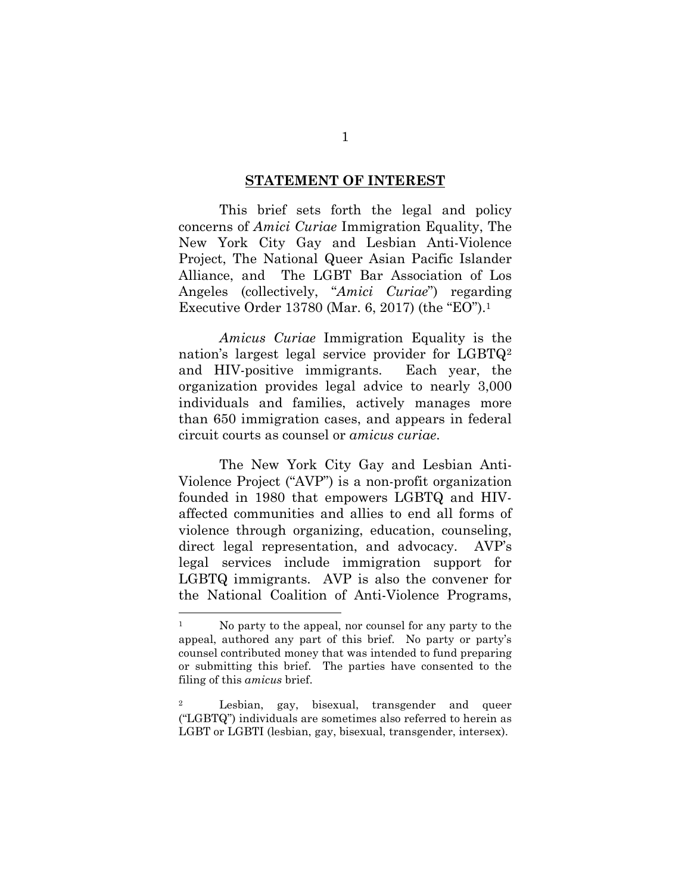## **STATEMENT OF INTEREST**

This brief sets forth the legal and policy concerns of *Amici Curiae* Immigration Equality, The New York City Gay and Lesbian Anti-Violence Project, The National Queer Asian Pacific Islander Alliance, and The LGBT Bar Association of Los Angeles (collectively, "*Amici Curiae*") regarding Executive Order 13780 (Mar. 6, 2017) (the "EO").[1]

*Amicus Curiae* Immigration Equality is the nation's largest legal service provider for LGBTQ[2] and HIV-positive immigrants. Each year, the organization provides legal advice to nearly 3,000 individuals and families, actively manages more than 650 immigration cases, and appears in federal circuit courts as counsel or *amicus curiae*.

The New York City Gay and Lesbian Anti-Violence Project ("AVP") is a non-profit organization founded in 1980 that empowers LGBTQ and HIV-affected communities and allies to end all forms of violence through organizing, education, counseling, direct legal representation, and advocacy. AVP's legal services include immigration support for LGBTQ immigrants. AVP is also the convener for the National Coalition of Anti-Violence Programs,

---

[1] No party to the appeal, nor counsel for any party to the appeal, authored any part of this brief. No party or party's counsel contributed money that was intended to fund preparing or submitting this brief. The parties have consented to the filing of this *amicus* brief.

[2] Lesbian, gay, bisexual, transgender and queer ("LGBTQ") individuals are sometimes also referred to herein as LGBT or LGBTI (lesbian, gay, bisexual, transgender, intersex).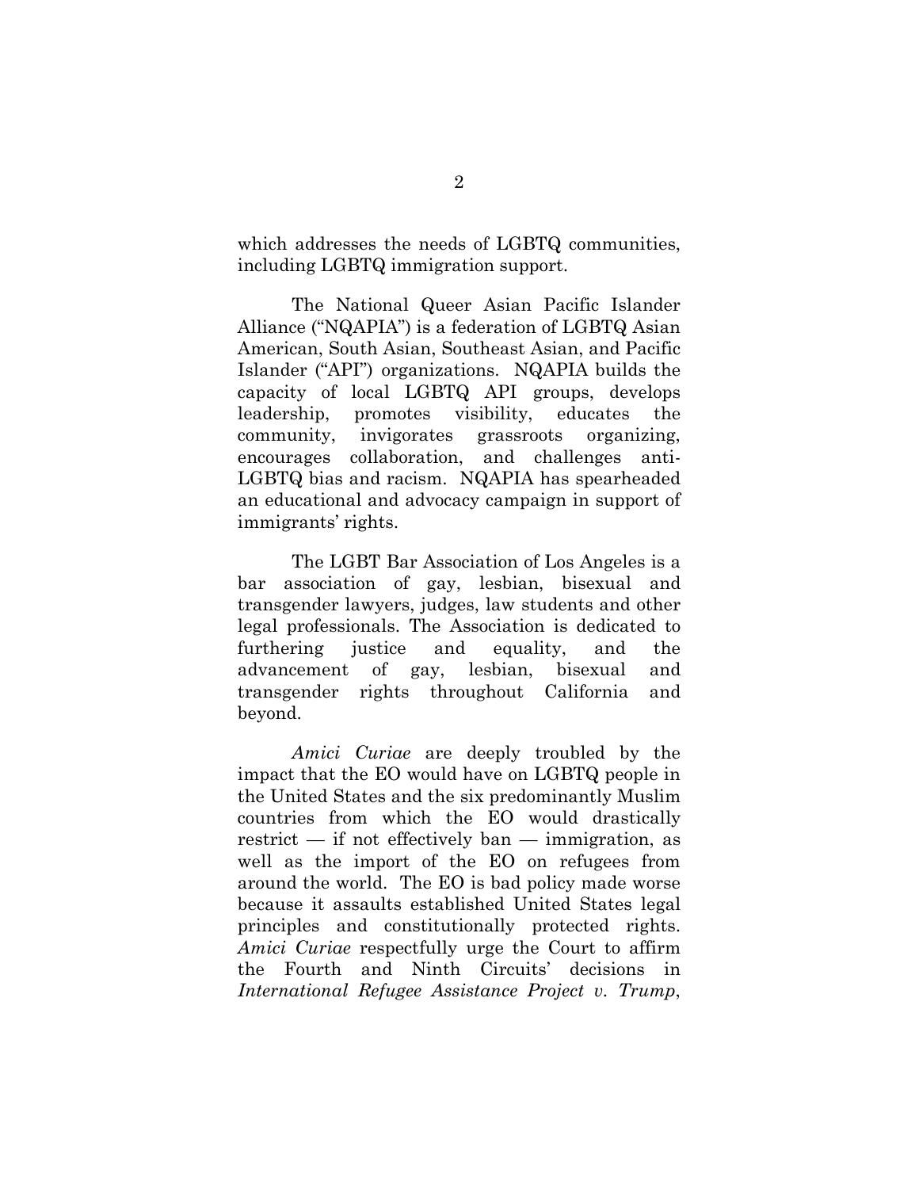which addresses the needs of LGBTQ communities, including LGBTQ immigration support.

The National Queer Asian Pacific Islander Alliance ("NQAPIA") is a federation of LGBTQ Asian American, South Asian, Southeast Asian, and Pacific Islander ("API") organizations. NQAPIA builds the capacity of local LGBTQ API groups, develops leadership, promotes visibility, educates the community, invigorates grassroots organizing, encourages collaboration, and challenges anti-LGBTQ bias and racism. NQAPIA has spearheaded an educational and advocacy campaign in support of immigrants' rights.

The LGBT Bar Association of Los Angeles is a bar association of gay, lesbian, bisexual and transgender lawyers, judges, law students and other legal professionals. The Association is dedicated to furthering justice and equality, and the advancement of gay, lesbian, bisexual and transgender rights throughout California and beyond.

*Amici Curiae* are deeply troubled by the impact that the EO would have on LGBTQ people in the United States and the six predominantly Muslim countries from which the EO would drastically restrict — if not effectively ban — immigration, as well as the import of the EO on refugees from around the world. The EO is bad policy made worse because it assaults established United States legal principles and constitutionally protected rights. *Amici Curiae* respectfully urge the Court to affirm the Fourth and Ninth Circuits' decisions in *International Refugee Assistance Project v. Trump*,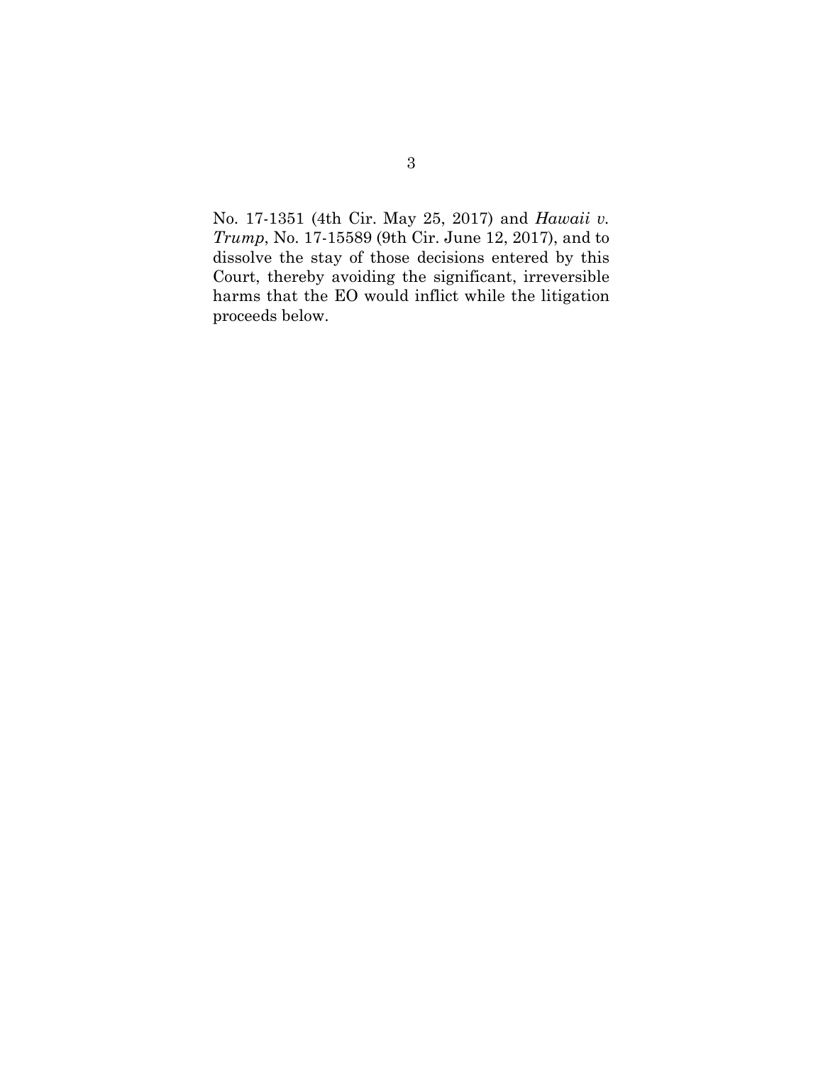No. 17-1351 (4th Cir. May 25, 2017) and *Hawaii v. Trump*, No. 17-15589 (9th Cir. June 12, 2017), and to dissolve the stay of those decisions entered by this Court, thereby avoiding the significant, irreversible harms that the EO would inflict while the litigation proceeds below.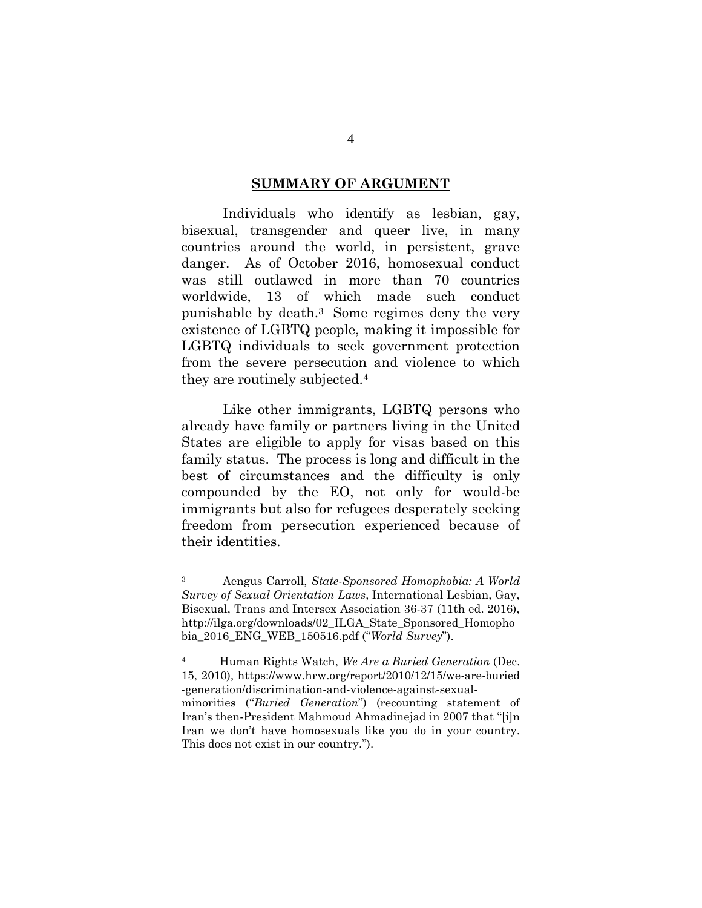## SUMMARY OF ARGUMENT

Individuals who identify as lesbian, gay, bisexual, transgender and queer live, in many countries around the world, in persistent, grave danger. As of October 2016, homosexual conduct was still outlawed in more than 70 countries worldwide, 13 of which made such conduct punishable by death.[3] Some regimes deny the very existence of LGBTQ people, making it impossible for LGBTQ individuals to seek government protection from the severe persecution and violence to which they are routinely subjected.[4]

Like other immigrants, LGBTQ persons who already have family or partners living in the United States are eligible to apply for visas based on this family status. The process is long and difficult in the best of circumstances and the difficulty is only compounded by the EO, not only for would-be immigrants but also for refugees desperately seeking freedom from persecution experienced because of their identities.

---

[3] Aengus Carroll, *State-Sponsored Homophobia: A World Survey of Sexual Orientation Laws*, International Lesbian, Gay, Bisexual, Trans and Intersex Association 36-37 (11th ed. 2016), http://ilga.org/downloads/02_ILGA_State_Sponsored_Homophobia_2016_ENG_WEB_150516.pdf ("*World Survey*").

[4] Human Rights Watch, *We Are a Buried Generation* (Dec. 15, 2010), https://www.hrw.org/report/2010/12/15/we-are-buried-generation/discrimination-and-violence-against-sexual-minorities ("*Buried Generation*") (recounting statement of Iran's then-President Mahmoud Ahmadinejad in 2007 that "[i]n Iran we don't have homosexuals like you do in your country. This does not exist in our country.").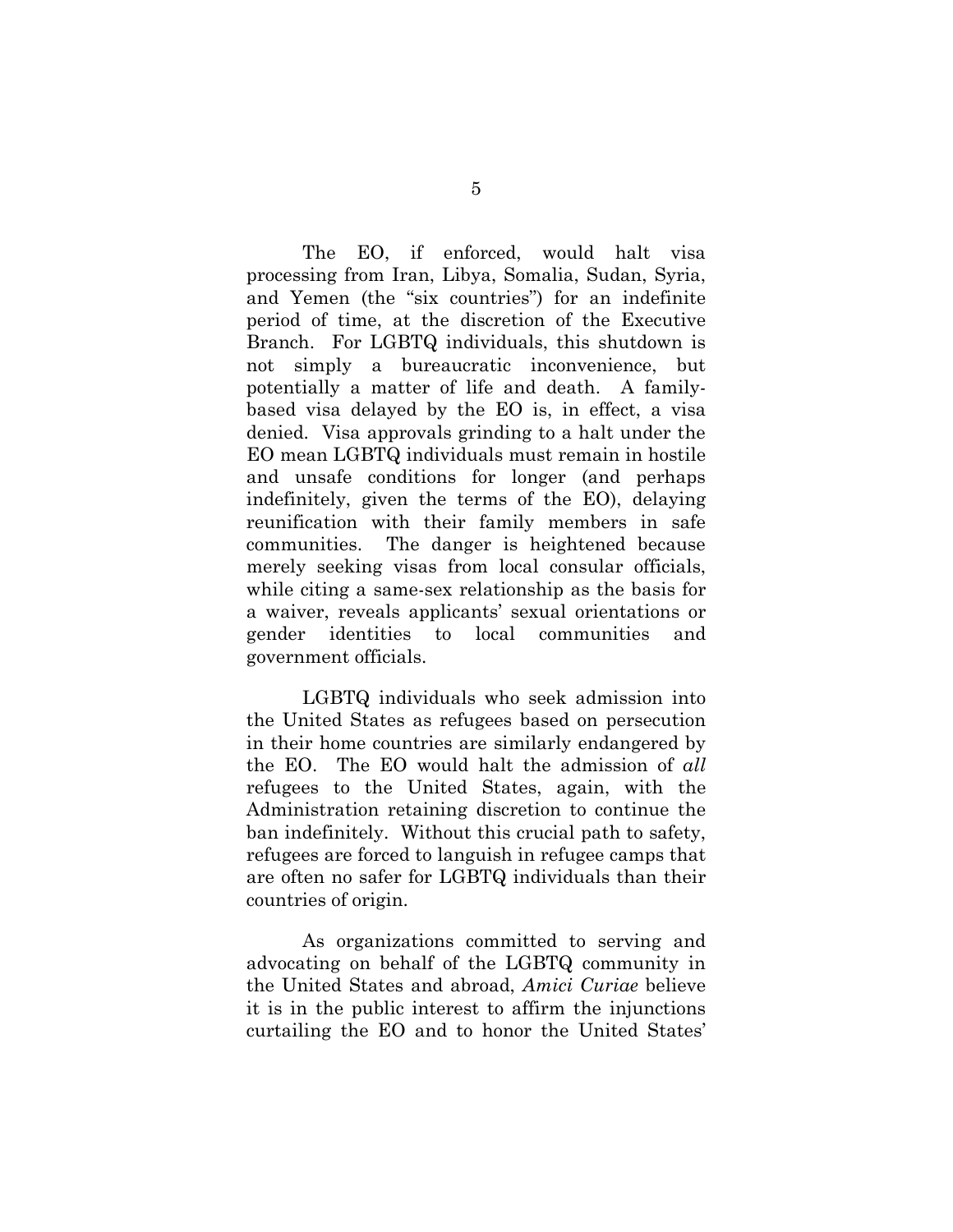The EO, if enforced, would halt visa processing from Iran, Libya, Somalia, Sudan, Syria, and Yemen (the "six countries") for an indefinite period of time, at the discretion of the Executive Branch. For LGBTQ individuals, this shutdown is not simply a bureaucratic inconvenience, but potentially a matter of life and death. A family-based visa delayed by the EO is, in effect, a visa denied. Visa approvals grinding to a halt under the EO mean LGBTQ individuals must remain in hostile and unsafe conditions for longer (and perhaps indefinitely, given the terms of the EO), delaying reunification with their family members in safe communities. The danger is heightened because merely seeking visas from local consular officials, while citing a same-sex relationship as the basis for a waiver, reveals applicants' sexual orientations or gender identities to local communities and government officials.

LGBTQ individuals who seek admission into the United States as refugees based on persecution in their home countries are similarly endangered by the EO. The EO would halt the admission of *all* refugees to the United States, again, with the Administration retaining discretion to continue the ban indefinitely. Without this crucial path to safety, refugees are forced to languish in refugee camps that are often no safer for LGBTQ individuals than their countries of origin.

As organizations committed to serving and advocating on behalf of the LGBTQ community in the United States and abroad, *Amici Curiae* believe it is in the public interest to affirm the injunctions curtailing the EO and to honor the United States'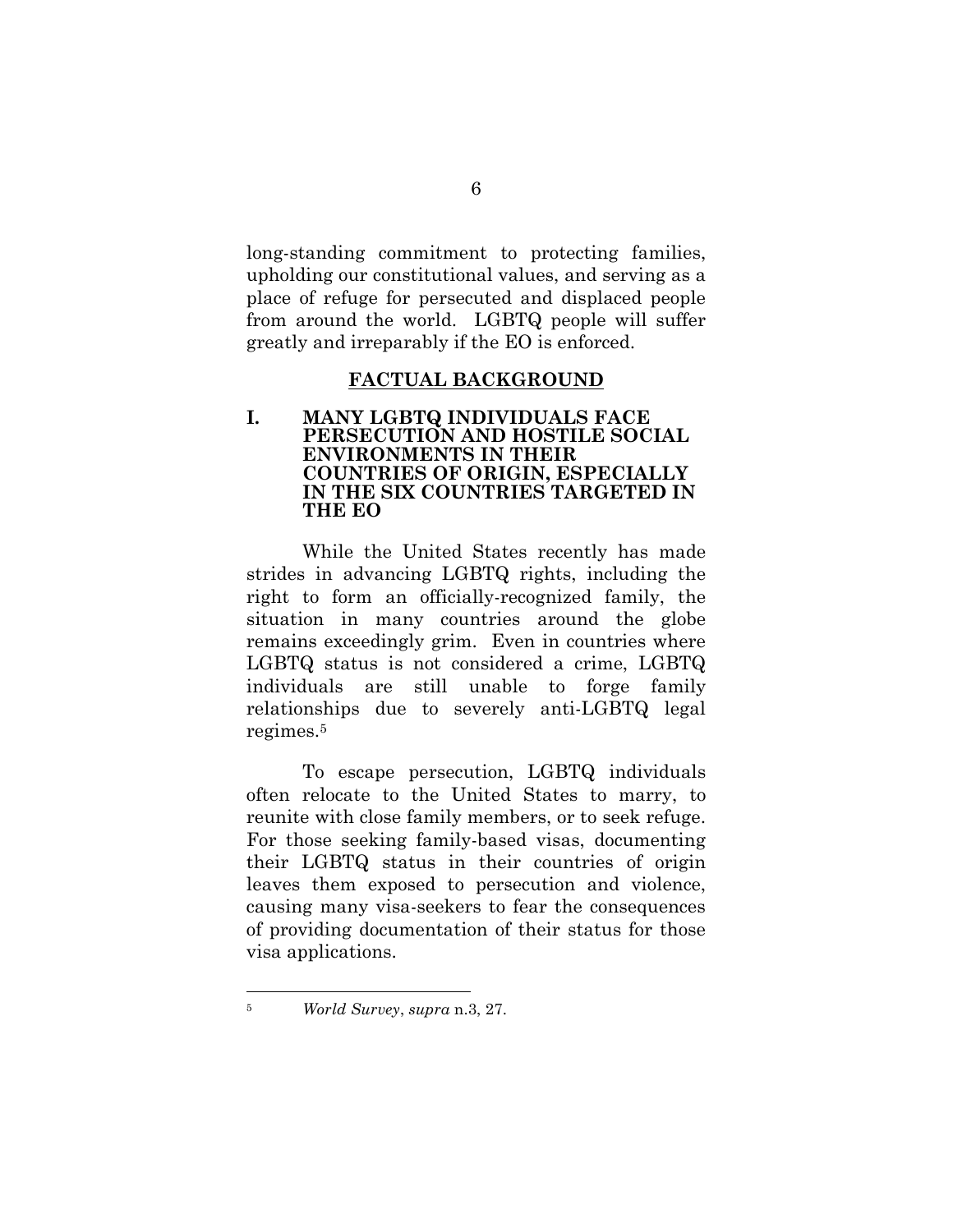long-standing commitment to protecting families, upholding our constitutional values, and serving as a place of refuge for persecuted and displaced people from around the world. LGBTQ people will suffer greatly and irreparably if the EO is enforced.

## FACTUAL BACKGROUND

### I. MANY LGBTQ INDIVIDUALS FACE PERSECUTION AND HOSTILE SOCIAL ENVIRONMENTS IN THEIR COUNTRIES OF ORIGIN, ESPECIALLY IN THE SIX COUNTRIES TARGETED IN THE EO

While the United States recently has made strides in advancing LGBTQ rights, including the right to form an officially-recognized family, the situation in many countries around the globe remains exceedingly grim. Even in countries where LGBTQ status is not considered a crime, LGBTQ individuals are still unable to forge family relationships due to severely anti-LGBTQ legal regimes.[5]

To escape persecution, LGBTQ individuals often relocate to the United States to marry, to reunite with close family members, or to seek refuge. For those seeking family-based visas, documenting their LGBTQ status in their countries of origin leaves them exposed to persecution and violence, causing many visa-seekers to fear the consequences of providing documentation of their status for those visa applications.

---

[5] *World Survey*, *supra* n.3, 27.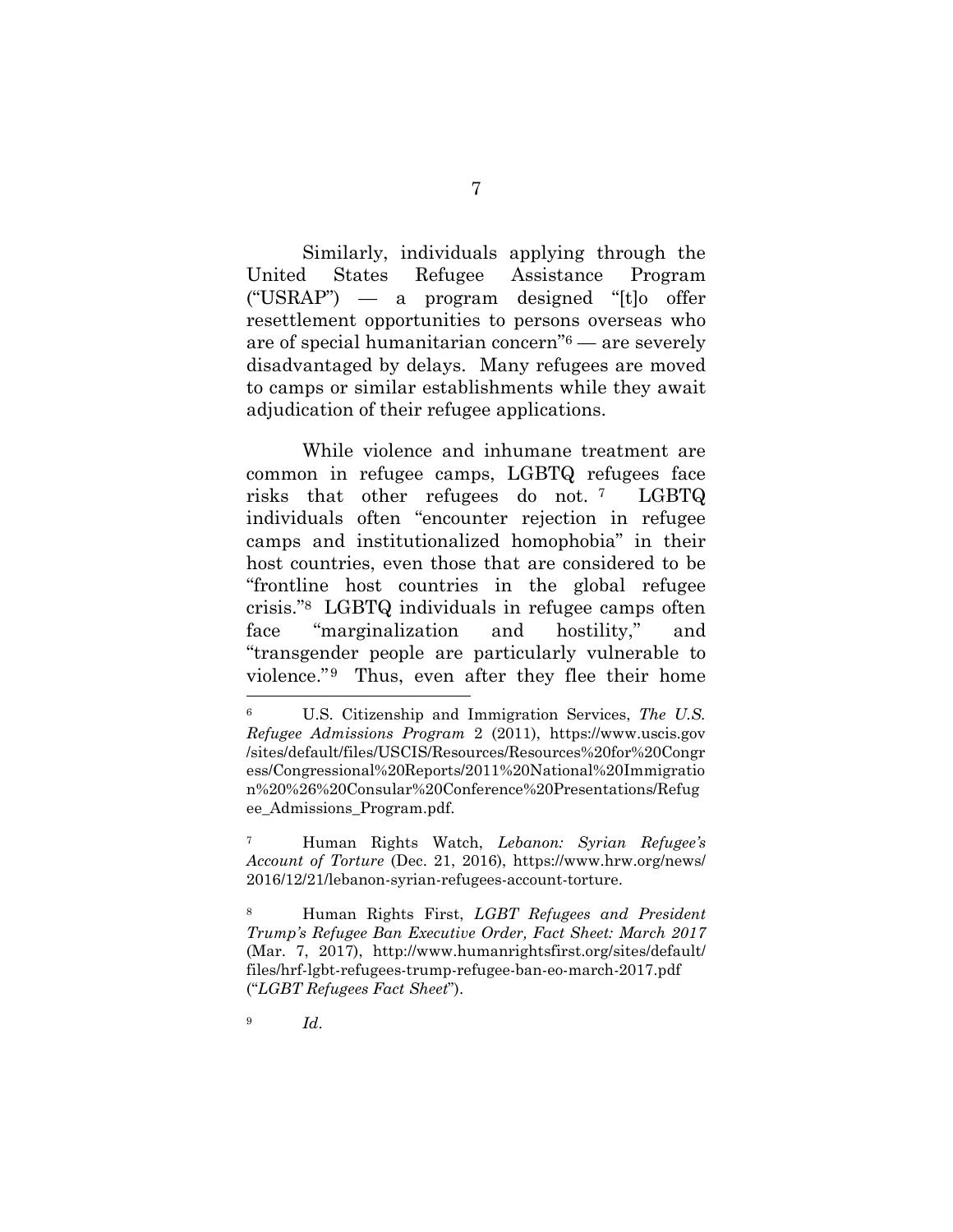Similarly, individuals applying through the United States Refugee Assistance Program ("USRAP") — a program designed "[t]o offer resettlement opportunities to persons overseas who are of special humanitarian concern"[6] — are severely disadvantaged by delays. Many refugees are moved to camps or similar establishments while they await adjudication of their refugee applications.

While violence and inhumane treatment are common in refugee camps, LGBTQ refugees face risks that other refugees do not.[7] LGBTQ individuals often "encounter rejection in refugee camps and institutionalized homophobia" in their host countries, even those that are considered to be "frontline host countries in the global refugee crisis."[8] LGBTQ individuals in refugee camps often face "marginalization and hostility," and "transgender people are particularly vulnerable to violence."[9] Thus, even after they flee their home

---

[6] U.S. Citizenship and Immigration Services, *The U.S. Refugee Admissions Program* 2 (2011), https://www.uscis.gov/sites/default/files/USCIS/Resources/Resources%20for%20Congress/Congressional%20Reports/2011%20National%20Immigration%20%26%20Consular%20Conference%20Presentations/Refugee_Admissions_Program.pdf.

[7] Human Rights Watch, *Lebanon: Syrian Refugee's Account of Torture* (Dec. 21, 2016), https://www.hrw.org/news/2016/12/21/lebanon-syrian-refugees-account-torture.

[8] Human Rights First, *LGBT Refugees and President Trump's Refugee Ban Executive Order, Fact Sheet: March 2017* (Mar. 7, 2017), http://www.humanrightsfirst.org/sites/default/files/hrf-lgbt-refugees-trump-refugee-ban-eo-march-2017.pdf ("*LGBT Refugees Fact Sheet*").

[9] *Id*.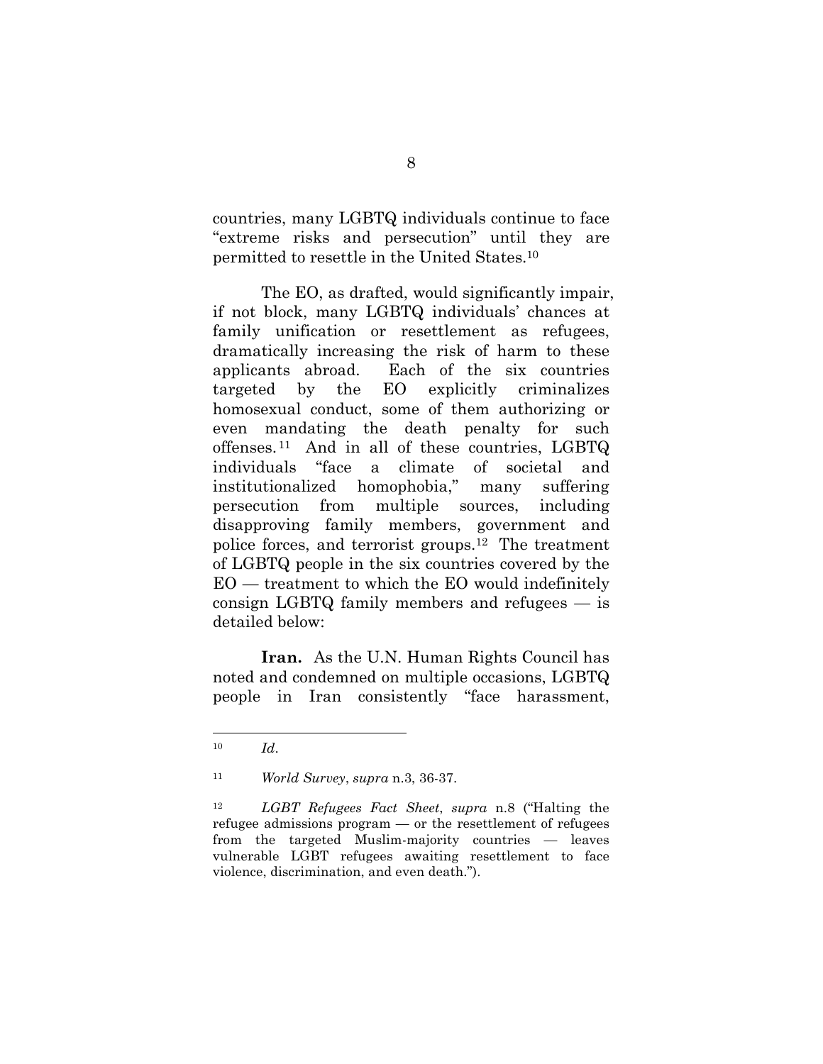countries, many LGBTQ individuals continue to face "extreme risks and persecution" until they are permitted to resettle in the United States.[10]

The EO, as drafted, would significantly impair, if not block, many LGBTQ individuals' chances at family unification or resettlement as refugees, dramatically increasing the risk of harm to these applicants abroad. Each of the six countries targeted by the EO explicitly criminalizes homosexual conduct, some of them authorizing or even mandating the death penalty for such offenses.[11] And in all of these countries, LGBTQ individuals "face a climate of societal and institutionalized homophobia," many suffering persecution from multiple sources, including disapproving family members, government and police forces, and terrorist groups.[12] The treatment of LGBTQ people in the six countries covered by the EO — treatment to which the EO would indefinitely consign LGBTQ family members and refugees — is detailed below:

**Iran.** As the U.N. Human Rights Council has noted and condemned on multiple occasions, LGBTQ people in Iran consistently "face harassment,

---

[10] *Id*.

[11] *World Survey*, *supra* n.3, 36-37.

[12] *LGBT Refugees Fact Sheet*, *supra* n.8 ("Halting the refugee admissions program — or the resettlement of refugees from the targeted Muslim-majority countries — leaves vulnerable LGBT refugees awaiting resettlement to face violence, discrimination, and even death.").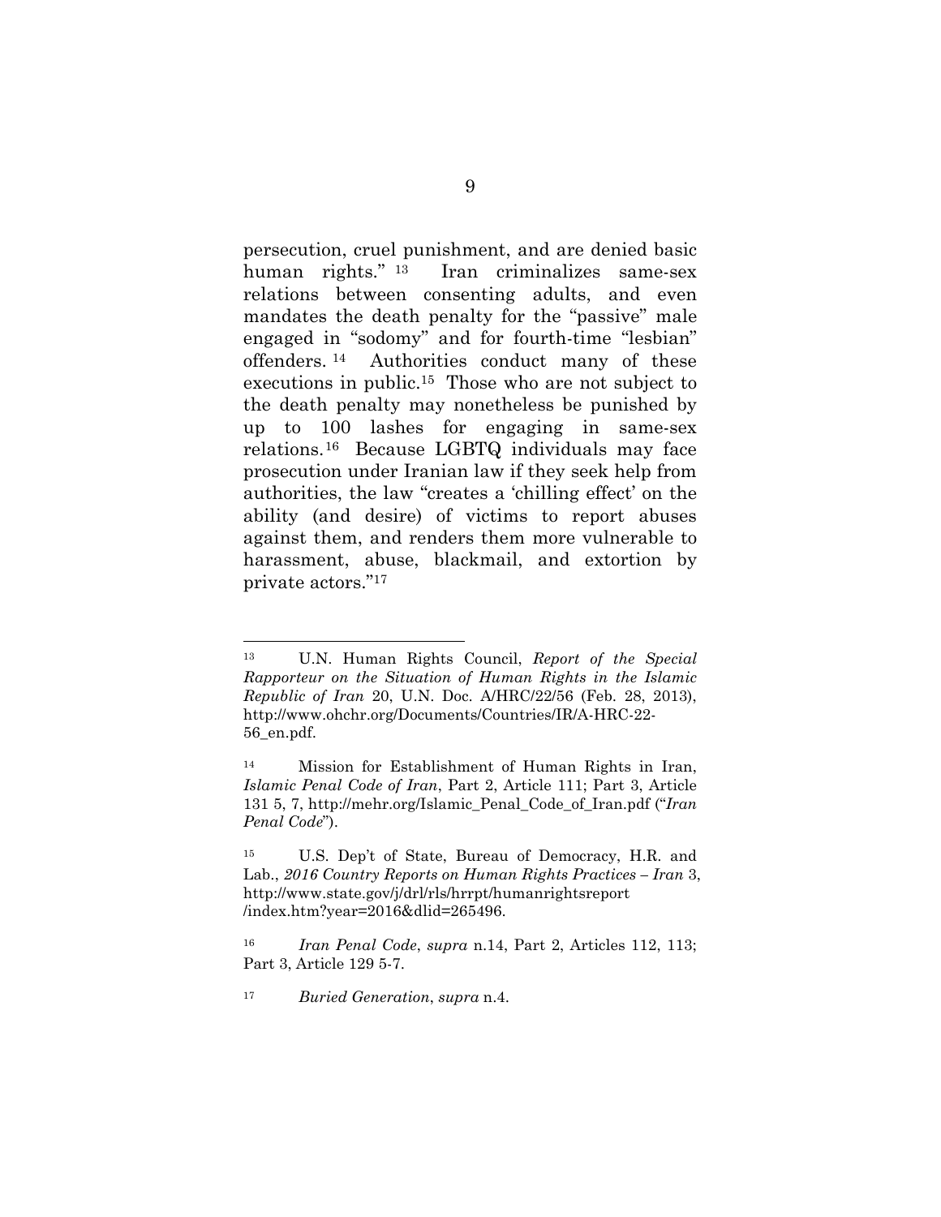persecution, cruel punishment, and are denied basic human rights."[13] Iran criminalizes same-sex relations between consenting adults, and even mandates the death penalty for the "passive" male engaged in "sodomy" and for fourth-time "lesbian" offenders.[14] Authorities conduct many of these executions in public.[15] Those who are not subject to the death penalty may nonetheless be punished by up to 100 lashes for engaging in same-sex relations.[16] Because LGBTQ individuals may face prosecution under Iranian law if they seek help from authorities, the law "creates a 'chilling effect' on the ability (and desire) of victims to report abuses against them, and renders them more vulnerable to harassment, abuse, blackmail, and extortion by private actors."[17]

---

[13] U.N. Human Rights Council, *Report of the Special Rapporteur on the Situation of Human Rights in the Islamic Republic of Iran* 20, U.N. Doc. A/HRC/22/56 (Feb. 28, 2013), http://www.ohchr.org/Documents/Countries/IR/A-HRC-22-56_en.pdf.

[14] Mission for Establishment of Human Rights in Iran, *Islamic Penal Code of Iran*, Part 2, Article 111; Part 3, Article 131 5, 7, http://mehr.org/Islamic_Penal_Code_of_Iran.pdf ("*Iran Penal Code*").

[15] U.S. Dep't of State, Bureau of Democracy, H.R. and Lab., *2016 Country Reports on Human Rights Practices – Iran* 3, http://www.state.gov/j/drl/rls/hrrpt/humanrightsreport/index.htm?year=2016&dlid=265496.

[16] *Iran Penal Code*, *supra* n.14, Part 2, Articles 112, 113; Part 3, Article 129 5-7.

[17] *Buried Generation*, *supra* n.4.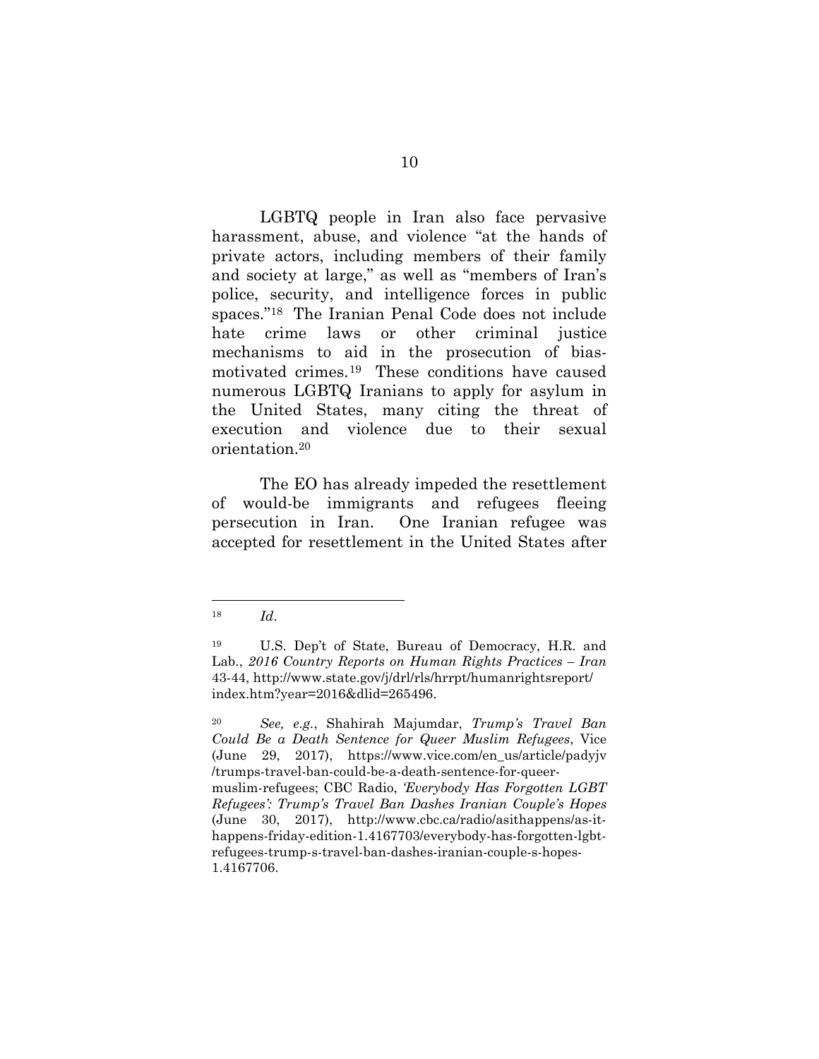LGBTQ people in Iran also face pervasive harassment, abuse, and violence "at the hands of private actors, including members of their family and society at large," as well as "members of Iran's police, security, and intelligence forces in public spaces."[18] The Iranian Penal Code does not include hate crime laws or other criminal justice mechanisms to aid in the prosecution of bias-motivated crimes.[19] These conditions have caused numerous LGBTQ Iranians to apply for asylum in the United States, many citing the threat of execution and violence due to their sexual orientation.[20]

The EO has already impeded the resettlement of would-be immigrants and refugees fleeing persecution in Iran. One Iranian refugee was accepted for resettlement in the United States after

---

[18] *Id*.

[19] U.S. Dep't of State, Bureau of Democracy, H.R. and Lab., *2016 Country Reports on Human Rights Practices – Iran* 43-44, http://www.state.gov/j/drl/rls/hrrpt/humanrightsreport/index.htm?year=2016&dlid=265496.

[20] *See, e.g.*, Shahirah Majumdar, *Trump's Travel Ban Could Be a Death Sentence for Queer Muslim Refugees*, Vice (June 29, 2017), https://www.vice.com/en_us/article/padyjv/trumps-travel-ban-could-be-a-death-sentence-for-queer-muslim-refugees; CBC Radio, *'Everybody Has Forgotten LGBT Refugees': Trump's Travel Ban Dashes Iranian Couple's Hopes* (June 30, 2017), http://www.cbc.ca/radio/asithappens/as-it-happens-friday-edition-1.4167703/everybody-has-forgotten-lgbt-refugees-trump-s-travel-ban-dashes-iranian-couple-s-hopes-1.4167706.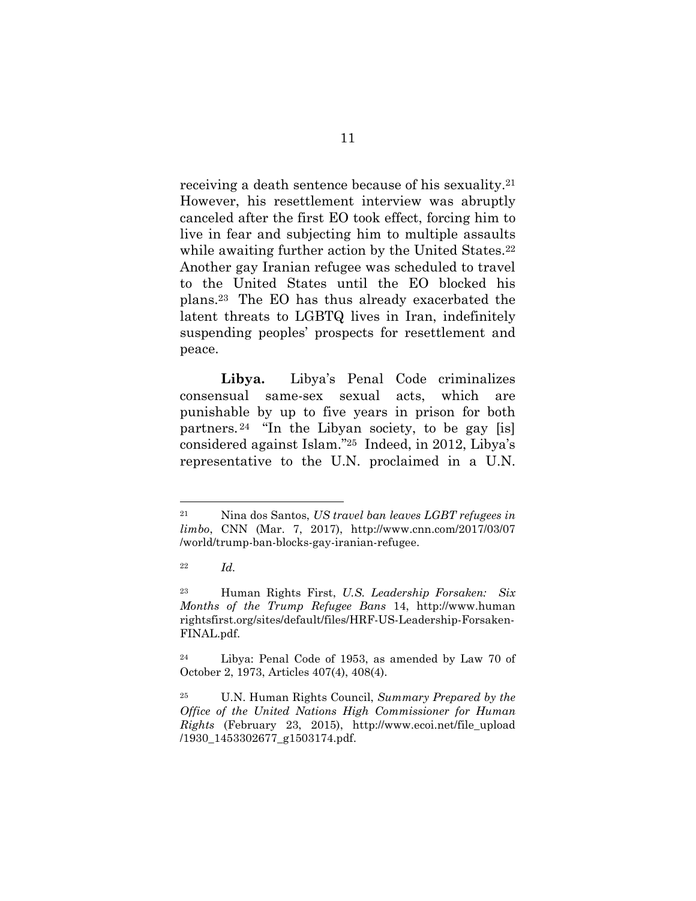receiving a death sentence because of his sexuality.[21] However, his resettlement interview was abruptly canceled after the first EO took effect, forcing him to live in fear and subjecting him to multiple assaults while awaiting further action by the United States.[22] Another gay Iranian refugee was scheduled to travel to the United States until the EO blocked his plans.[23] The EO has thus already exacerbated the latent threats to LGBTQ lives in Iran, indefinitely suspending peoples' prospects for resettlement and peace.

**Libya.** Libya's Penal Code criminalizes consensual same-sex sexual acts, which are punishable by up to five years in prison for both partners.[24] "In the Libyan society, to be gay [is] considered against Islam."[25] Indeed, in 2012, Libya's representative to the U.N. proclaimed in a U.N.

---

[21] Nina dos Santos, *US travel ban leaves LGBT refugees in limbo*, CNN (Mar. 7, 2017), http://www.cnn.com/2017/03/07/world/trump-ban-blocks-gay-iranian-refugee.

[22] *Id.*

[23] Human Rights First, *U.S. Leadership Forsaken: Six Months of the Trump Refugee Bans* 14, http://www.humanrightsfirst.org/sites/default/files/HRF-US-Leadership-Forsaken-FINAL.pdf.

[24] Libya: Penal Code of 1953, as amended by Law 70 of October 2, 1973, Articles 407(4), 408(4).

[25] U.N. Human Rights Council, *Summary Prepared by the Office of the United Nations High Commissioner for Human Rights* (February 23, 2015), http://www.ecoi.net/file_upload/1930_1453302677_g1503174.pdf.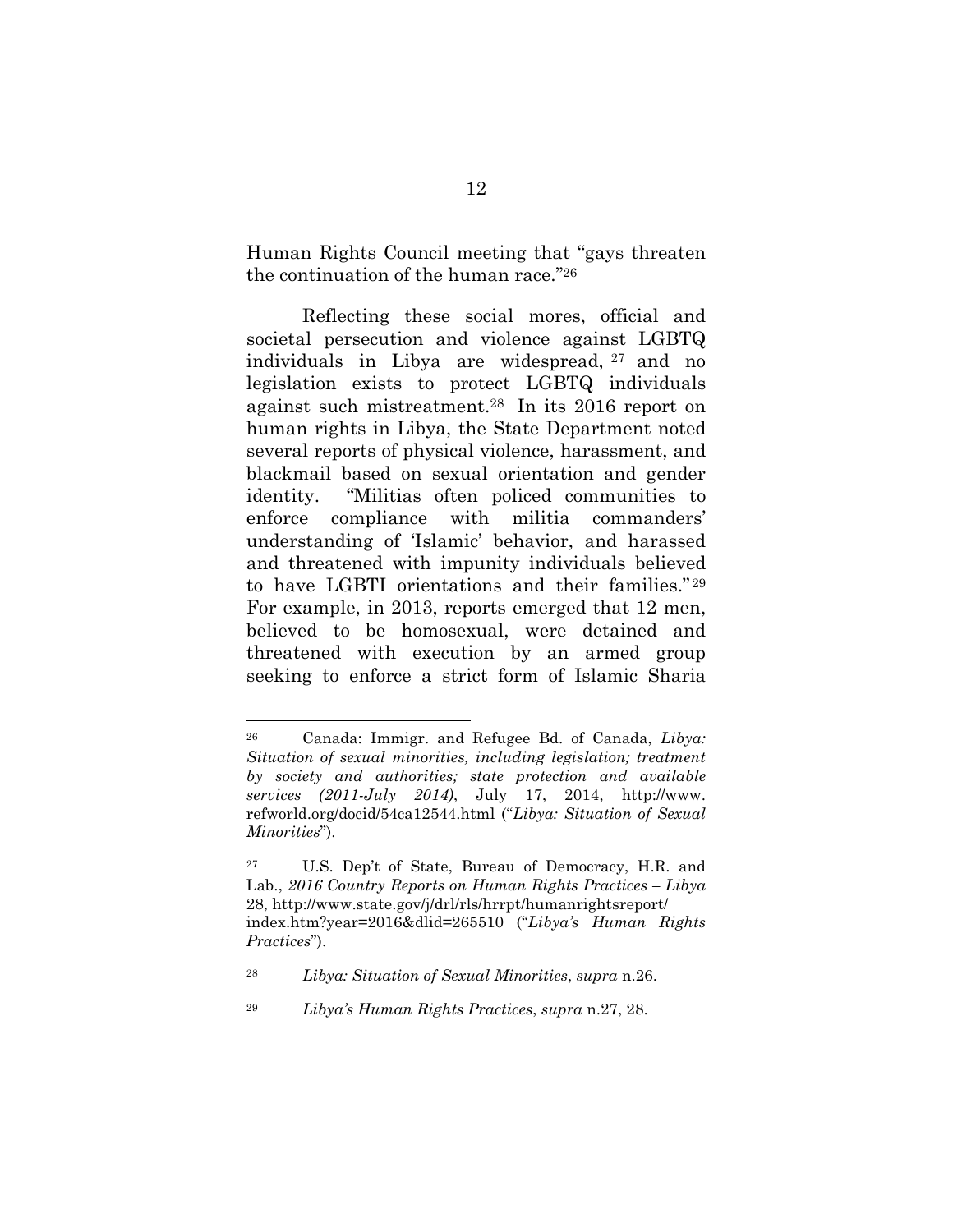Human Rights Council meeting that "gays threaten the continuation of the human race."[26]

Reflecting these social mores, official and societal persecution and violence against LGBTQ individuals in Libya are widespread,[27] and no legislation exists to protect LGBTQ individuals against such mistreatment.[28] In its 2016 report on human rights in Libya, the State Department noted several reports of physical violence, harassment, and blackmail based on sexual orientation and gender identity. "Militias often policed communities to enforce compliance with militia commanders' understanding of 'Islamic' behavior, and harassed and threatened with impunity individuals believed to have LGBTI orientations and their families."[29] For example, in 2013, reports emerged that 12 men, believed to be homosexual, were detained and threatened with execution by an armed group seeking to enforce a strict form of Islamic Sharia

---

[26] Canada: Immigr. and Refugee Bd. of Canada, *Libya: Situation of sexual minorities, including legislation; treatment by society and authorities; state protection and available services (2011-July 2014)*, July 17, 2014, http://www.refworld.org/docid/54ca12544.html ("*Libya: Situation of Sexual Minorities*").

[27] U.S. Dep't of State, Bureau of Democracy, H.R. and Lab., *2016 Country Reports on Human Rights Practices – Libya* 28, http://www.state.gov/j/drl/rls/hrrpt/humanrightsreport/index.htm?year=2016&dlid=265510 ("*Libya's Human Rights Practices*").

[28] *Libya: Situation of Sexual Minorities*, *supra* n.26.

[29] *Libya's Human Rights Practices*, *supra* n.27, 28.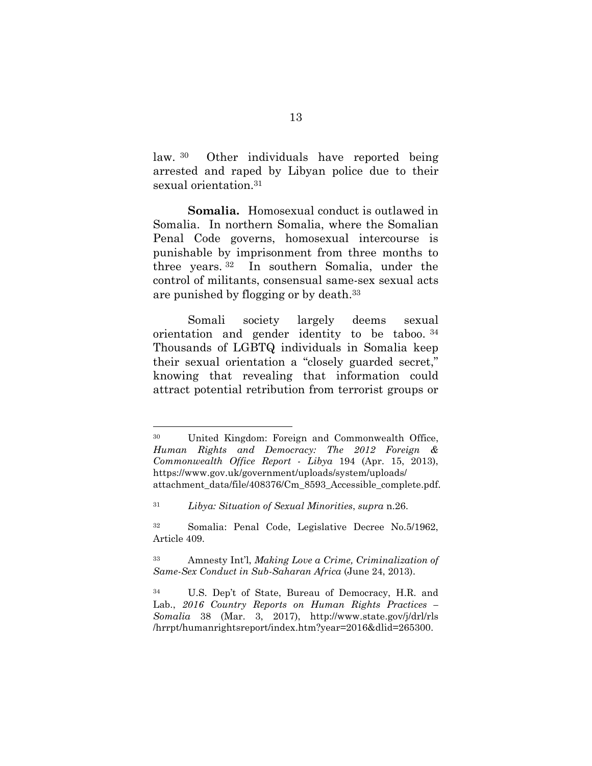law.[30] Other individuals have reported being arrested and raped by Libyan police due to their sexual orientation.[31]

**Somalia.** Homosexual conduct is outlawed in Somalia. In northern Somalia, where the Somalian Penal Code governs, homosexual intercourse is punishable by imprisonment from three months to three years.[32] In southern Somalia, under the control of militants, consensual same-sex sexual acts are punished by flogging or by death.[33]

Somali society largely deems sexual orientation and gender identity to be taboo.[34] Thousands of LGBTQ individuals in Somalia keep their sexual orientation a "closely guarded secret," knowing that revealing that information could attract potential retribution from terrorist groups or

---

[30] United Kingdom: Foreign and Commonwealth Office, *Human Rights and Democracy: The 2012 Foreign & Commonwealth Office Report - Libya* 194 (Apr. 15, 2013), https://www.gov.uk/government/uploads/system/uploads/attachment_data/file/408376/Cm_8593_Accessible_complete.pdf.

[31] *Libya: Situation of Sexual Minorities*, *supra* n.26.

[32] Somalia: Penal Code, Legislative Decree No.5/1962, Article 409.

[33] Amnesty Int'l, *Making Love a Crime, Criminalization of Same-Sex Conduct in Sub-Saharan Africa* (June 24, 2013).

[34] U.S. Dep't of State, Bureau of Democracy, H.R. and Lab., *2016 Country Reports on Human Rights Practices – Somalia* 38 (Mar. 3, 2017), http://www.state.gov/j/drl/rls/hrrpt/humanrightsreport/index.htm?year=2016&dlid=265300.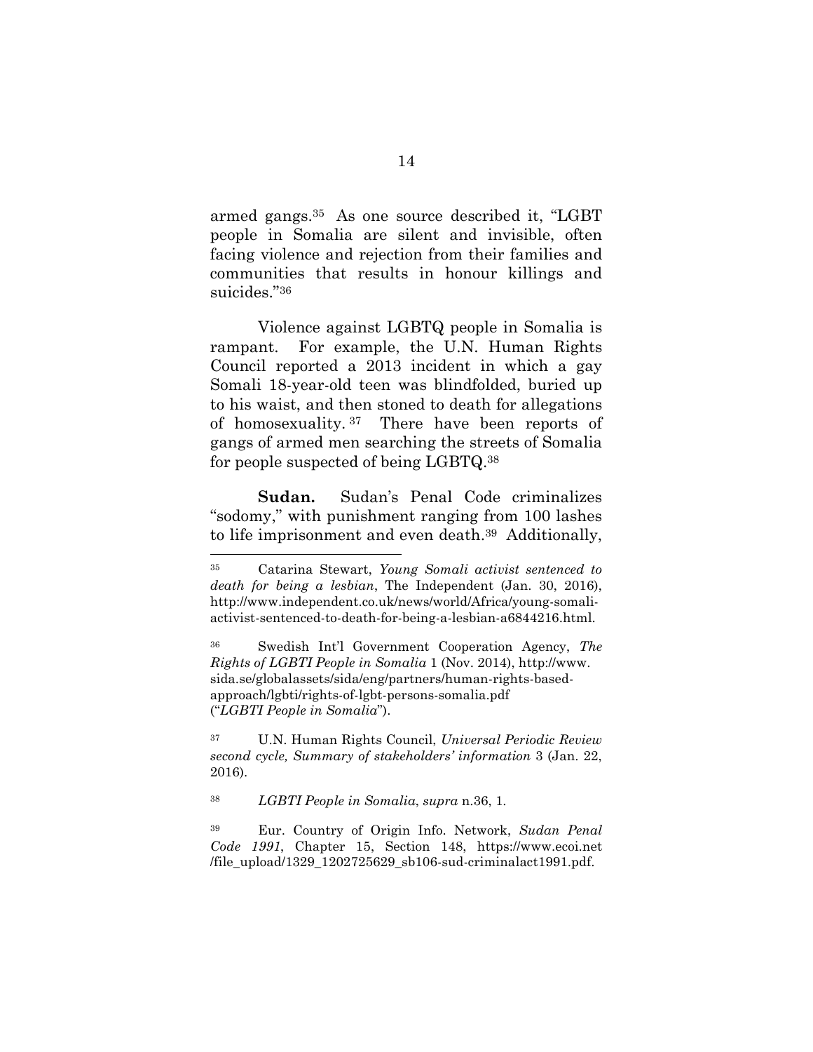armed gangs.[35] As one source described it, "LGBT people in Somalia are silent and invisible, often facing violence and rejection from their families and communities that results in honour killings and suicides."[36]

Violence against LGBTQ people in Somalia is rampant. For example, the U.N. Human Rights Council reported a 2013 incident in which a gay Somali 18-year-old teen was blindfolded, buried up to his waist, and then stoned to death for allegations of homosexuality.[37] There have been reports of gangs of armed men searching the streets of Somalia for people suspected of being LGBTQ.[38]

**Sudan.** Sudan's Penal Code criminalizes "sodomy," with punishment ranging from 100 lashes to life imprisonment and even death.[39] Additionally,

---

[35] Catarina Stewart, *Young Somali activist sentenced to death for being a lesbian*, The Independent (Jan. 30, 2016), http://www.independent.co.uk/news/world/Africa/young-somali-activist-sentenced-to-death-for-being-a-lesbian-a6844216.html.

[36] Swedish Int'l Government Cooperation Agency, *The Rights of LGBTI People in Somalia* 1 (Nov. 2014), http://www.sida.se/globalassets/sida/eng/partners/human-rights-based-approach/lgbti/rights-of-lgbt-persons-somalia.pdf ("*LGBTI People in Somalia*").

[37] U.N. Human Rights Council, *Universal Periodic Review second cycle, Summary of stakeholders' information* 3 (Jan. 22, 2016).

[38] *LGBTI People in Somalia*, *supra* n.36, 1.

[39] Eur. Country of Origin Info. Network, *Sudan Penal Code 1991*, Chapter 15, Section 148, https://www.ecoi.net/file_upload/1329_1202725629_sb106-sud-criminalact1991.pdf.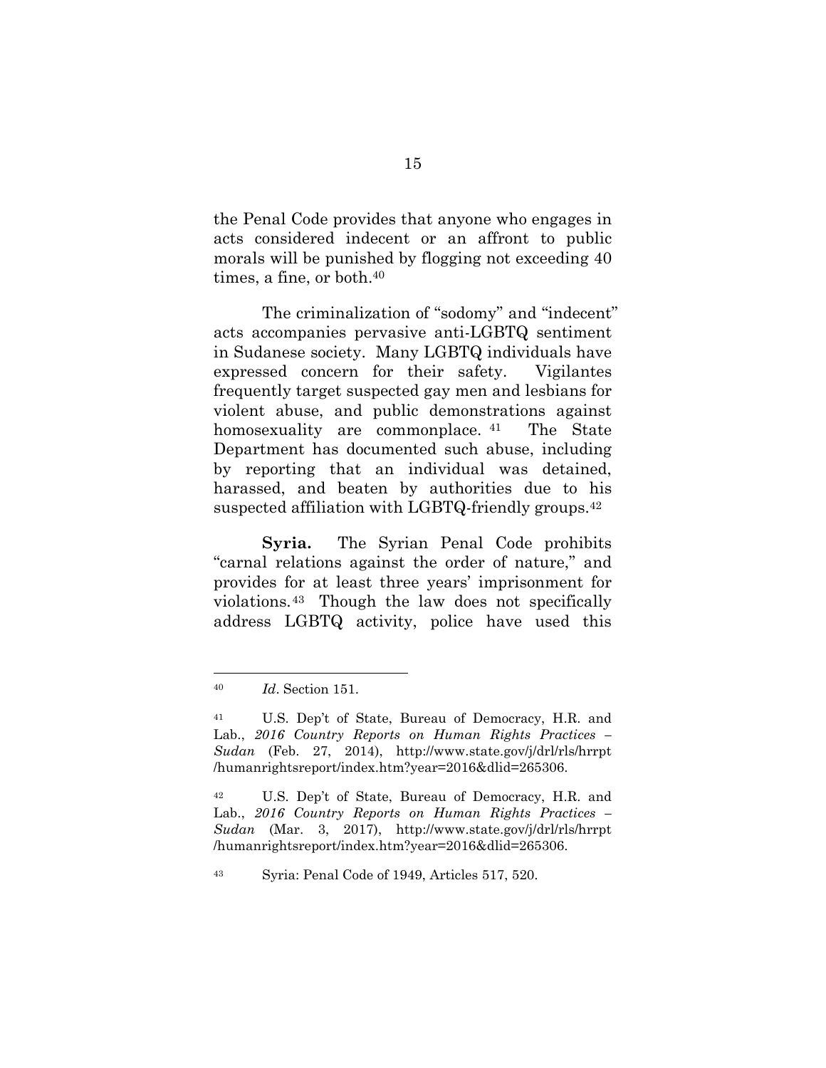the Penal Code provides that anyone who engages in acts considered indecent or an affront to public morals will be punished by flogging not exceeding 40 times, a fine, or both.[40]

The criminalization of "sodomy" and "indecent" acts accompanies pervasive anti-LGBTQ sentiment in Sudanese society. Many LGBTQ individuals have expressed concern for their safety. Vigilantes frequently target suspected gay men and lesbians for violent abuse, and public demonstrations against homosexuality are commonplace.[41] The State Department has documented such abuse, including by reporting that an individual was detained, harassed, and beaten by authorities due to his suspected affiliation with LGBTQ-friendly groups.[42]

**Syria.** The Syrian Penal Code prohibits "carnal relations against the order of nature," and provides for at least three years' imprisonment for violations.[43] Though the law does not specifically address LGBTQ activity, police have used this

---

[40] *Id*. Section 151.

[41] U.S. Dep't of State, Bureau of Democracy, H.R. and Lab., *2016 Country Reports on Human Rights Practices – Sudan* (Feb. 27, 2014), http://www.state.gov/j/drl/rls/hrrpt/humanrightsreport/index.htm?year=2016&dlid=265306.

[42] U.S. Dep't of State, Bureau of Democracy, H.R. and Lab., *2016 Country Reports on Human Rights Practices – Sudan* (Mar. 3, 2017), http://www.state.gov/j/drl/rls/hrrpt/humanrightsreport/index.htm?year=2016&dlid=265306.

[43] Syria: Penal Code of 1949, Articles 517, 520.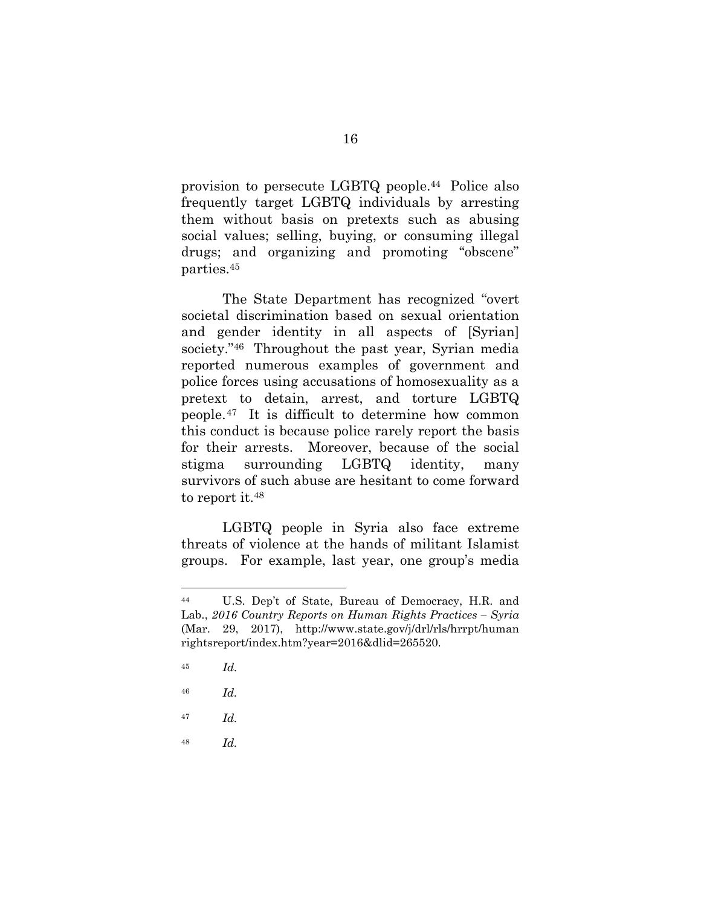provision to persecute LGBTQ people.[44] Police also frequently target LGBTQ individuals by arresting them without basis on pretexts such as abusing social values; selling, buying, or consuming illegal drugs; and organizing and promoting "obscene" parties.[45]

The State Department has recognized "overt societal discrimination based on sexual orientation and gender identity in all aspects of [Syrian] society."[46] Throughout the past year, Syrian media reported numerous examples of government and police forces using accusations of homosexuality as a pretext to detain, arrest, and torture LGBTQ people.[47] It is difficult to determine how common this conduct is because police rarely report the basis for their arrests. Moreover, because of the social stigma surrounding LGBTQ identity, many survivors of such abuse are hesitant to come forward to report it.[48]

LGBTQ people in Syria also face extreme threats of violence at the hands of militant Islamist groups. For example, last year, one group's media

---

[44] U.S. Dep't of State, Bureau of Democracy, H.R. and Lab., *2016 Country Reports on Human Rights Practices – Syria* (Mar. 29, 2017), http://www.state.gov/j/drl/rls/hrrpt/humanrightsreport/index.htm?year=2016&dlid=265520.

[45] *Id.*

[46] *Id.*

[47] *Id.*

[48] *Id.*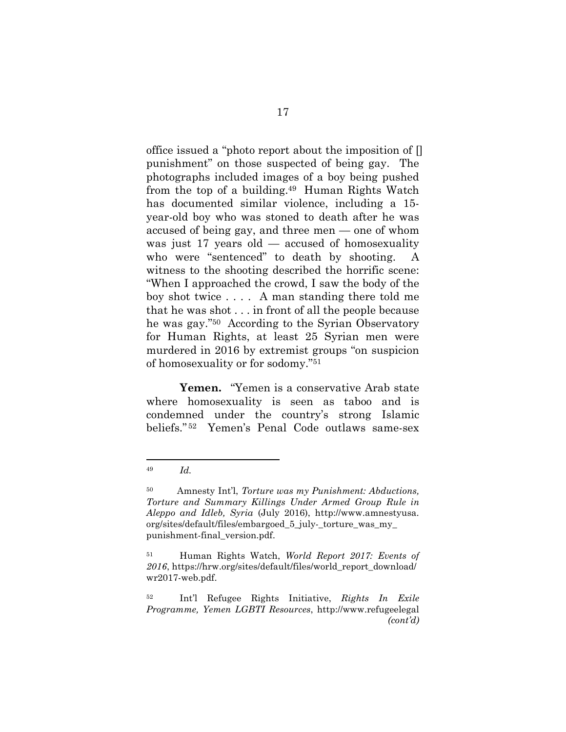office issued a "photo report about the imposition of [] punishment" on those suspected of being gay. The photographs included images of a boy being pushed from the top of a building.[49] Human Rights Watch has documented similar violence, including a 15-year-old boy who was stoned to death after he was accused of being gay, and three men — one of whom was just 17 years old — accused of homosexuality who were "sentenced" to death by shooting. A witness to the shooting described the horrific scene: "When I approached the crowd, I saw the body of the boy shot twice . . . . A man standing there told me that he was shot . . . in front of all the people because he was gay."[50] According to the Syrian Observatory for Human Rights, at least 25 Syrian men were murdered in 2016 by extremist groups "on suspicion of homosexuality or for sodomy."[51]

**Yemen.** "Yemen is a conservative Arab state where homosexuality is seen as taboo and is condemned under the country's strong Islamic beliefs."[52] Yemen's Penal Code outlaws same-sex

---

[49] *Id.*

[50] Amnesty Int'l, *Torture was my Punishment: Abductions, Torture and Summary Killings Under Armed Group Rule in Aleppo and Idleb, Syria* (July 2016), http://www.amnestyusa.org/sites/default/files/embargoed_5_july-_torture_was_my_punishment-final_version.pdf.

[51] Human Rights Watch, *World Report 2017: Events of 2016*, https://hrw.org/sites/default/files/world_report_download/wr2017-web.pdf.

[52] Int'l Refugee Rights Initiative, *Rights In Exile Programme, Yemen LGBTI Resources*, http://www.refugeelegal *(cont'd)*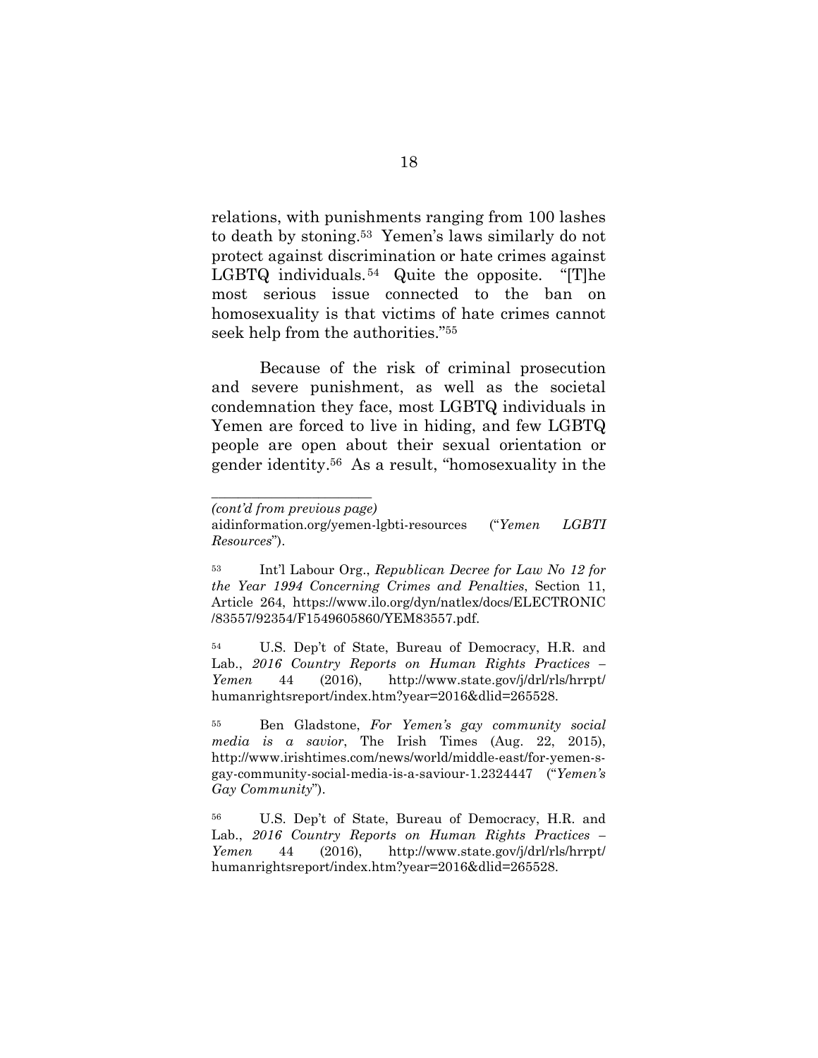relations, with punishments ranging from 100 lashes to death by stoning.[53] Yemen's laws similarly do not protect against discrimination or hate crimes against LGBTQ individuals.[54] Quite the opposite. "[T]he most serious issue connected to the ban on homosexuality is that victims of hate crimes cannot seek help from the authorities."[55]

Because of the risk of criminal prosecution and severe punishment, as well as the societal condemnation they face, most LGBTQ individuals in Yemen are forced to live in hiding, and few LGBTQ people are open about their sexual orientation or gender identity.[56] As a result, "homosexuality in the

---

*(cont'd from previous page)*
aidinformation.org/yemen-lgbti-resources ("*Yemen LGBTI Resources*").

[53] Int'l Labour Org., *Republican Decree for Law No 12 for the Year 1994 Concerning Crimes and Penalties*, Section 11, Article 264, https://www.ilo.org/dyn/natlex/docs/ELECTRONIC/83557/92354/F1549605860/YEM83557.pdf.

[54] U.S. Dep't of State, Bureau of Democracy, H.R. and Lab., *2016 Country Reports on Human Rights Practices – Yemen* 44 (2016), http://www.state.gov/j/drl/rls/hrrpt/humanrightsreport/index.htm?year=2016&dlid=265528.

[55] Ben Gladstone, *For Yemen's gay community social media is a savior*, The Irish Times (Aug. 22, 2015), http://www.irishtimes.com/news/world/middle-east/for-yemen-s-gay-community-social-media-is-a-saviour-1.2324447 ("*Yemen's Gay Community*").

[56] U.S. Dep't of State, Bureau of Democracy, H.R. and Lab., *2016 Country Reports on Human Rights Practices – Yemen* 44 (2016), http://www.state.gov/j/drl/rls/hrrpt/humanrightsreport/index.htm?year=2016&dlid=265528.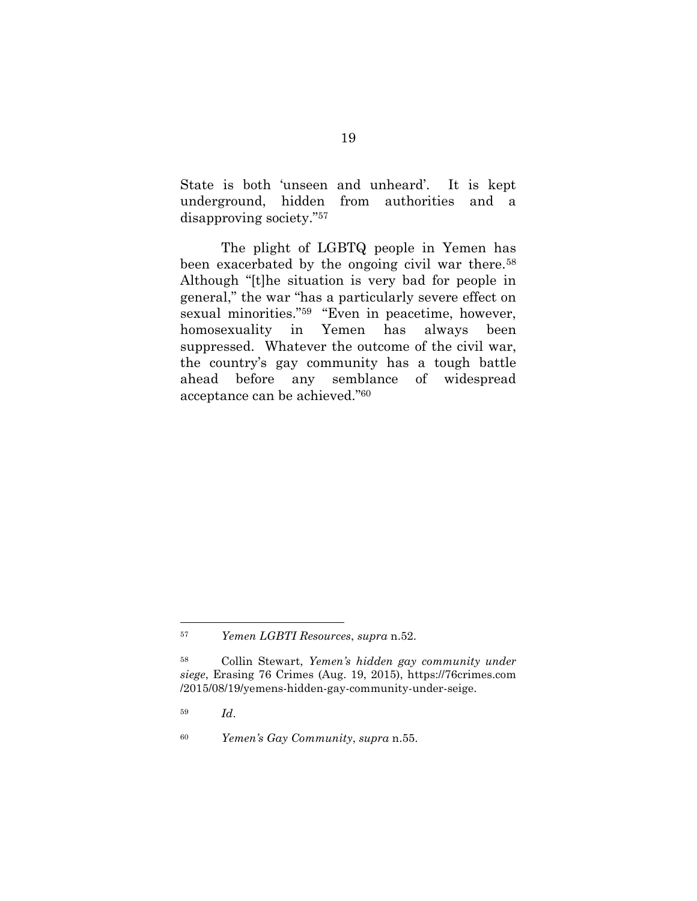State is both 'unseen and unheard'. It is kept underground, hidden from authorities and a disapproving society."[57]

The plight of LGBTQ people in Yemen has been exacerbated by the ongoing civil war there.[58] Although "[t]he situation is very bad for people in general," the war "has a particularly severe effect on sexual minorities."[59] "Even in peacetime, however, homosexuality in Yemen has always been suppressed. Whatever the outcome of the civil war, the country's gay community has a tough battle ahead before any semblance of widespread acceptance can be achieved."[60]

---

[57] *Yemen LGBTI Resources*, *supra* n.52.

[58] Collin Stewart, *Yemen's hidden gay community under siege*, Erasing 76 Crimes (Aug. 19, 2015), https://76crimes.com /2015/08/19/yemens-hidden-gay-community-under-seige.

[59] *Id*.

[60] *Yemen's Gay Community*, *supra* n.55.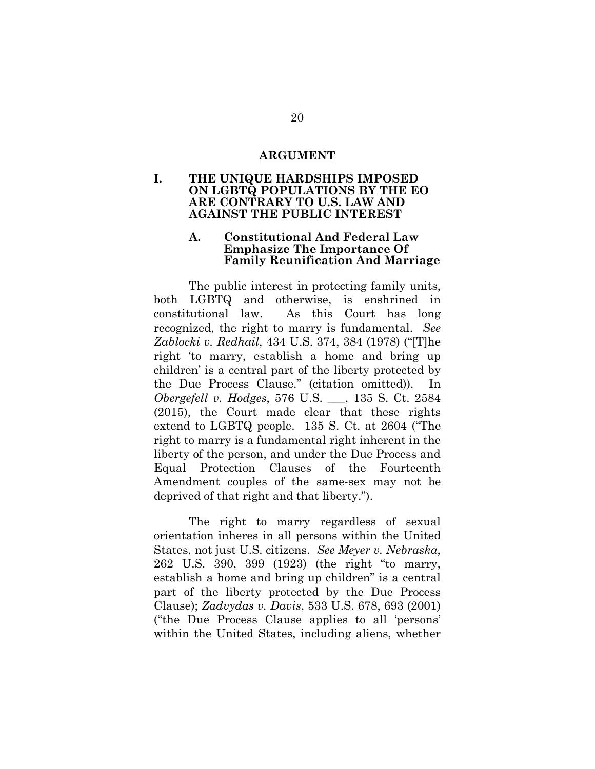## ARGUMENT

### I. THE UNIQUE HARDSHIPS IMPOSED ON LGBTQ POPULATIONS BY THE EO ARE CONTRARY TO U.S. LAW AND AGAINST THE PUBLIC INTEREST

#### A. Constitutional And Federal Law Emphasize The Importance Of Family Reunification And Marriage

The public interest in protecting family units, both LGBTQ and otherwise, is enshrined in constitutional law. As this Court has long recognized, the right to marry is fundamental. *See Zablocki v. Redhail*, 434 U.S. 374, 384 (1978) ("[T]he right 'to marry, establish a home and bring up children' is a central part of the liberty protected by the Due Process Clause." (citation omitted)). In *Obergefell v. Hodges*, 576 U.S. ___, 135 S. Ct. 2584 (2015), the Court made clear that these rights extend to LGBTQ people. 135 S. Ct. at 2604 ("The right to marry is a fundamental right inherent in the liberty of the person, and under the Due Process and Equal Protection Clauses of the Fourteenth Amendment couples of the same-sex may not be deprived of that right and that liberty.").

The right to marry regardless of sexual orientation inheres in all persons within the United States, not just U.S. citizens. *See Meyer v. Nebraska*, 262 U.S. 390, 399 (1923) (the right "to marry, establish a home and bring up children" is a central part of the liberty protected by the Due Process Clause); *Zadvydas v. Davis*, 533 U.S. 678, 693 (2001) ("the Due Process Clause applies to all 'persons' within the United States, including aliens, whether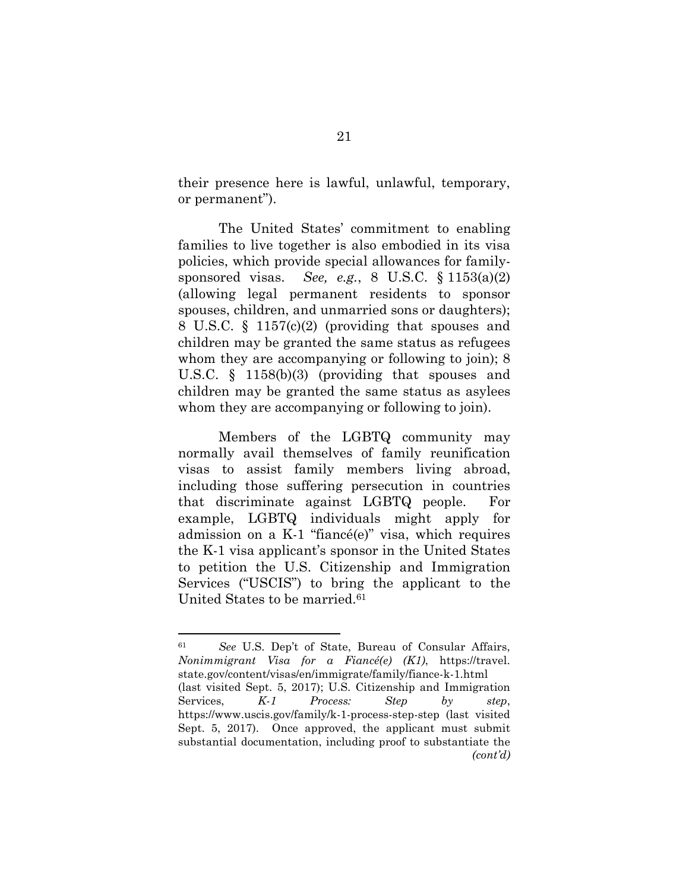their presence here is lawful, unlawful, temporary, or permanent").

The United States' commitment to enabling families to live together is also embodied in its visa policies, which provide special allowances for family-sponsored visas. *See, e.g.*, 8 U.S.C. § 1153(a)(2) (allowing legal permanent residents to sponsor spouses, children, and unmarried sons or daughters); 8 U.S.C. § 1157(c)(2) (providing that spouses and children may be granted the same status as refugees whom they are accompanying or following to join); 8 U.S.C. § 1158(b)(3) (providing that spouses and children may be granted the same status as asylees whom they are accompanying or following to join).

Members of the LGBTQ community may normally avail themselves of family reunification visas to assist family members living abroad, including those suffering persecution in countries that discriminate against LGBTQ people. For example, LGBTQ individuals might apply for admission on a K-1 "fiancé(e)" visa, which requires the K-1 visa applicant's sponsor in the United States to petition the U.S. Citizenship and Immigration Services ("USCIS") to bring the applicant to the United States to be married.[61]

---

[61] *See* U.S. Dep't of State, Bureau of Consular Affairs, *Nonimmigrant Visa for a Fiancé(e) (K1)*, https://travel.state.gov/content/visas/en/immigrate/family/fiance-k-1.html (last visited Sept. 5, 2017); U.S. Citizenship and Immigration Services, *K-1 Process: Step by step*, https://www.uscis.gov/family/k-1-process-step-step (last visited Sept. 5, 2017). Once approved, the applicant must submit substantial documentation, including proof to substantiate the *(cont'd)*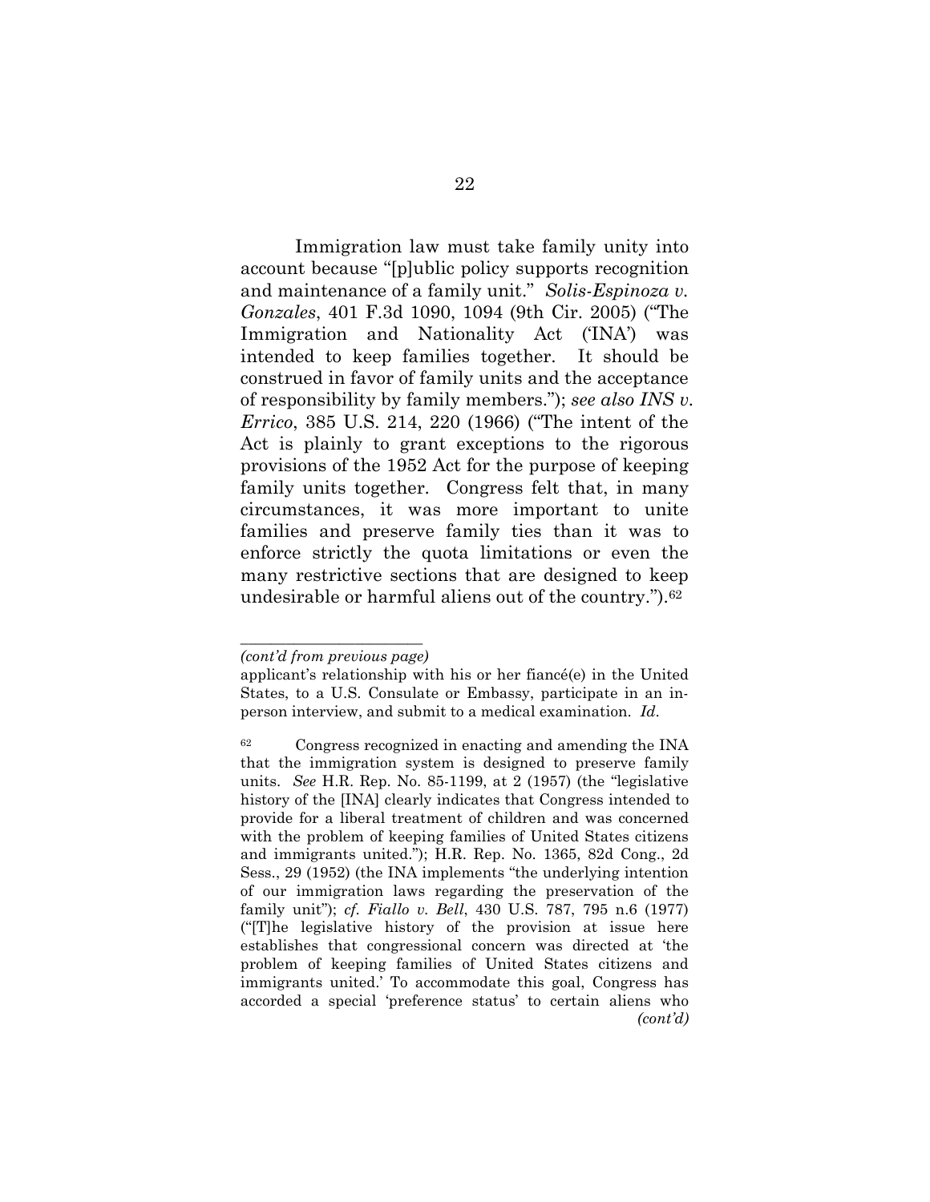Immigration law must take family unity into account because "[p]ublic policy supports recognition and maintenance of a family unit." *Solis-Espinoza v. Gonzales*, 401 F.3d 1090, 1094 (9th Cir. 2005) ("The Immigration and Nationality Act ('INA') was intended to keep families together. It should be construed in favor of family units and the acceptance of responsibility by family members."); *see also INS v. Errico*, 385 U.S. 214, 220 (1966) ("The intent of the Act is plainly to grant exceptions to the rigorous provisions of the 1952 Act for the purpose of keeping family units together. Congress felt that, in many circumstances, it was more important to unite families and preserve family ties than it was to enforce strictly the quota limitations or even the many restrictive sections that are designed to keep undesirable or harmful aliens out of the country.").[62]

---

*(cont'd from previous page)*

applicant's relationship with his or her fiancé(e) in the United States, to a U.S. Consulate or Embassy, participate in an in-person interview, and submit to a medical examination. *Id*.

[62] Congress recognized in enacting and amending the INA that the immigration system is designed to preserve family units. *See* H.R. Rep. No. 85-1199, at 2 (1957) (the "legislative history of the [INA] clearly indicates that Congress intended to provide for a liberal treatment of children and was concerned with the problem of keeping families of United States citizens and immigrants united."); H.R. Rep. No. 1365, 82d Cong., 2d Sess., 29 (1952) (the INA implements "the underlying intention of our immigration laws regarding the preservation of the family unit"); *cf. Fiallo v. Bell*, 430 U.S. 787, 795 n.6 (1977) ("[T]he legislative history of the provision at issue here establishes that congressional concern was directed at 'the problem of keeping families of United States citizens and immigrants united.' To accommodate this goal, Congress has accorded a special 'preference status' to certain aliens who *(cont'd)*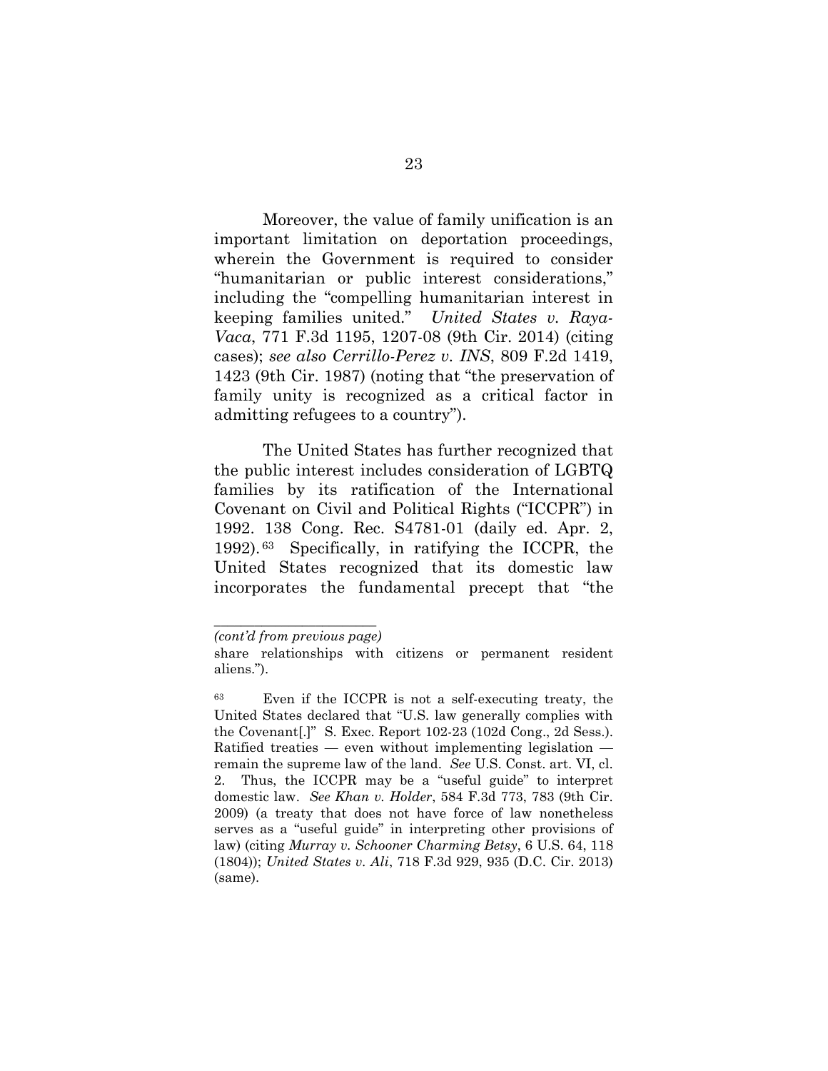Moreover, the value of family unification is an important limitation on deportation proceedings, wherein the Government is required to consider "humanitarian or public interest considerations," including the "compelling humanitarian interest in keeping families united." *United States v. Raya-Vaca*, 771 F.3d 1195, 1207-08 (9th Cir. 2014) (citing cases); *see also Cerrillo-Perez v. INS*, 809 F.2d 1419, 1423 (9th Cir. 1987) (noting that "the preservation of family unity is recognized as a critical factor in admitting refugees to a country").

The United States has further recognized that the public interest includes consideration of LGBTQ families by its ratification of the International Covenant on Civil and Political Rights ("ICCPR") in 1992. 138 Cong. Rec. S4781-01 (daily ed. Apr. 2, 1992).[63] Specifically, in ratifying the ICCPR, the United States recognized that its domestic law incorporates the fundamental precept that "the

---

*(cont'd from previous page)*

share relationships with citizens or permanent resident aliens.").

[63] Even if the ICCPR is not a self-executing treaty, the United States declared that "U.S. law generally complies with the Covenant[.]" S. Exec. Report 102-23 (102d Cong., 2d Sess.). Ratified treaties — even without implementing legislation — remain the supreme law of the land. *See* U.S. Const. art. VI, cl. 2. Thus, the ICCPR may be a "useful guide" to interpret domestic law. *See Khan v. Holder*, 584 F.3d 773, 783 (9th Cir. 2009) (a treaty that does not have force of law nonetheless serves as a "useful guide" in interpreting other provisions of law) (citing *Murray v. Schooner Charming Betsy*, 6 U.S. 64, 118 (1804)); *United States v. Ali*, 718 F.3d 929, 935 (D.C. Cir. 2013) (same).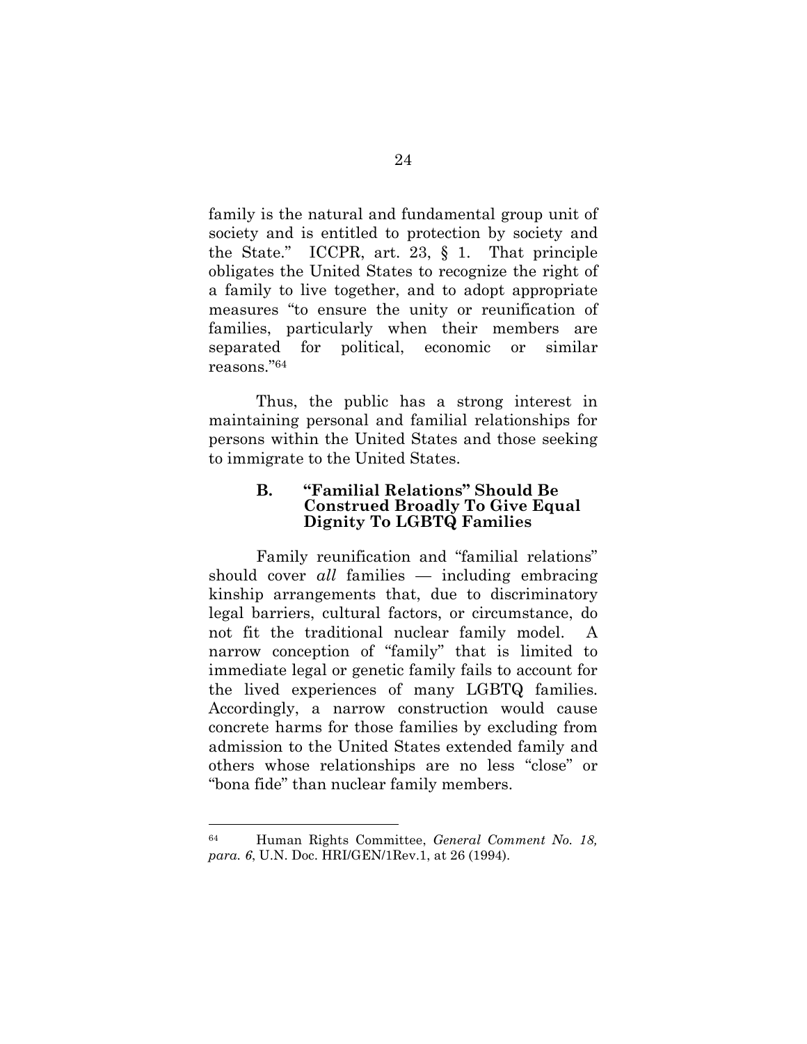family is the natural and fundamental group unit of society and is entitled to protection by society and the State." ICCPR, art. 23, § 1. That principle obligates the United States to recognize the right of a family to live together, and to adopt appropriate measures "to ensure the unity or reunification of families, particularly when their members are separated for political, economic or similar reasons."[64]

Thus, the public has a strong interest in maintaining personal and familial relationships for persons within the United States and those seeking to immigrate to the United States.

### B. "Familial Relations" Should Be Construed Broadly To Give Equal Dignity To LGBTQ Families

Family reunification and "familial relations" should cover *all* families — including embracing kinship arrangements that, due to discriminatory legal barriers, cultural factors, or circumstance, do not fit the traditional nuclear family model. A narrow conception of "family" that is limited to immediate legal or genetic family fails to account for the lived experiences of many LGBTQ families. Accordingly, a narrow construction would cause concrete harms for those families by excluding from admission to the United States extended family and others whose relationships are no less "close" or "bona fide" than nuclear family members.

---

[64] Human Rights Committee, *General Comment No. 18, para. 6*, U.N. Doc. HRI/GEN/1Rev.1, at 26 (1994).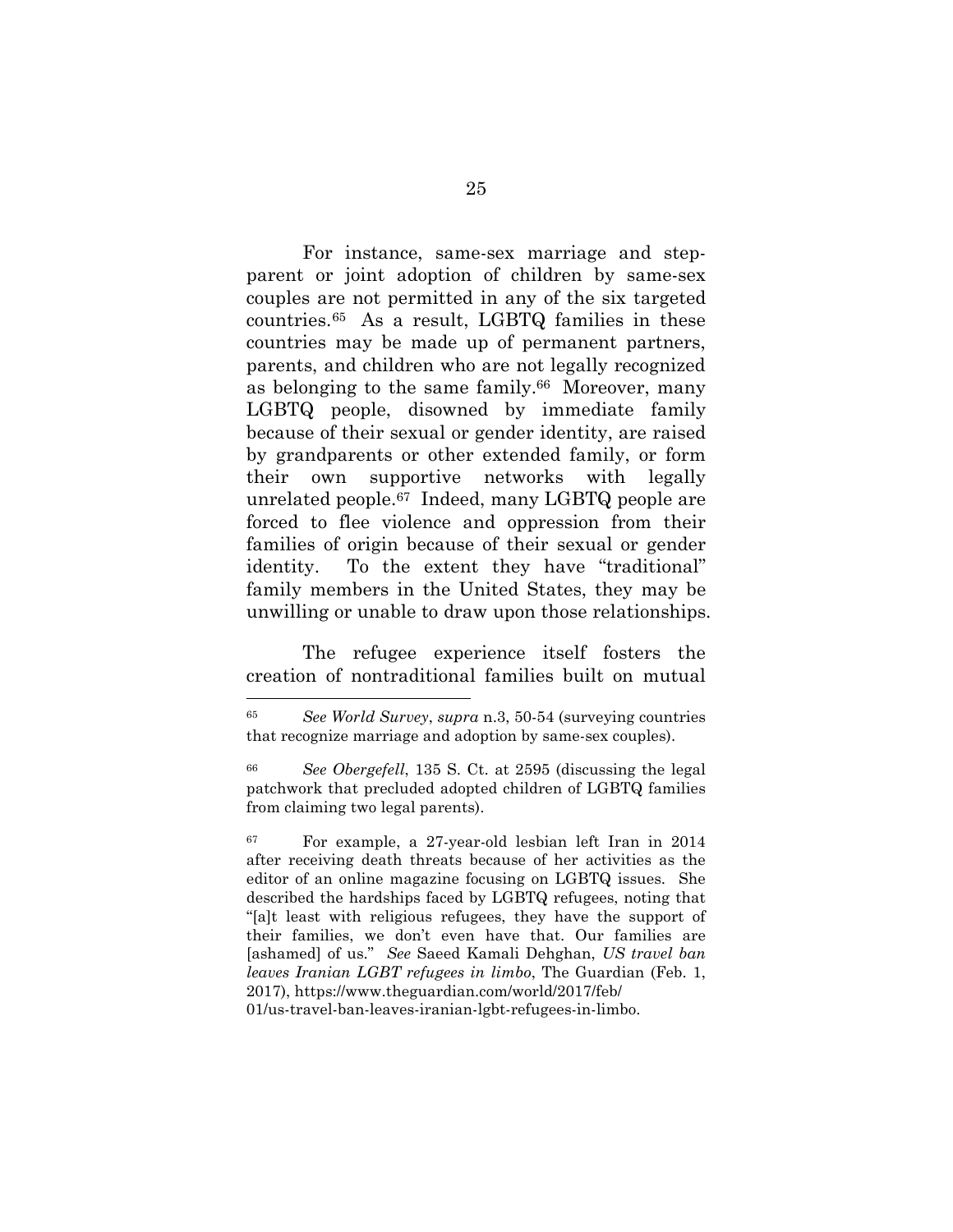For instance, same-sex marriage and step-parent or joint adoption of children by same-sex couples are not permitted in any of the six targeted countries.[65] As a result, LGBTQ families in these countries may be made up of permanent partners, parents, and children who are not legally recognized as belonging to the same family.[66] Moreover, many LGBTQ people, disowned by immediate family because of their sexual or gender identity, are raised by grandparents or other extended family, or form their own supportive networks with legally unrelated people.[67] Indeed, many LGBTQ people are forced to flee violence and oppression from their families of origin because of their sexual or gender identity. To the extent they have "traditional" family members in the United States, they may be unwilling or unable to draw upon those relationships.

The refugee experience itself fosters the creation of nontraditional families built on mutual

---

[65] *See World Survey*, *supra* n.3, 50-54 (surveying countries that recognize marriage and adoption by same-sex couples).

[66] *See Obergefell*, 135 S. Ct. at 2595 (discussing the legal patchwork that precluded adopted children of LGBTQ families from claiming two legal parents).

[67] For example, a 27-year-old lesbian left Iran in 2014 after receiving death threats because of her activities as the editor of an online magazine focusing on LGBTQ issues. She described the hardships faced by LGBTQ refugees, noting that "[a]t least with religious refugees, they have the support of their families, we don't even have that. Our families are [ashamed] of us." *See* Saeed Kamali Dehghan, *US travel ban leaves Iranian LGBT refugees in limbo*, The Guardian (Feb. 1, 2017), https://www.theguardian.com/world/2017/feb/01/us-travel-ban-leaves-iranian-lgbt-refugees-in-limbo.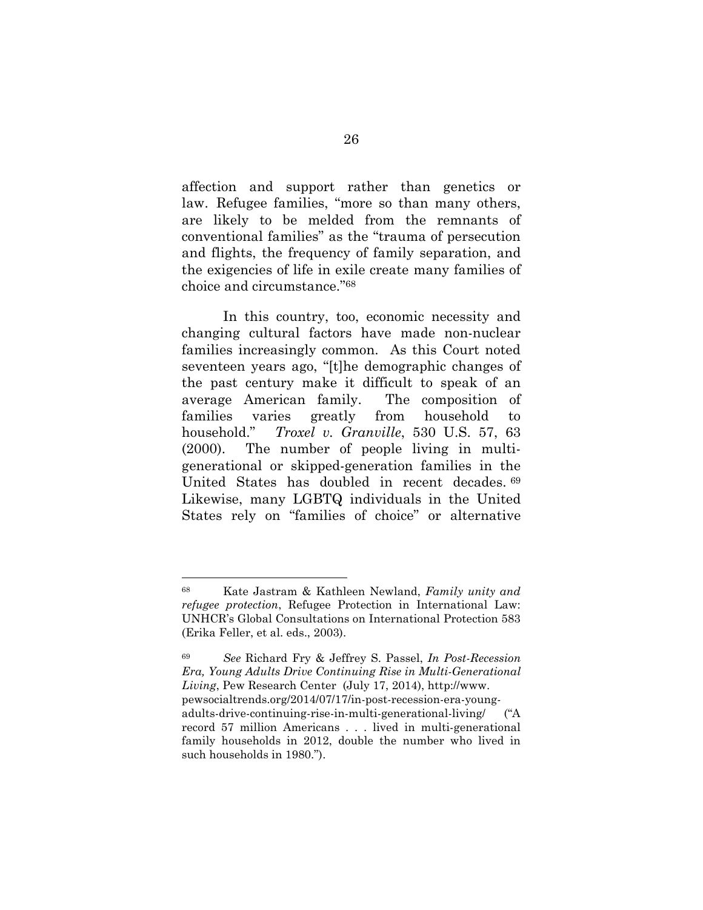affection and support rather than genetics or law. Refugee families, "more so than many others, are likely to be melded from the remnants of conventional families" as the "trauma of persecution and flights, the frequency of family separation, and the exigencies of life in exile create many families of choice and circumstance."[68]

In this country, too, economic necessity and changing cultural factors have made non-nuclear families increasingly common. As this Court noted seventeen years ago, "[t]he demographic changes of the past century make it difficult to speak of an average American family. The composition of families varies greatly from household to household." *Troxel v. Granville*, 530 U.S. 57, 63 (2000). The number of people living in multi-generational or skipped-generation families in the United States has doubled in recent decades.[69] Likewise, many LGBTQ individuals in the United States rely on "families of choice" or alternative

---

[68] Kate Jastram & Kathleen Newland, *Family unity and refugee protection*, Refugee Protection in International Law: UNHCR's Global Consultations on International Protection 583 (Erika Feller, et al. eds., 2003).

[69] *See* Richard Fry & Jeffrey S. Passel, *In Post-Recession Era, Young Adults Drive Continuing Rise in Multi-Generational Living*, Pew Research Center (July 17, 2014), http://www.pewsocialtrends.org/2014/07/17/in-post-recession-era-young-adults-drive-continuing-rise-in-multi-generational-living/ ("A record 57 million Americans . . . lived in multi-generational family households in 2012, double the number who lived in such households in 1980.").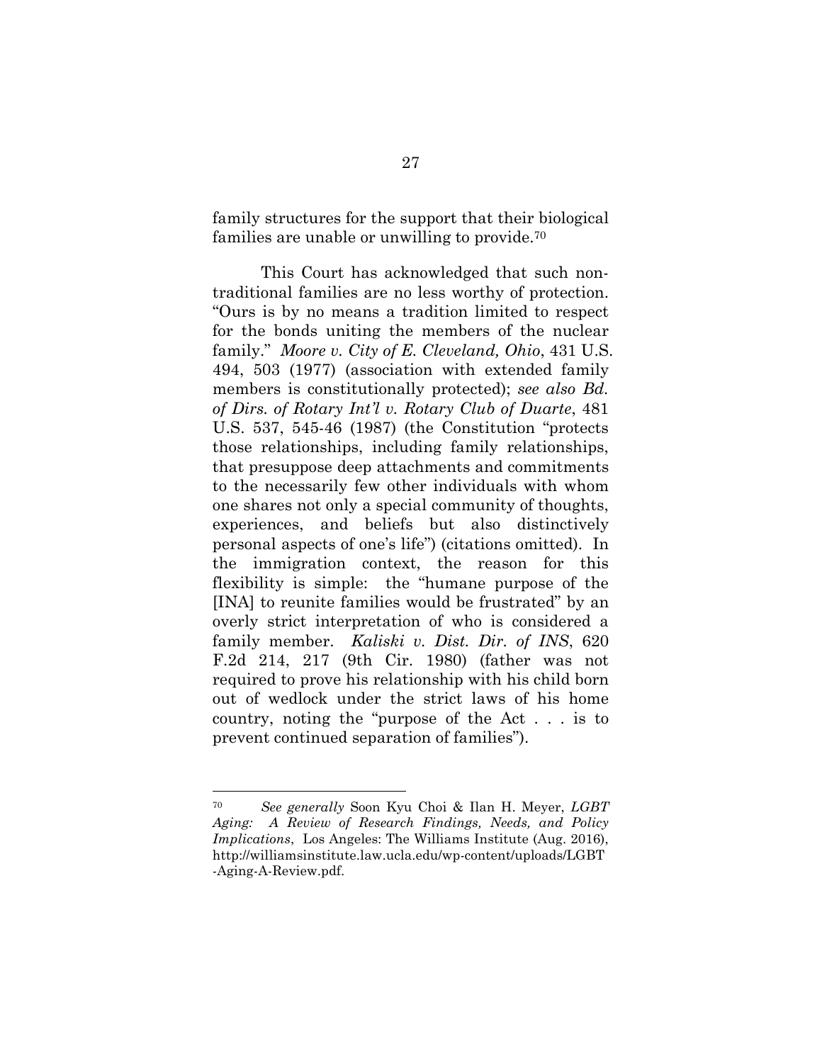family structures for the support that their biological families are unable or unwilling to provide.[70]

This Court has acknowledged that such non-traditional families are no less worthy of protection. "Ours is by no means a tradition limited to respect for the bonds uniting the members of the nuclear family." *Moore v. City of E. Cleveland, Ohio*, 431 U.S. 494, 503 (1977) (association with extended family members is constitutionally protected); *see also Bd. of Dirs. of Rotary Int'l v. Rotary Club of Duarte*, 481 U.S. 537, 545-46 (1987) (the Constitution "protects those relationships, including family relationships, that presuppose deep attachments and commitments to the necessarily few other individuals with whom one shares not only a special community of thoughts, experiences, and beliefs but also distinctively personal aspects of one's life") (citations omitted). In the immigration context, the reason for this flexibility is simple: the "humane purpose of the [INA] to reunite families would be frustrated" by an overly strict interpretation of who is considered a family member. *Kaliski v. Dist. Dir. of INS*, 620 F.2d 214, 217 (9th Cir. 1980) (father was not required to prove his relationship with his child born out of wedlock under the strict laws of his home country, noting the "purpose of the Act . . . is to prevent continued separation of families").

---

[70] *See generally* Soon Kyu Choi & Ilan H. Meyer, *LGBT Aging: A Review of Research Findings, Needs, and Policy Implications*, Los Angeles: The Williams Institute (Aug. 2016), http://williamsinstitute.law.ucla.edu/wp-content/uploads/LGBT-Aging-A-Review.pdf.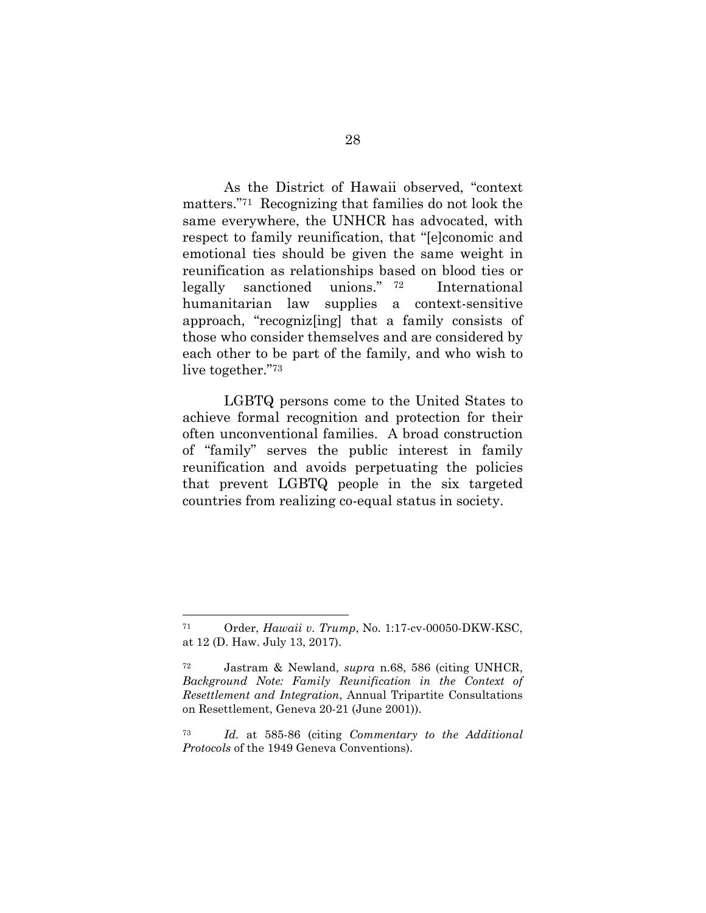As the District of Hawaii observed, "context matters."[71] Recognizing that families do not look the same everywhere, the UNHCR has advocated, with respect to family reunification, that "[e]conomic and emotional ties should be given the same weight in reunification as relationships based on blood ties or legally sanctioned unions."[72] International humanitarian law supplies a context-sensitive approach, "recogniz[ing] that a family consists of those who consider themselves and are considered by each other to be part of the family, and who wish to live together."[73]

LGBTQ persons come to the United States to achieve formal recognition and protection for their often unconventional families. A broad construction of "family" serves the public interest in family reunification and avoids perpetuating the policies that prevent LGBTQ people in the six targeted countries from realizing co-equal status in society.

---

[71] Order, *Hawaii v. Trump*, No. 1:17-cv-00050-DKW-KSC, at 12 (D. Haw. July 13, 2017).

[72] Jastram & Newland, *supra* n.68, 586 (citing UNHCR, *Background Note: Family Reunification in the Context of Resettlement and Integration*, Annual Tripartite Consultations on Resettlement, Geneva 20-21 (June 2001)).

[73] *Id.* at 585-86 (citing *Commentary to the Additional Protocols* of the 1949 Geneva Conventions).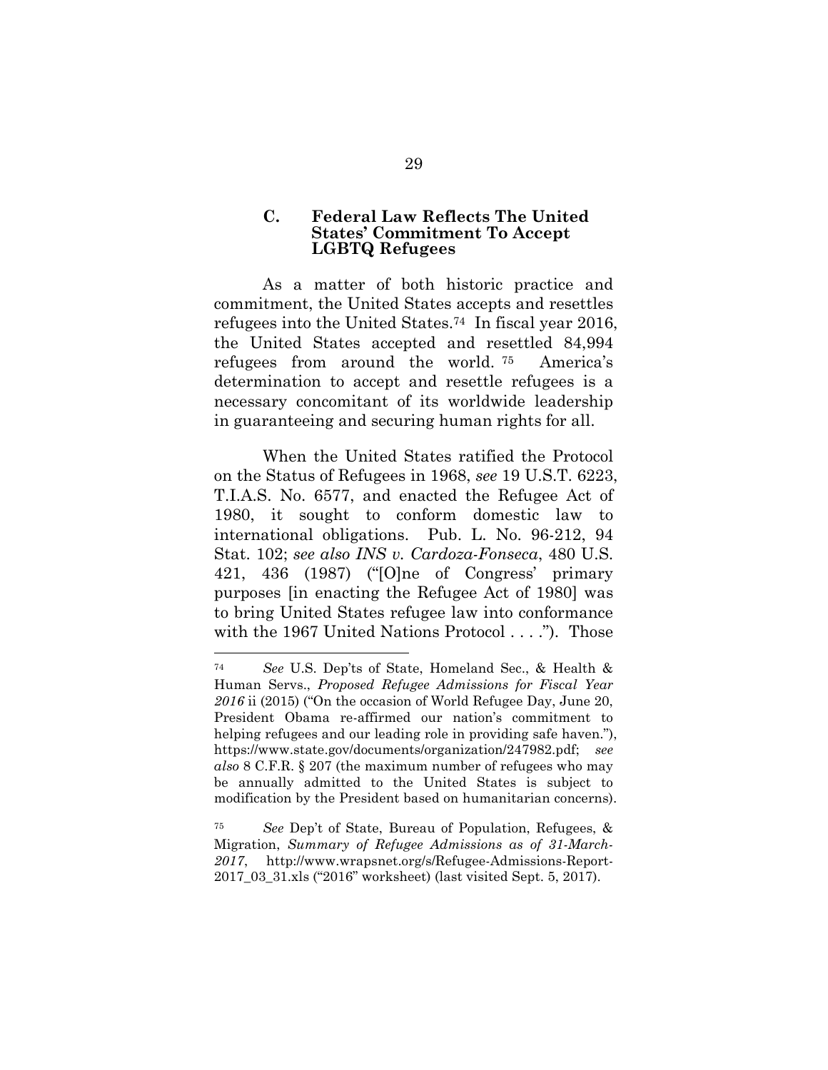### C. Federal Law Reflects The United States' Commitment To Accept LGBTQ Refugees

As a matter of both historic practice and commitment, the United States accepts and resettles refugees into the United States.[74] In fiscal year 2016, the United States accepted and resettled 84,994 refugees from around the world.[75] America's determination to accept and resettle refugees is a necessary concomitant of its worldwide leadership in guaranteeing and securing human rights for all.

When the United States ratified the Protocol on the Status of Refugees in 1968, *see* 19 U.S.T. 6223, T.I.A.S. No. 6577, and enacted the Refugee Act of 1980, it sought to conform domestic law to international obligations. Pub. L. No. 96-212, 94 Stat. 102; *see also INS v. Cardoza-Fonseca*, 480 U.S. 421, 436 (1987) ("[O]ne of Congress' primary purposes [in enacting the Refugee Act of 1980] was to bring United States refugee law into conformance with the 1967 United Nations Protocol . . . ."). Those

---

[74] *See* U.S. Dep'ts of State, Homeland Sec., & Health & Human Servs., *Proposed Refugee Admissions for Fiscal Year 2016* ii (2015) ("On the occasion of World Refugee Day, June 20, President Obama re-affirmed our nation's commitment to helping refugees and our leading role in providing safe haven."), https://www.state.gov/documents/organization/247982.pdf; *see also* 8 C.F.R. § 207 (the maximum number of refugees who may be annually admitted to the United States is subject to modification by the President based on humanitarian concerns).

[75] *See* Dep't of State, Bureau of Population, Refugees, & Migration, *Summary of Refugee Admissions as of 31-March-2017*, http://www.wrapsnet.org/s/Refugee-Admissions-Report-2017_03_31.xls ("2016" worksheet) (last visited Sept. 5, 2017).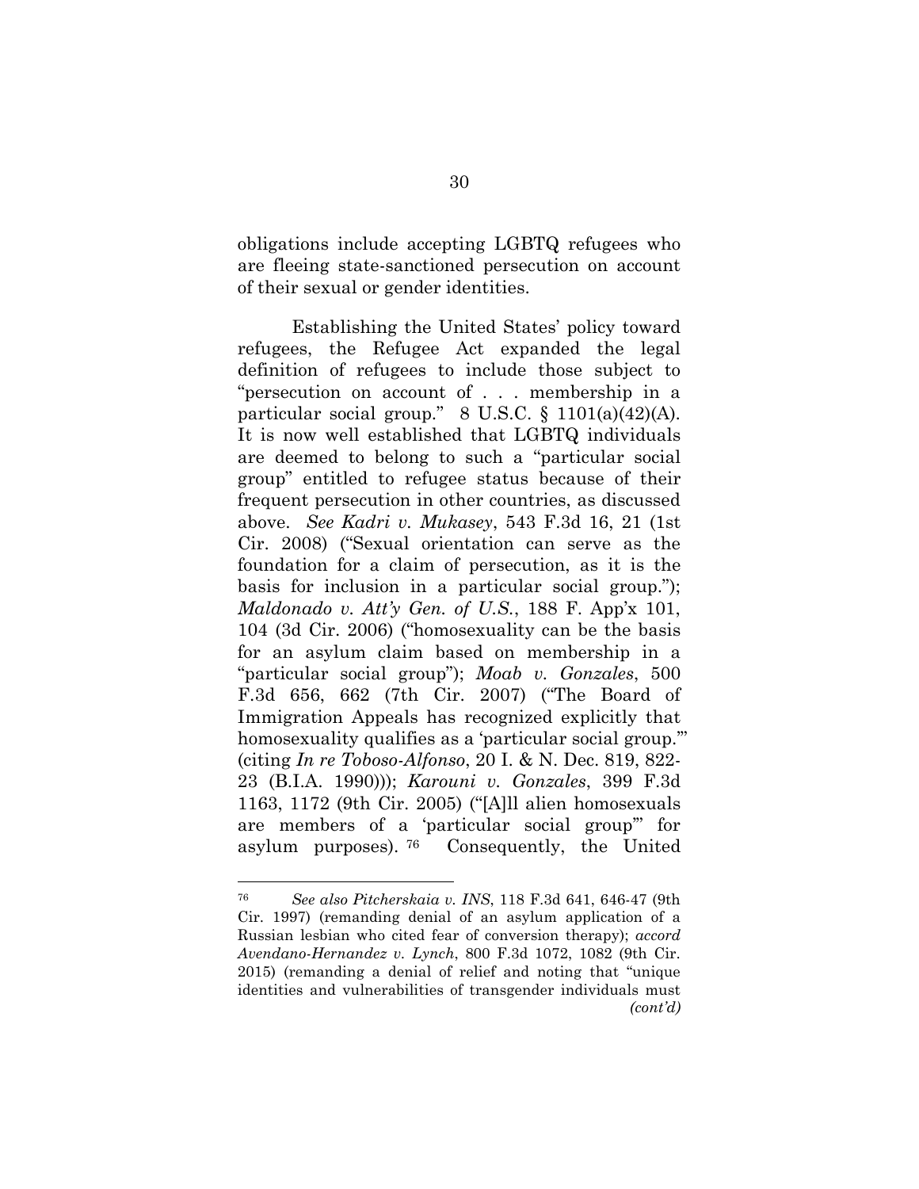obligations include accepting LGBTQ refugees who are fleeing state-sanctioned persecution on account of their sexual or gender identities.

Establishing the United States' policy toward refugees, the Refugee Act expanded the legal definition of refugees to include those subject to "persecution on account of . . . membership in a particular social group." 8 U.S.C. § 1101(a)(42)(A). It is now well established that LGBTQ individuals are deemed to belong to such a "particular social group" entitled to refugee status because of their frequent persecution in other countries, as discussed above. *See Kadri v. Mukasey*, 543 F.3d 16, 21 (1st Cir. 2008) ("Sexual orientation can serve as the foundation for a claim of persecution, as it is the basis for inclusion in a particular social group."); *Maldonado v. Att'y Gen. of U.S.*, 188 F. App'x 101, 104 (3d Cir. 2006) ("homosexuality can be the basis for an asylum claim based on membership in a "particular social group"); *Moab v. Gonzales*, 500 F.3d 656, 662 (7th Cir. 2007) ("The Board of Immigration Appeals has recognized explicitly that homosexuality qualifies as a 'particular social group.'" (citing *In re Toboso-Alfonso*, 20 I. & N. Dec. 819, 822-23 (B.I.A. 1990))); *Karouni v. Gonzales*, 399 F.3d 1163, 1172 (9th Cir. 2005) ("[A]ll alien homosexuals are members of a 'particular social group'" for asylum purposes).[76] Consequently, the United

---

[76] *See also Pitcherskaia v. INS*, 118 F.3d 641, 646-47 (9th Cir. 1997) (remanding denial of an asylum application of a Russian lesbian who cited fear of conversion therapy); *accord Avendano-Hernandez v. Lynch*, 800 F.3d 1072, 1082 (9th Cir. 2015) (remanding a denial of relief and noting that "unique identities and vulnerabilities of transgender individuals must *(cont'd)*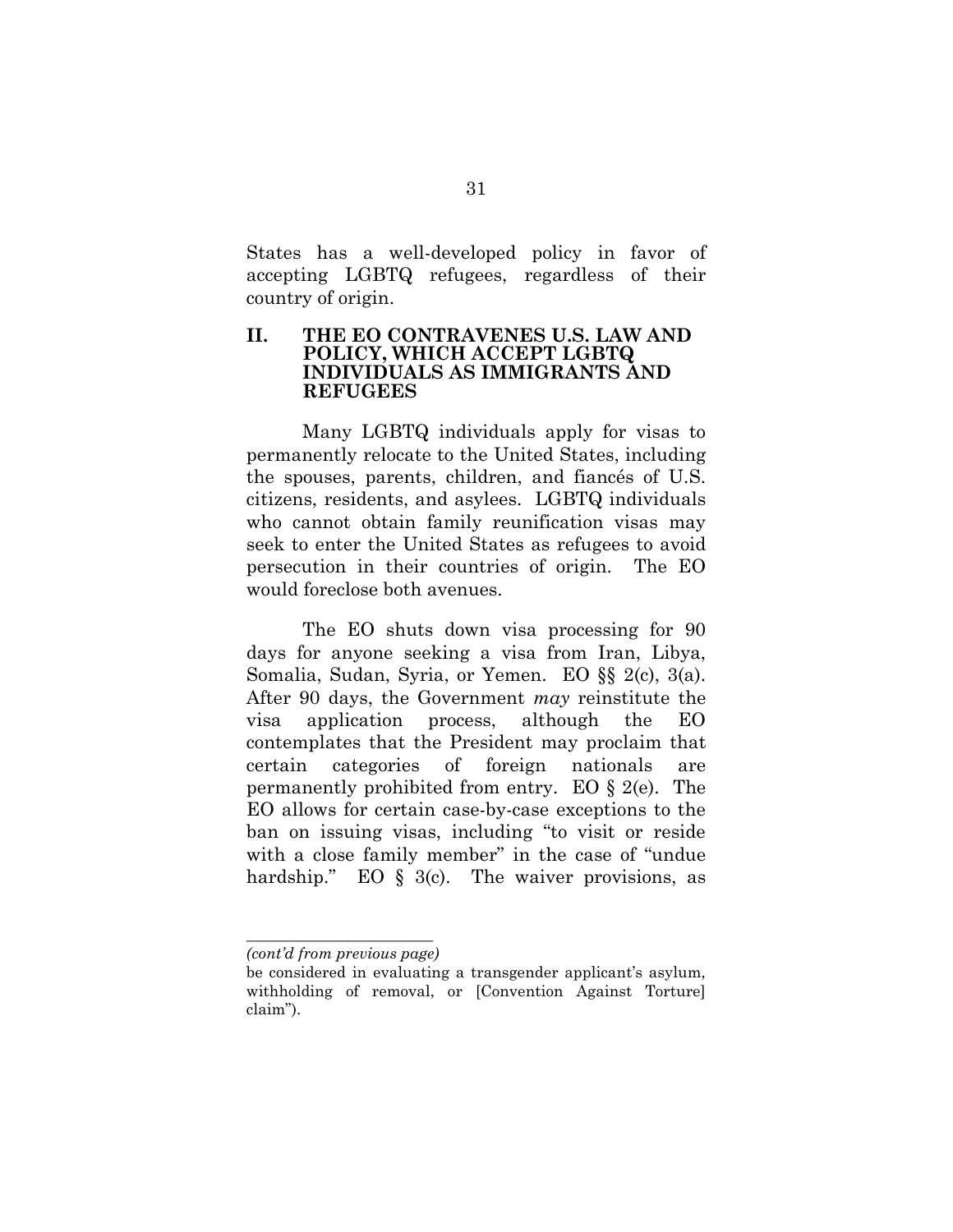States has a well-developed policy in favor of accepting LGBTQ refugees, regardless of their country of origin.

## II. THE EO CONTRAVENES U.S. LAW AND POLICY, WHICH ACCEPT LGBTQ INDIVIDUALS AS IMMIGRANTS AND REFUGEES

Many LGBTQ individuals apply for visas to permanently relocate to the United States, including the spouses, parents, children, and fiancés of U.S. citizens, residents, and asylees. LGBTQ individuals who cannot obtain family reunification visas may seek to enter the United States as refugees to avoid persecution in their countries of origin. The EO would foreclose both avenues.

The EO shuts down visa processing for 90 days for anyone seeking a visa from Iran, Libya, Somalia, Sudan, Syria, or Yemen. EO §§ 2(c), 3(a). After 90 days, the Government *may* reinstitute the visa application process, although the EO contemplates that the President may proclaim that certain categories of foreign nationals are permanently prohibited from entry. EO § 2(e). The EO allows for certain case-by-case exceptions to the ban on issuing visas, including "to visit or reside with a close family member" in the case of "undue hardship." EO § 3(c). The waiver provisions, as

---

*(cont'd from previous page)*

be considered in evaluating a transgender applicant's asylum, withholding of removal, or [Convention Against Torture] claim").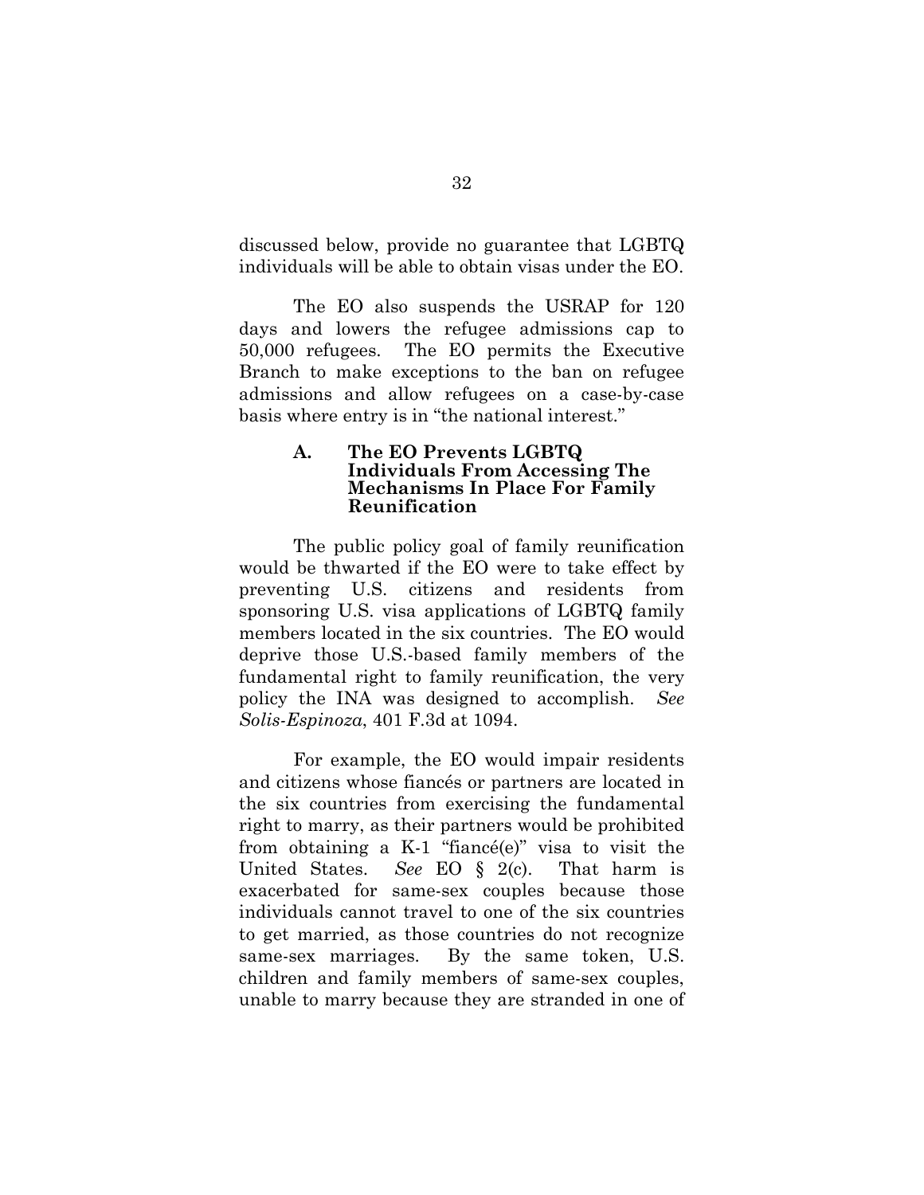discussed below, provide no guarantee that LGBTQ individuals will be able to obtain visas under the EO.

The EO also suspends the USRAP for 120 days and lowers the refugee admissions cap to 50,000 refugees. The EO permits the Executive Branch to make exceptions to the ban on refugee admissions and allow refugees on a case-by-case basis where entry is in "the national interest."

### A. The EO Prevents LGBTQ Individuals From Accessing The Mechanisms In Place For Family Reunification

The public policy goal of family reunification would be thwarted if the EO were to take effect by preventing U.S. citizens and residents from sponsoring U.S. visa applications of LGBTQ family members located in the six countries. The EO would deprive those U.S.-based family members of the fundamental right to family reunification, the very policy the INA was designed to accomplish. *See Solis-Espinoza*, 401 F.3d at 1094.

For example, the EO would impair residents and citizens whose fiancés or partners are located in the six countries from exercising the fundamental right to marry, as their partners would be prohibited from obtaining a K-1 "fiancé(e)" visa to visit the United States. *See* EO § 2(c). That harm is exacerbated for same-sex couples because those individuals cannot travel to one of the six countries to get married, as those countries do not recognize same-sex marriages. By the same token, U.S. children and family members of same-sex couples, unable to marry because they are stranded in one of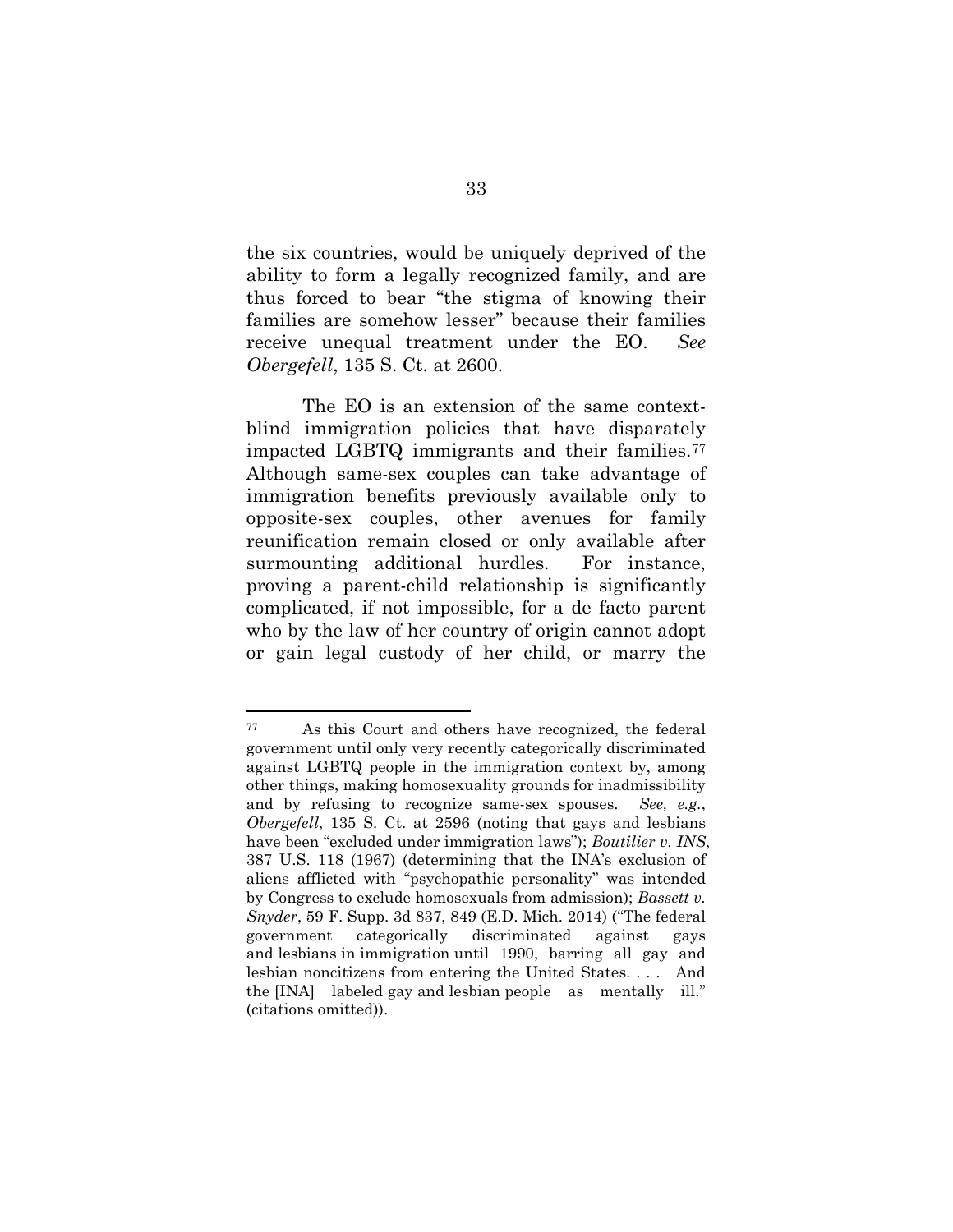the six countries, would be uniquely deprived of the ability to form a legally recognized family, and are thus forced to bear "the stigma of knowing their families are somehow lesser" because their families receive unequal treatment under the EO. *See Obergefell*, 135 S. Ct. at 2600.

The EO is an extension of the same context-blind immigration policies that have disparately impacted LGBTQ immigrants and their families.[77] Although same-sex couples can take advantage of immigration benefits previously available only to opposite-sex couples, other avenues for family reunification remain closed or only available after surmounting additional hurdles. For instance, proving a parent-child relationship is significantly complicated, if not impossible, for a de facto parent who by the law of her country of origin cannot adopt or gain legal custody of her child, or marry the

---

[77] As this Court and others have recognized, the federal government until only very recently categorically discriminated against LGBTQ people in the immigration context by, among other things, making homosexuality grounds for inadmissibility and by refusing to recognize same-sex spouses. *See, e.g.*, *Obergefell*, 135 S. Ct. at 2596 (noting that gays and lesbians have been "excluded under immigration laws"); *Boutilier v. INS*, 387 U.S. 118 (1967) (determining that the INA's exclusion of aliens afflicted with "psychopathic personality" was intended by Congress to exclude homosexuals from admission); *Bassett v. Snyder*, 59 F. Supp. 3d 837, 849 (E.D. Mich. 2014) ("The federal government categorically discriminated against gays and lesbians in immigration until 1990, barring all gay and lesbian noncitizens from entering the United States. . . . And the [INA] labeled gay and lesbian people as mentally ill." (citations omitted)).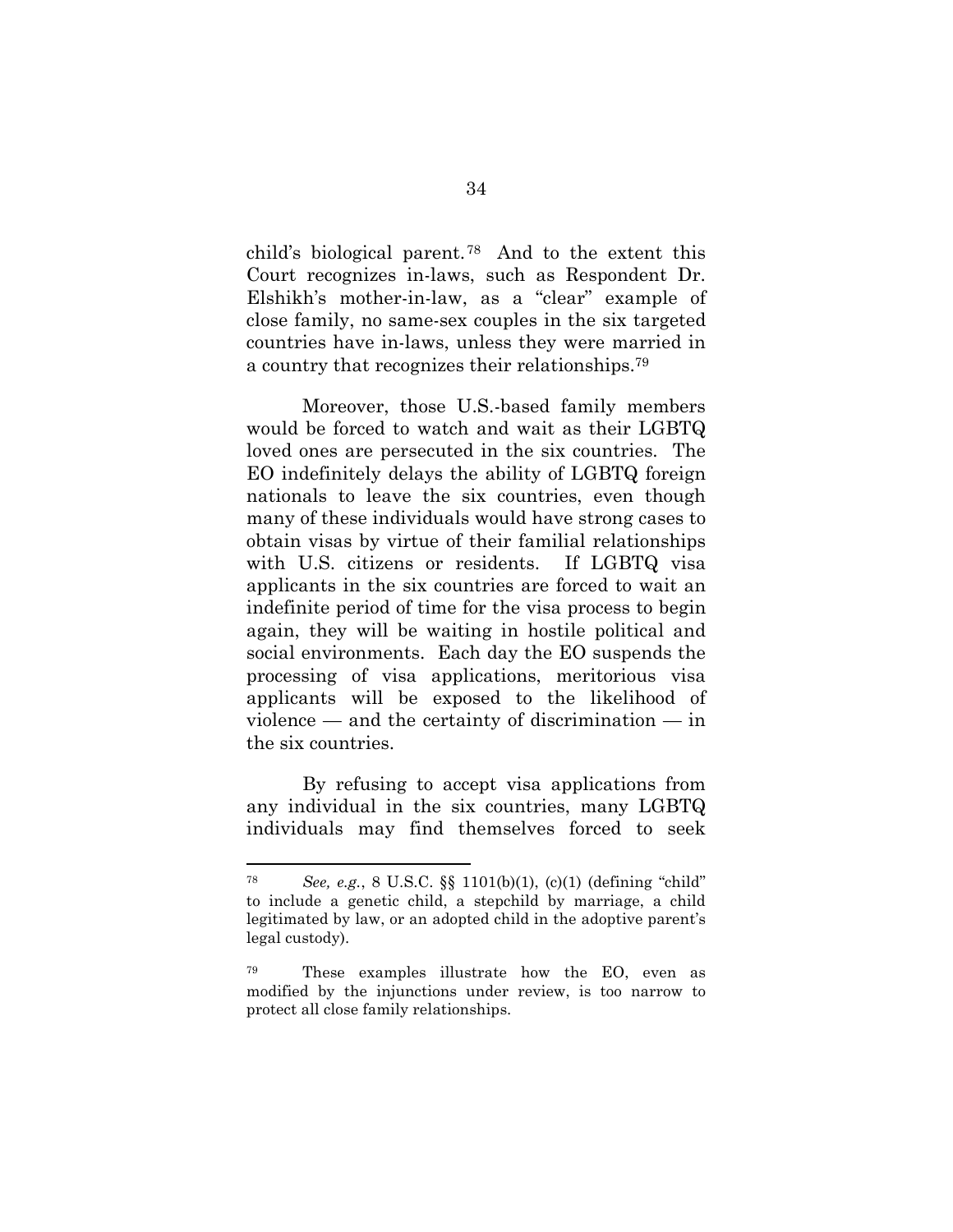child's biological parent.[78] And to the extent this Court recognizes in-laws, such as Respondent Dr. Elshikh's mother-in-law, as a "clear" example of close family, no same-sex couples in the six targeted countries have in-laws, unless they were married in a country that recognizes their relationships.[79]

Moreover, those U.S.-based family members would be forced to watch and wait as their LGBTQ loved ones are persecuted in the six countries. The EO indefinitely delays the ability of LGBTQ foreign nationals to leave the six countries, even though many of these individuals would have strong cases to obtain visas by virtue of their familial relationships with U.S. citizens or residents. If LGBTQ visa applicants in the six countries are forced to wait an indefinite period of time for the visa process to begin again, they will be waiting in hostile political and social environments. Each day the EO suspends the processing of visa applications, meritorious visa applicants will be exposed to the likelihood of violence — and the certainty of discrimination — in the six countries.

By refusing to accept visa applications from any individual in the six countries, many LGBTQ individuals may find themselves forced to seek

---

[78] *See, e.g.*, 8 U.S.C. §§ 1101(b)(1), (c)(1) (defining "child" to include a genetic child, a stepchild by marriage, a child legitimated by law, or an adopted child in the adoptive parent's legal custody).

[79] These examples illustrate how the EO, even as modified by the injunctions under review, is too narrow to protect all close family relationships.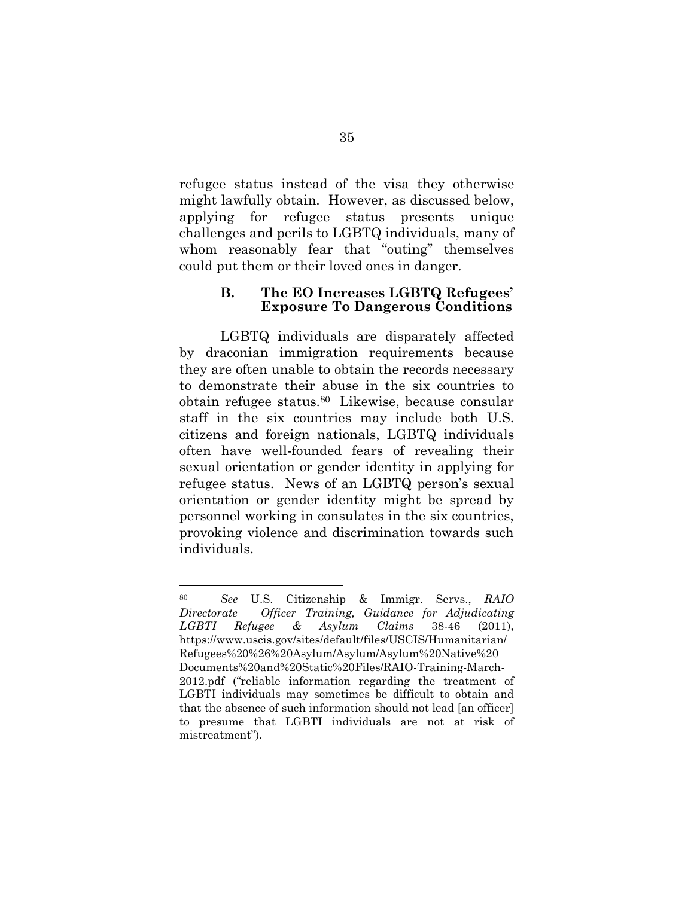refugee status instead of the visa they otherwise might lawfully obtain. However, as discussed below, applying for refugee status presents unique challenges and perils to LGBTQ individuals, many of whom reasonably fear that "outing" themselves could put them or their loved ones in danger.

### B. The EO Increases LGBTQ Refugees' Exposure To Dangerous Conditions

LGBTQ individuals are disparately affected by draconian immigration requirements because they are often unable to obtain the records necessary to demonstrate their abuse in the six countries to obtain refugee status.[80] Likewise, because consular staff in the six countries may include both U.S. citizens and foreign nationals, LGBTQ individuals often have well-founded fears of revealing their sexual orientation or gender identity in applying for refugee status. News of an LGBTQ person's sexual orientation or gender identity might be spread by personnel working in consulates in the six countries, provoking violence and discrimination towards such individuals.

---

[80] *See* U.S. Citizenship & Immigr. Servs., *RAIO Directorate – Officer Training, Guidance for Adjudicating LGBTI Refugee & Asylum Claims* 38-46 (2011), https://www.uscis.gov/sites/default/files/USCIS/Humanitarian/Refugees%20%26%20Asylum/Asylum/Asylum%20Native%20Documents%20and%20Static%20Files/RAIO-Training-March-2012.pdf ("reliable information regarding the treatment of LGBTI individuals may sometimes be difficult to obtain and that the absence of such information should not lead [an officer] to presume that LGBTI individuals are not at risk of mistreatment").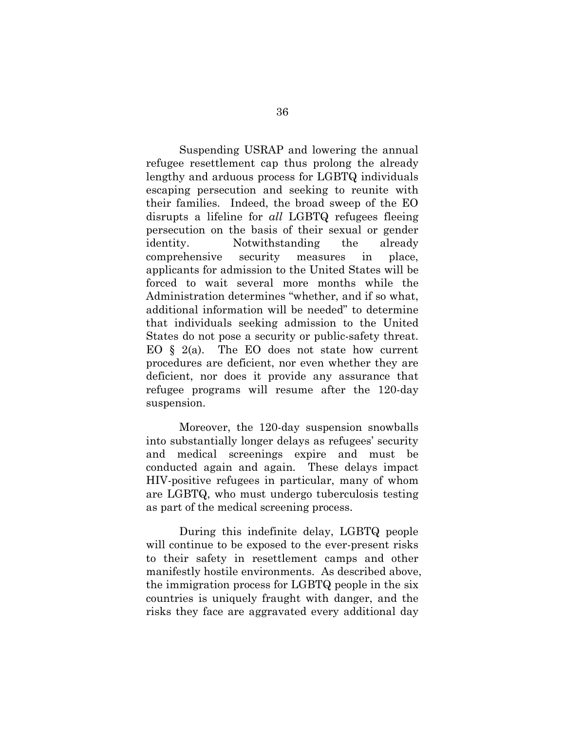Suspending USRAP and lowering the annual refugee resettlement cap thus prolong the already lengthy and arduous process for LGBTQ individuals escaping persecution and seeking to reunite with their families. Indeed, the broad sweep of the EO disrupts a lifeline for *all* LGBTQ refugees fleeing persecution on the basis of their sexual or gender identity. Notwithstanding the already comprehensive security measures in place, applicants for admission to the United States will be forced to wait several more months while the Administration determines "whether, and if so what, additional information will be needed" to determine that individuals seeking admission to the United States do not pose a security or public-safety threat. EO § 2(a). The EO does not state how current procedures are deficient, nor even whether they are deficient, nor does it provide any assurance that refugee programs will resume after the 120-day suspension.

Moreover, the 120-day suspension snowballs into substantially longer delays as refugees' security and medical screenings expire and must be conducted again and again. These delays impact HIV-positive refugees in particular, many of whom are LGBTQ, who must undergo tuberculosis testing as part of the medical screening process.

During this indefinite delay, LGBTQ people will continue to be exposed to the ever-present risks to their safety in resettlement camps and other manifestly hostile environments. As described above, the immigration process for LGBTQ people in the six countries is uniquely fraught with danger, and the risks they face are aggravated every additional day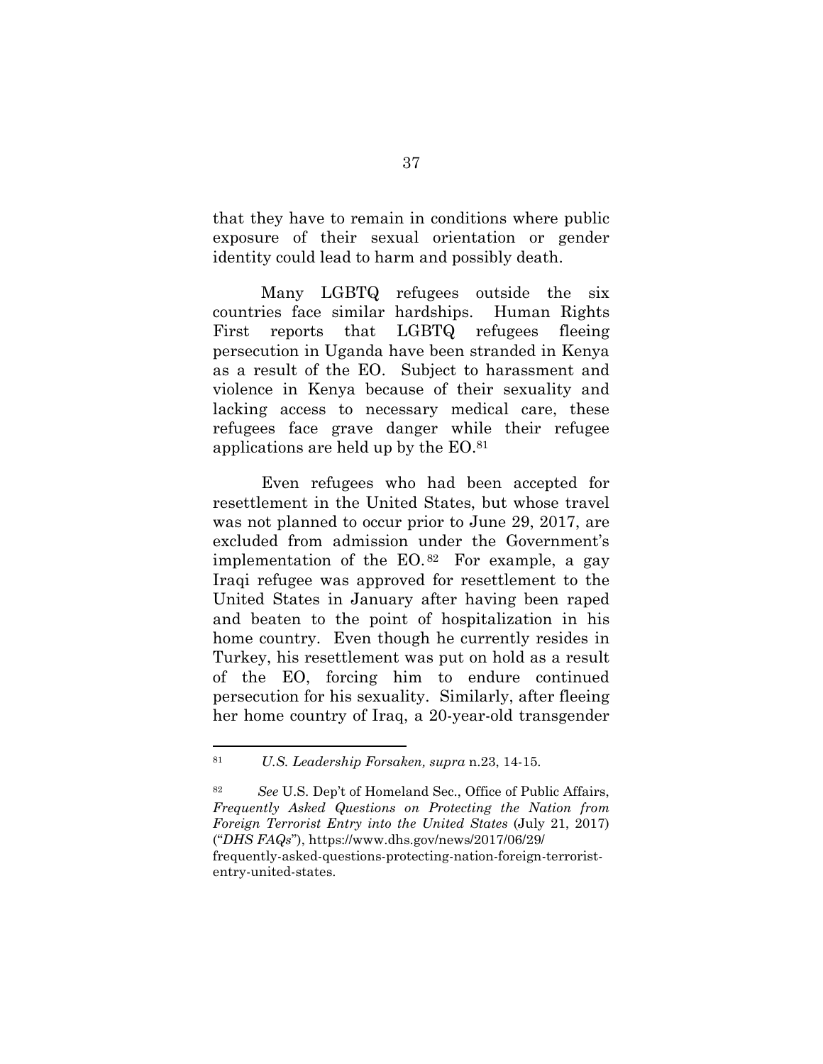that they have to remain in conditions where public exposure of their sexual orientation or gender identity could lead to harm and possibly death.

Many LGBTQ refugees outside the six countries face similar hardships. Human Rights First reports that LGBTQ refugees fleeing persecution in Uganda have been stranded in Kenya as a result of the EO. Subject to harassment and violence in Kenya because of their sexuality and lacking access to necessary medical care, these refugees face grave danger while their refugee applications are held up by the EO.[81]

Even refugees who had been accepted for resettlement in the United States, but whose travel was not planned to occur prior to June 29, 2017, are excluded from admission under the Government's implementation of the EO.[82] For example, a gay Iraqi refugee was approved for resettlement to the United States in January after having been raped and beaten to the point of hospitalization in his home country. Even though he currently resides in Turkey, his resettlement was put on hold as a result of the EO, forcing him to endure continued persecution for his sexuality. Similarly, after fleeing her home country of Iraq, a 20-year-old transgender

---

[81] *U.S. Leadership Forsaken, supra* n.23, 14-15.

[82] *See* U.S. Dep't of Homeland Sec., Office of Public Affairs, *Frequently Asked Questions on Protecting the Nation from Foreign Terrorist Entry into the United States* (July 21, 2017) ("*DHS FAQs*"), https://www.dhs.gov/news/2017/06/29/frequently-asked-questions-protecting-nation-foreign-terrorist-entry-united-states.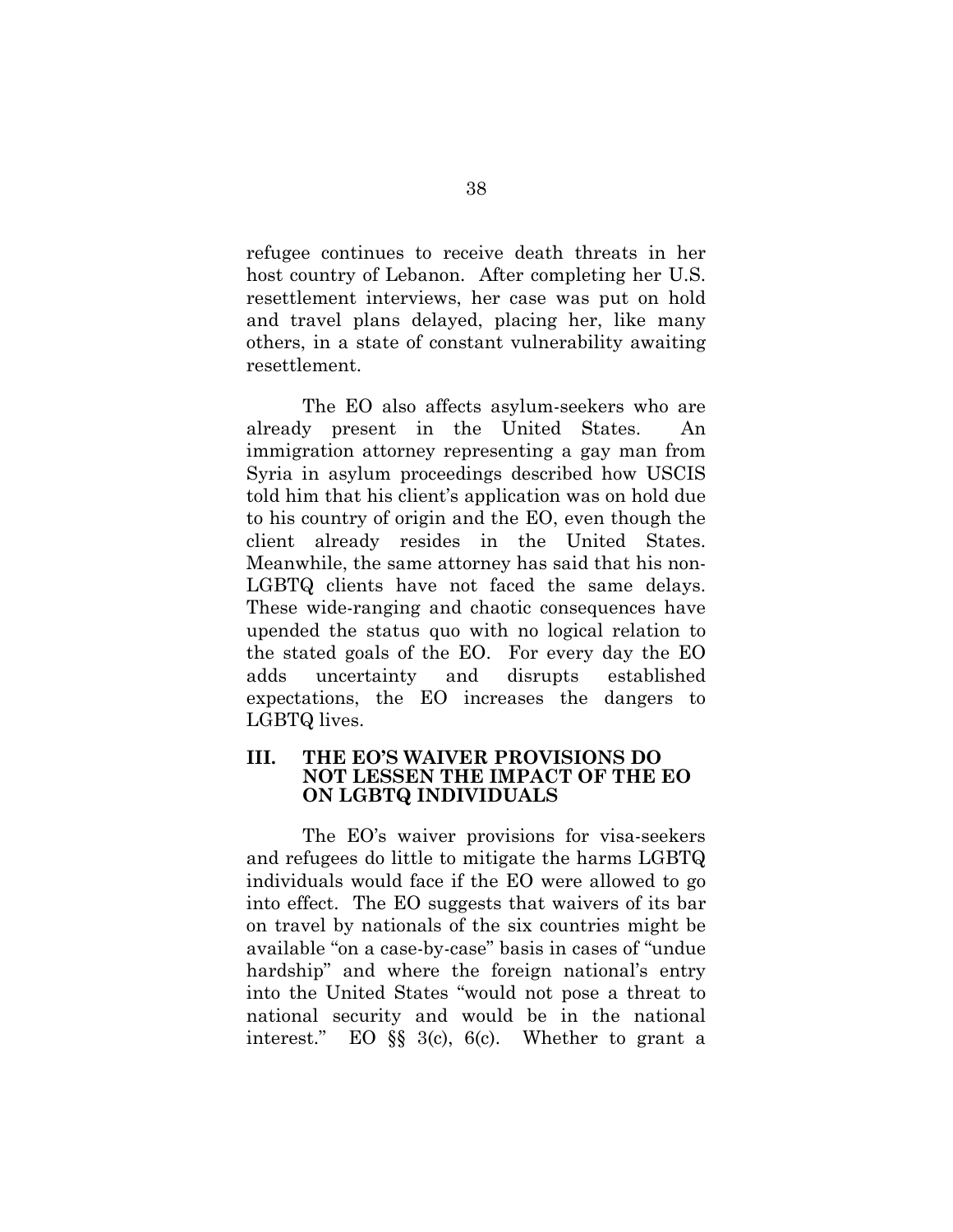refugee continues to receive death threats in her host country of Lebanon. After completing her U.S. resettlement interviews, her case was put on hold and travel plans delayed, placing her, like many others, in a state of constant vulnerability awaiting resettlement.

The EO also affects asylum-seekers who are already present in the United States. An immigration attorney representing a gay man from Syria in asylum proceedings described how USCIS told him that his client's application was on hold due to his country of origin and the EO, even though the client already resides in the United States. Meanwhile, the same attorney has said that his non-LGBTQ clients have not faced the same delays. These wide-ranging and chaotic consequences have upended the status quo with no logical relation to the stated goals of the EO. For every day the EO adds uncertainty and disrupts established expectations, the EO increases the dangers to LGBTQ lives.

## III. THE EO'S WAIVER PROVISIONS DO NOT LESSEN THE IMPACT OF THE EO ON LGBTQ INDIVIDUALS

The EO's waiver provisions for visa-seekers and refugees do little to mitigate the harms LGBTQ individuals would face if the EO were allowed to go into effect. The EO suggests that waivers of its bar on travel by nationals of the six countries might be available "on a case-by-case" basis in cases of "undue hardship" and where the foreign national's entry into the United States "would not pose a threat to national security and would be in the national interest." EO §§ 3(c), 6(c). Whether to grant a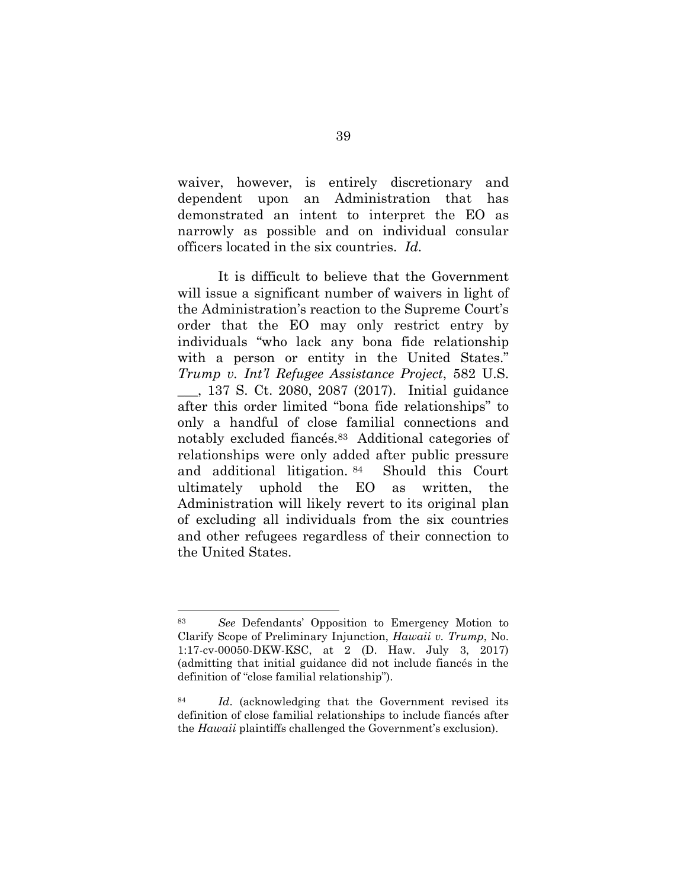waiver, however, is entirely discretionary and dependent upon an Administration that has demonstrated an intent to interpret the EO as narrowly as possible and on individual consular officers located in the six countries. *Id.*

It is difficult to believe that the Government will issue a significant number of waivers in light of the Administration's reaction to the Supreme Court's order that the EO may only restrict entry by individuals "who lack any bona fide relationship with a person or entity in the United States." *Trump v. Int'l Refugee Assistance Project*, 582 U.S. ___, 137 S. Ct. 2080, 2087 (2017). Initial guidance after this order limited "bona fide relationships" to only a handful of close familial connections and notably excluded fiancés.[83] Additional categories of relationships were only added after public pressure and additional litigation.[84] Should this Court ultimately uphold the EO as written, the Administration will likely revert to its original plan of excluding all individuals from the six countries and other refugees regardless of their connection to the United States.

---

[83] *See* Defendants' Opposition to Emergency Motion to Clarify Scope of Preliminary Injunction, *Hawaii v. Trump*, No. 1:17-cv-00050-DKW-KSC, at 2 (D. Haw. July 3, 2017) (admitting that initial guidance did not include fiancés in the definition of "close familial relationship").

[84] *Id*. (acknowledging that the Government revised its definition of close familial relationships to include fiancés after the *Hawaii* plaintiffs challenged the Government's exclusion).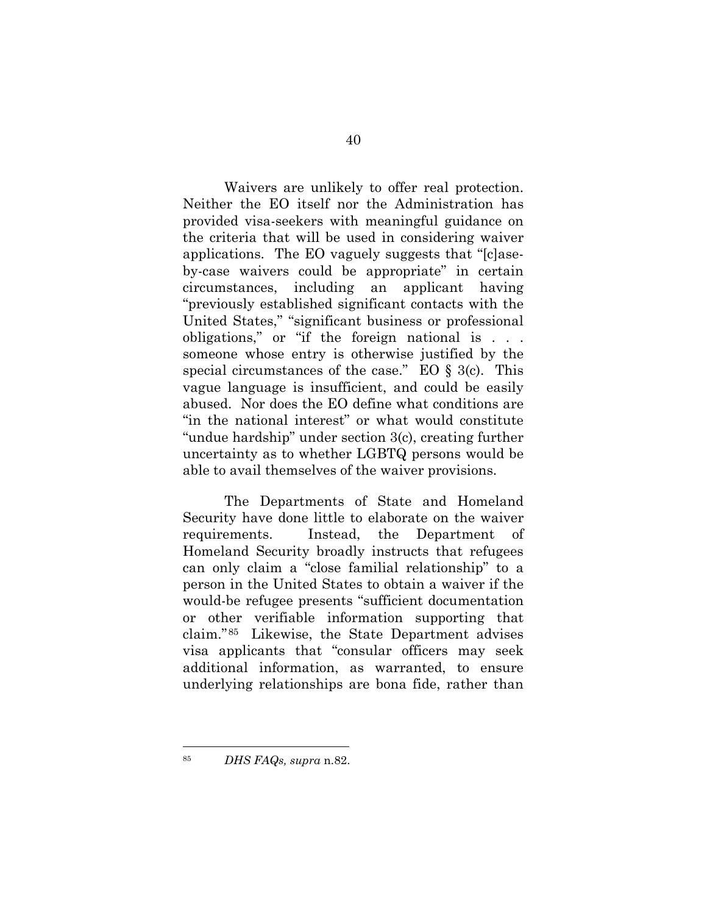Waivers are unlikely to offer real protection. Neither the EO itself nor the Administration has provided visa-seekers with meaningful guidance on the criteria that will be used in considering waiver applications. The EO vaguely suggests that "[c]ase-by-case waivers could be appropriate" in certain circumstances, including an applicant having "previously established significant contacts with the United States," "significant business or professional obligations," or "if the foreign national is . . . someone whose entry is otherwise justified by the special circumstances of the case." EO § 3(c). This vague language is insufficient, and could be easily abused. Nor does the EO define what conditions are "in the national interest" or what would constitute "undue hardship" under section 3(c), creating further uncertainty as to whether LGBTQ persons would be able to avail themselves of the waiver provisions.

The Departments of State and Homeland Security have done little to elaborate on the waiver requirements. Instead, the Department of Homeland Security broadly instructs that refugees can only claim a "close familial relationship" to a person in the United States to obtain a waiver if the would-be refugee presents "sufficient documentation or other verifiable information supporting that claim."[85] Likewise, the State Department advises visa applicants that "consular officers may seek additional information, as warranted, to ensure underlying relationships are bona fide, rather than

---

[85] *DHS FAQs, supra* n.82.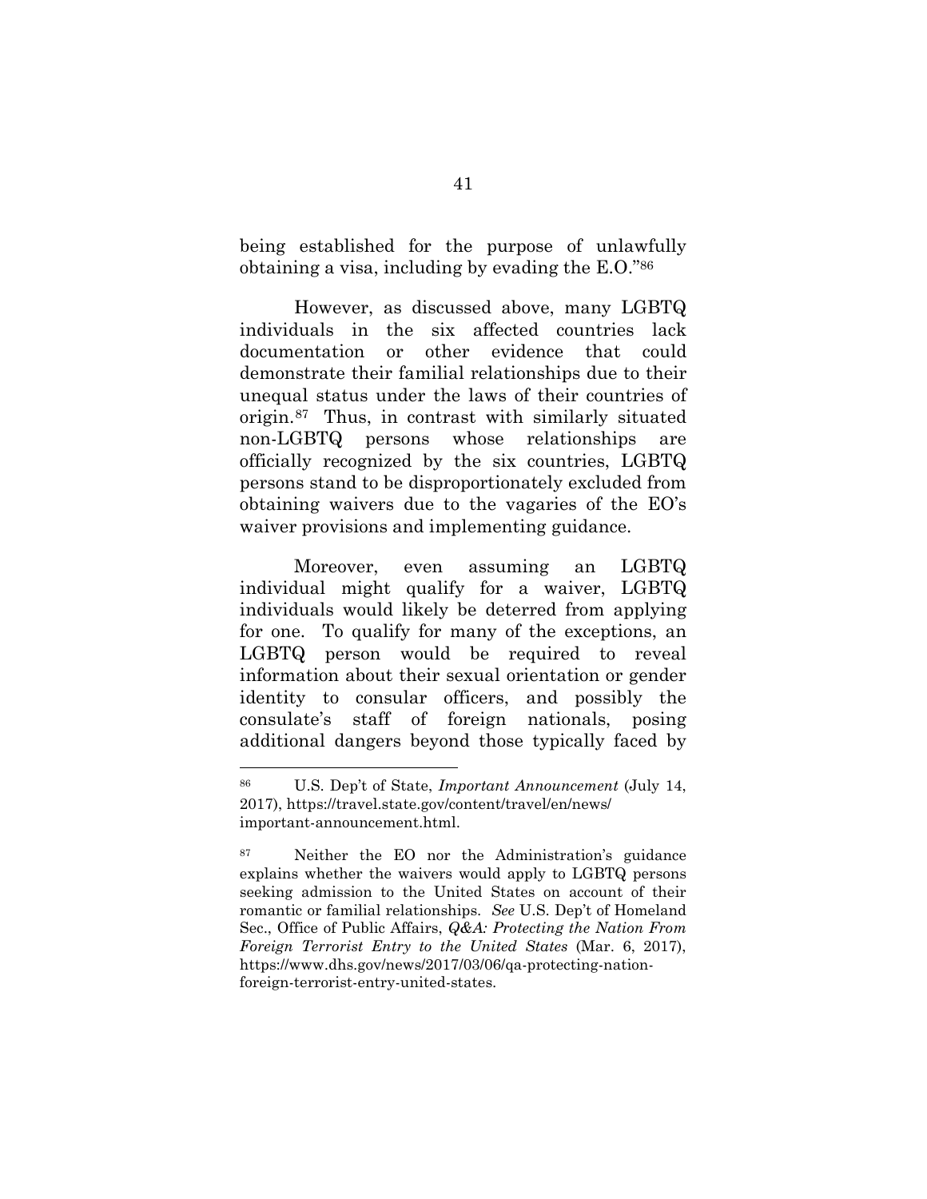being established for the purpose of unlawfully obtaining a visa, including by evading the E.O."[86]

However, as discussed above, many LGBTQ individuals in the six affected countries lack documentation or other evidence that could demonstrate their familial relationships due to their unequal status under the laws of their countries of origin.[87] Thus, in contrast with similarly situated non-LGBTQ persons whose relationships are officially recognized by the six countries, LGBTQ persons stand to be disproportionately excluded from obtaining waivers due to the vagaries of the EO's waiver provisions and implementing guidance.

Moreover, even assuming an LGBTQ individual might qualify for a waiver, LGBTQ individuals would likely be deterred from applying for one. To qualify for many of the exceptions, an LGBTQ person would be required to reveal information about their sexual orientation or gender identity to consular officers, and possibly the consulate's staff of foreign nationals, posing additional dangers beyond those typically faced by

---

[86] U.S. Dep't of State, *Important Announcement* (July 14, 2017), https://travel.state.gov/content/travel/en/news/important-announcement.html.

[87] Neither the EO nor the Administration's guidance explains whether the waivers would apply to LGBTQ persons seeking admission to the United States on account of their romantic or familial relationships. *See* U.S. Dep't of Homeland Sec., Office of Public Affairs, *Q&A: Protecting the Nation From Foreign Terrorist Entry to the United States* (Mar. 6, 2017), https://www.dhs.gov/news/2017/03/06/qa-protecting-nation-foreign-terrorist-entry-united-states.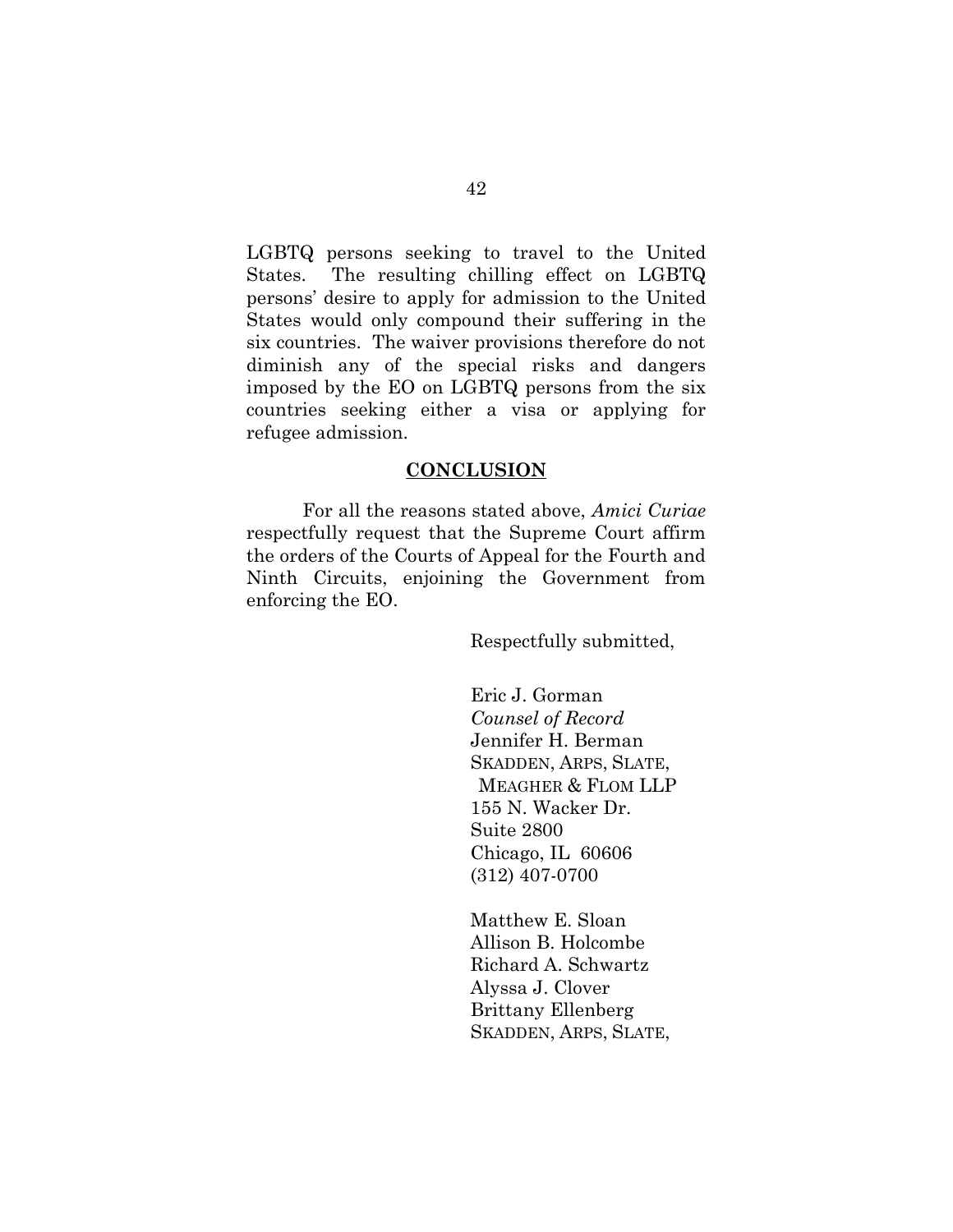LGBTQ persons seeking to travel to the United States. The resulting chilling effect on LGBTQ persons' desire to apply for admission to the United States would only compound their suffering in the six countries. The waiver provisions therefore do not diminish any of the special risks and dangers imposed by the EO on LGBTQ persons from the six countries seeking either a visa or applying for refugee admission.

## CONCLUSION

For all the reasons stated above, *Amici Curiae* respectfully request that the Supreme Court affirm the orders of the Courts of Appeal for the Fourth and Ninth Circuits, enjoining the Government from enforcing the EO.

Respectfully submitted,

Eric J. Gorman
*Counsel of Record*
Jennifer H. Berman
SKADDEN, ARPS, SLATE,
MEAGHER & FLOM LLP
155 N. Wacker Dr.
Suite 2800
Chicago, IL 60606
(312) 407-0700

Matthew E. Sloan
Allison B. Holcombe
Richard A. Schwartz
Alyssa J. Clover
Brittany Ellenberg
SKADDEN, ARPS, SLATE,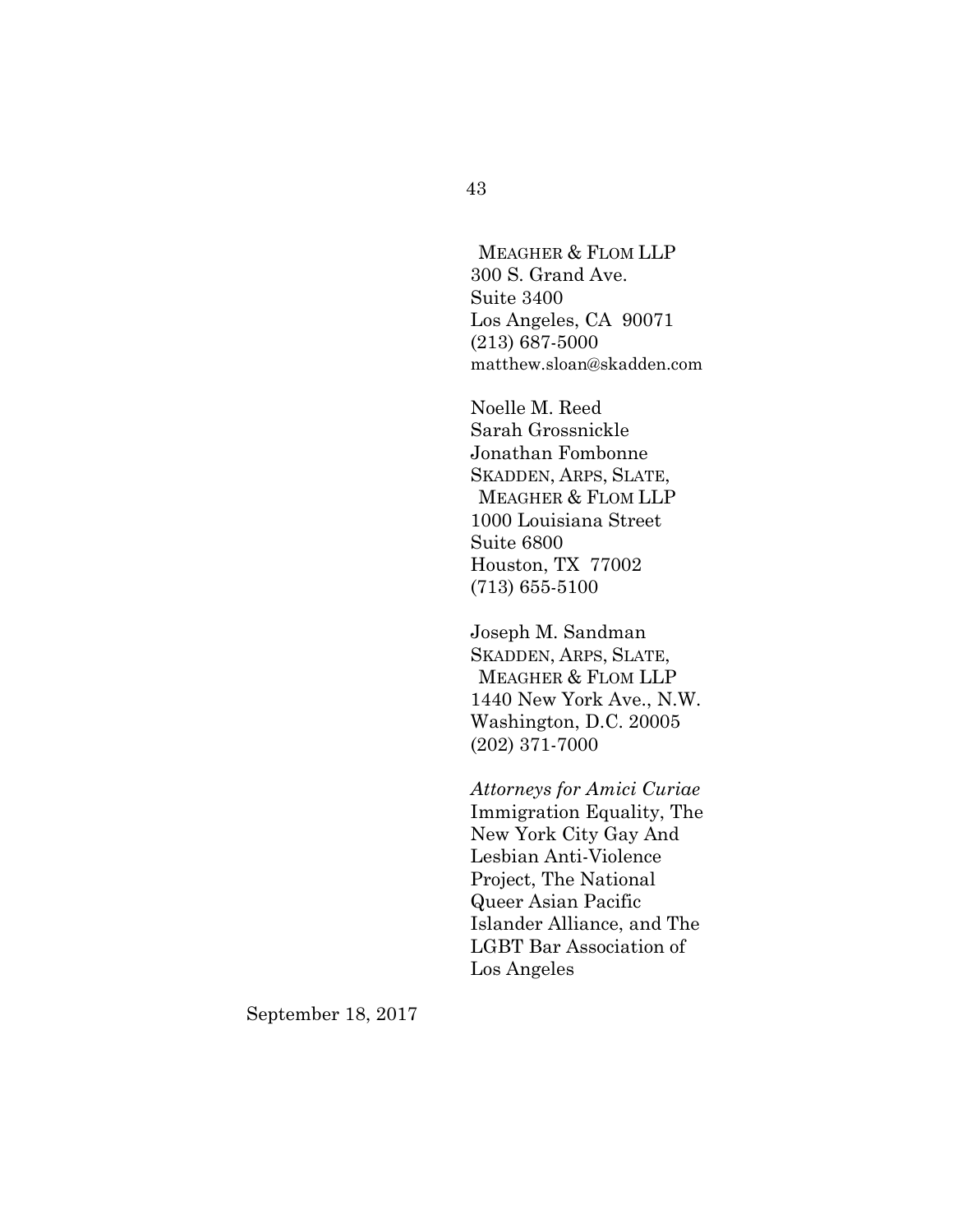MEAGHER & FLOM LLP
300 S. Grand Ave.
Suite 3400
Los Angeles, CA 90071
(213) 687-5000
matthew.sloan@skadden.com

Noelle M. Reed
Sarah Grossnickle
Jonathan Fombonne
SKADDEN, ARPS, SLATE,
MEAGHER & FLOM LLP
1000 Louisiana Street
Suite 6800
Houston, TX 77002
(713) 655-5100

Joseph M. Sandman
SKADDEN, ARPS, SLATE,
MEAGHER & FLOM LLP
1440 New York Ave., N.W.
Washington, D.C. 20005
(202) 371-7000

*Attorneys for Amici Curiae*
Immigration Equality, The New York City Gay And Lesbian Anti-Violence Project, The National Queer Asian Pacific Islander Alliance, and The LGBT Bar Association of Los Angeles

September 18, 2017